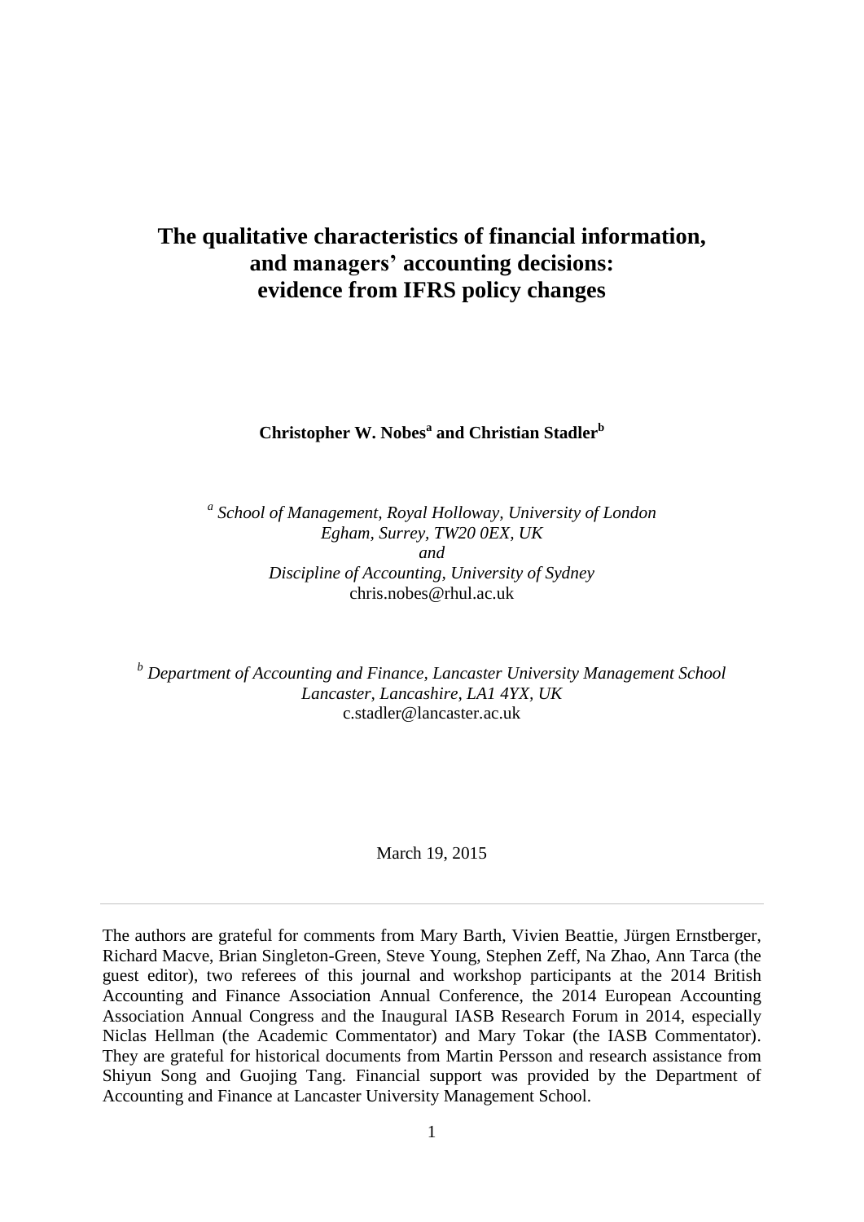# The qualitative characteristics of financial information, and managers' accounting decisions: evidence from IFRS policy changes

**Christopher W. Nobes[a] and Christian Stadler[b]**

[a] *School of Management, Royal Holloway, University of London*
*Egham, Surrey, TW20 0EX, UK*
*and*
*Discipline of Accounting, University of Sydney*
chris.nobes@rhul.ac.uk

[b] *Department of Accounting and Finance, Lancaster University Management School*
*Lancaster, Lancashire, LA1 4YX, UK*
c.stadler@lancaster.ac.uk

March 19, 2015

---

The authors are grateful for comments from Mary Barth, Vivien Beattie, Jürgen Ernstberger, Richard Macve, Brian Singleton-Green, Steve Young, Stephen Zeff, Na Zhao, Ann Tarca (the guest editor), two referees of this journal and workshop participants at the 2014 British Accounting and Finance Association Annual Conference, the 2014 European Accounting Association Annual Congress and the Inaugural IASB Research Forum in 2014, especially Niclas Hellman (the Academic Commentator) and Mary Tokar (the IASB Commentator). They are grateful for historical documents from Martin Persson and research assistance from Shiyun Song and Guojing Tang. Financial support was provided by the Department of Accounting and Finance at Lancaster University Management School.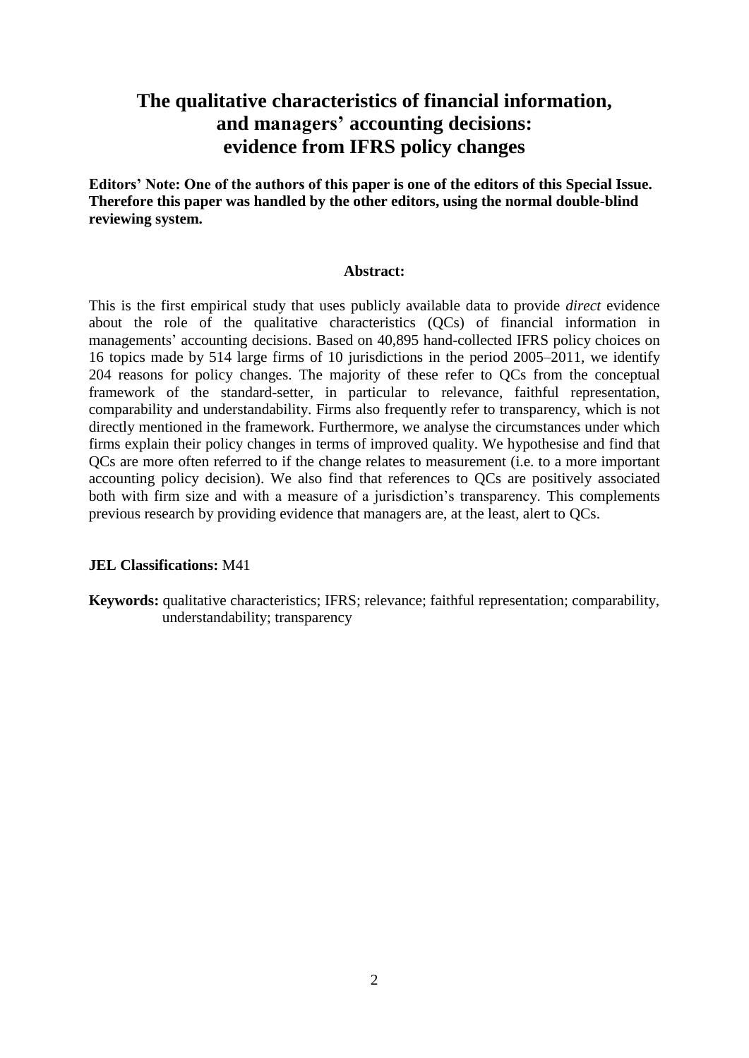# The qualitative characteristics of financial information, and managers' accounting decisions: evidence from IFRS policy changes

**Editors' Note: One of the authors of this paper is one of the editors of this Special Issue. Therefore this paper was handled by the other editors, using the normal double-blind reviewing system.**

**Abstract:**

This is the first empirical study that uses publicly available data to provide *direct* evidence about the role of the qualitative characteristics (QCs) of financial information in managements' accounting decisions. Based on 40,895 hand-collected IFRS policy choices on 16 topics made by 514 large firms of 10 jurisdictions in the period 2005–2011, we identify 204 reasons for policy changes. The majority of these refer to QCs from the conceptual framework of the standard-setter, in particular to relevance, faithful representation, comparability and understandability. Firms also frequently refer to transparency, which is not directly mentioned in the framework. Furthermore, we analyse the circumstances under which firms explain their policy changes in terms of improved quality. We hypothesise and find that QCs are more often referred to if the change relates to measurement (i.e. to a more important accounting policy decision). We also find that references to QCs are positively associated both with firm size and with a measure of a jurisdiction's transparency. This complements previous research by providing evidence that managers are, at the least, alert to QCs.

**JEL Classifications:** M41

**Keywords:** qualitative characteristics; IFRS; relevance; faithful representation; comparability, understandability; transparency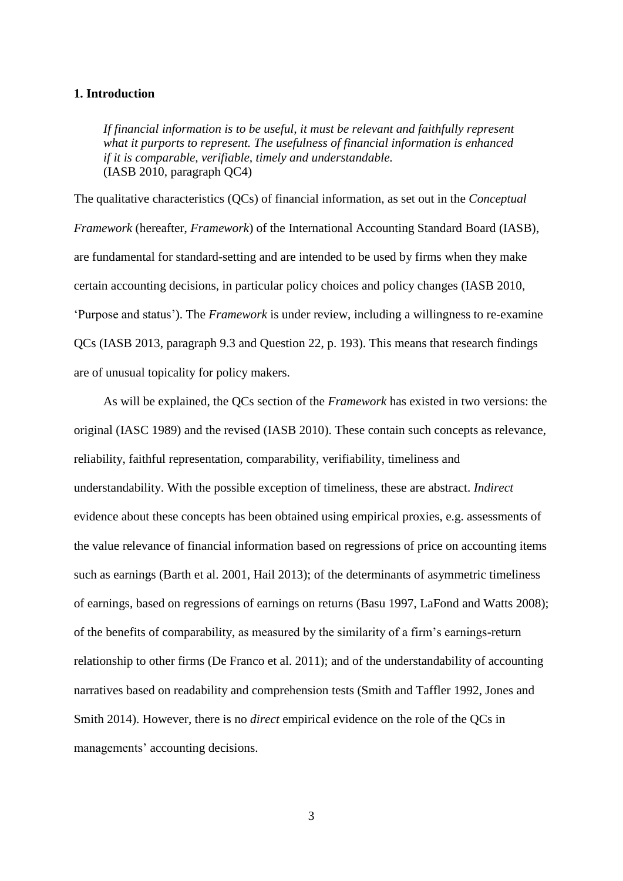## 1. Introduction

> *If financial information is to be useful, it must be relevant and faithfully represent what it purports to represent. The usefulness of financial information is enhanced if it is comparable, verifiable, timely and understandable.*
> (IASB 2010, paragraph QC4)

The qualitative characteristics (QCs) of financial information, as set out in the *Conceptual Framework* (hereafter, *Framework*) of the International Accounting Standard Board (IASB), are fundamental for standard-setting and are intended to be used by firms when they make certain accounting decisions, in particular policy choices and policy changes (IASB 2010, 'Purpose and status'). The *Framework* is under review, including a willingness to re-examine QCs (IASB 2013, paragraph 9.3 and Question 22, p. 193). This means that research findings are of unusual topicality for policy makers.

As will be explained, the QCs section of the *Framework* has existed in two versions: the original (IASC 1989) and the revised (IASB 2010). These contain such concepts as relevance, reliability, faithful representation, comparability, verifiability, timeliness and understandability. With the possible exception of timeliness, these are abstract. *Indirect* evidence about these concepts has been obtained using empirical proxies, e.g. assessments of the value relevance of financial information based on regressions of price on accounting items such as earnings (Barth et al. 2001, Hail 2013); of the determinants of asymmetric timeliness of earnings, based on regressions of earnings on returns (Basu 1997, LaFond and Watts 2008); of the benefits of comparability, as measured by the similarity of a firm's earnings-return relationship to other firms (De Franco et al. 2011); and of the understandability of accounting narratives based on readability and comprehension tests (Smith and Taffler 1992, Jones and Smith 2014). However, there is no *direct* empirical evidence on the role of the QCs in managements' accounting decisions.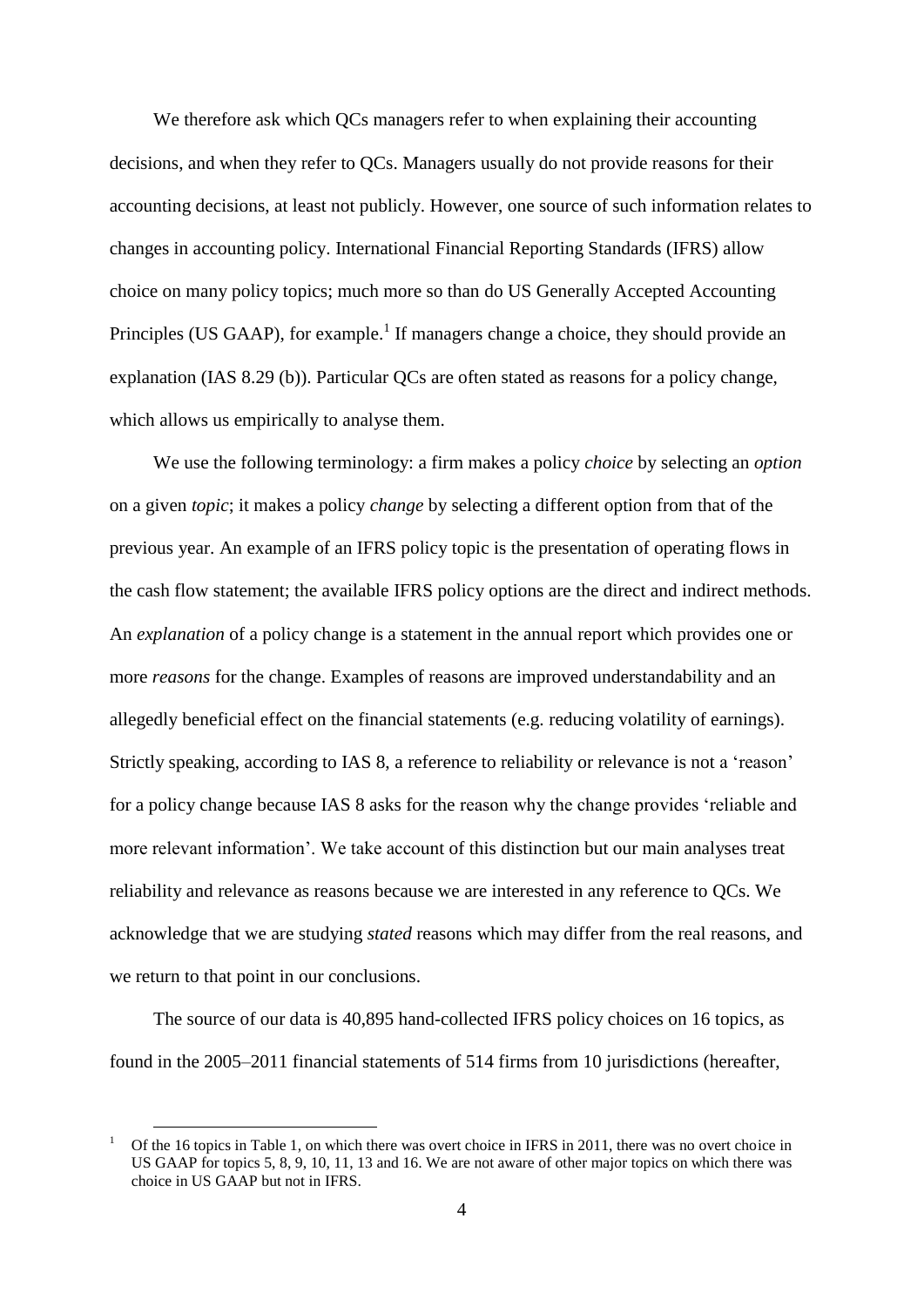We therefore ask which QCs managers refer to when explaining their accounting decisions, and when they refer to QCs. Managers usually do not provide reasons for their accounting decisions, at least not publicly. However, one source of such information relates to changes in accounting policy. International Financial Reporting Standards (IFRS) allow choice on many policy topics; much more so than do US Generally Accepted Accounting Principles (US GAAP), for example.[1] If managers change a choice, they should provide an explanation (IAS 8.29 (b)). Particular QCs are often stated as reasons for a policy change, which allows us empirically to analyse them.

We use the following terminology: a firm makes a policy *choice* by selecting an *option* on a given *topic*; it makes a policy *change* by selecting a different option from that of the previous year. An example of an IFRS policy topic is the presentation of operating flows in the cash flow statement; the available IFRS policy options are the direct and indirect methods. An *explanation* of a policy change is a statement in the annual report which provides one or more *reasons* for the change. Examples of reasons are improved understandability and an allegedly beneficial effect on the financial statements (e.g. reducing volatility of earnings). Strictly speaking, according to IAS 8, a reference to reliability or relevance is not a 'reason' for a policy change because IAS 8 asks for the reason why the change provides 'reliable and more relevant information'. We take account of this distinction but our main analyses treat reliability and relevance as reasons because we are interested in any reference to QCs. We acknowledge that we are studying *stated* reasons which may differ from the real reasons, and we return to that point in our conclusions.

The source of our data is 40,895 hand-collected IFRS policy choices on 16 topics, as found in the 2005–2011 financial statements of 514 firms from 10 jurisdictions (hereafter,

[1] Of the 16 topics in Table 1, on which there was overt choice in IFRS in 2011, there was no overt choice in US GAAP for topics 5, 8, 9, 10, 11, 13 and 16. We are not aware of other major topics on which there was choice in US GAAP but not in IFRS.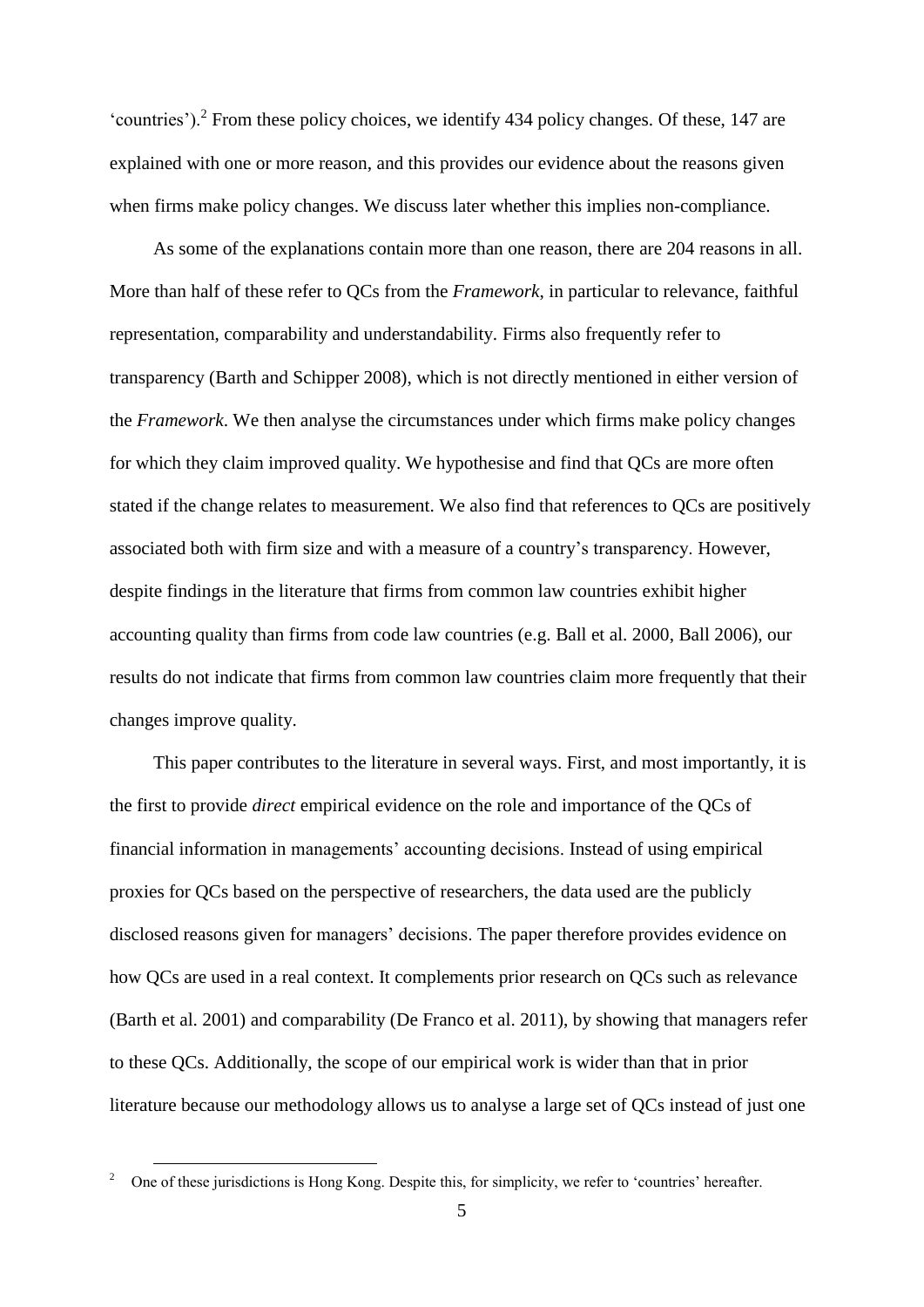'countries').[2] From these policy choices, we identify 434 policy changes. Of these, 147 are explained with one or more reason, and this provides our evidence about the reasons given when firms make policy changes. We discuss later whether this implies non-compliance.

As some of the explanations contain more than one reason, there are 204 reasons in all. More than half of these refer to QCs from the *Framework*, in particular to relevance, faithful representation, comparability and understandability. Firms also frequently refer to transparency (Barth and Schipper 2008), which is not directly mentioned in either version of the *Framework*. We then analyse the circumstances under which firms make policy changes for which they claim improved quality. We hypothesise and find that QCs are more often stated if the change relates to measurement. We also find that references to QCs are positively associated both with firm size and with a measure of a country's transparency. However, despite findings in the literature that firms from common law countries exhibit higher accounting quality than firms from code law countries (e.g. Ball et al. 2000, Ball 2006), our results do not indicate that firms from common law countries claim more frequently that their changes improve quality.

This paper contributes to the literature in several ways. First, and most importantly, it is the first to provide *direct* empirical evidence on the role and importance of the QCs of financial information in managements' accounting decisions. Instead of using empirical proxies for QCs based on the perspective of researchers, the data used are the publicly disclosed reasons given for managers' decisions. The paper therefore provides evidence on how QCs are used in a real context. It complements prior research on QCs such as relevance (Barth et al. 2001) and comparability (De Franco et al. 2011), by showing that managers refer to these QCs. Additionally, the scope of our empirical work is wider than that in prior literature because our methodology allows us to analyse a large set of QCs instead of just one

[2] One of these jurisdictions is Hong Kong. Despite this, for simplicity, we refer to 'countries' hereafter.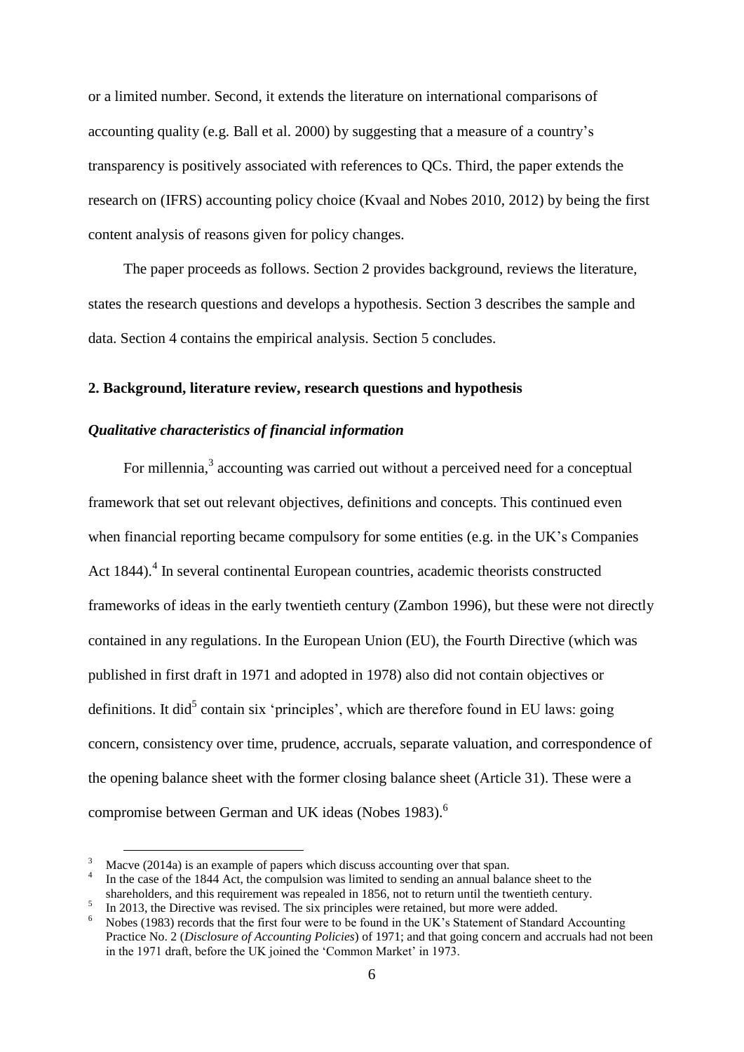or a limited number. Second, it extends the literature on international comparisons of accounting quality (e.g. Ball et al. 2000) by suggesting that a measure of a country's transparency is positively associated with references to QCs. Third, the paper extends the research on (IFRS) accounting policy choice (Kvaal and Nobes 2010, 2012) by being the first content analysis of reasons given for policy changes.

The paper proceeds as follows. Section 2 provides background, reviews the literature, states the research questions and develops a hypothesis. Section 3 describes the sample and data. Section 4 contains the empirical analysis. Section 5 concludes.

## 2. Background, literature review, research questions and hypothesis

### *Qualitative characteristics of financial information*

For millennia,[3] accounting was carried out without a perceived need for a conceptual framework that set out relevant objectives, definitions and concepts. This continued even when financial reporting became compulsory for some entities (e.g. in the UK's Companies Act 1844).[4] In several continental European countries, academic theorists constructed frameworks of ideas in the early twentieth century (Zambon 1996), but these were not directly contained in any regulations. In the European Union (EU), the Fourth Directive (which was published in first draft in 1971 and adopted in 1978) also did not contain objectives or definitions. It did[5] contain six 'principles', which are therefore found in EU laws: going concern, consistency over time, prudence, accruals, separate valuation, and correspondence of the opening balance sheet with the former closing balance sheet (Article 31). These were a compromise between German and UK ideas (Nobes 1983).[6]

---

[3] Macve (2014a) is an example of papers which discuss accounting over that span.

[4] In the case of the 1844 Act, the compulsion was limited to sending an annual balance sheet to the shareholders, and this requirement was repealed in 1856, not to return until the twentieth century.

[5] In 2013, the Directive was revised. The six principles were retained, but more were added.

[6] Nobes (1983) records that the first four were to be found in the UK's Statement of Standard Accounting Practice No. 2 (*Disclosure of Accounting Policies*) of 1971; and that going concern and accruals had not been in the 1971 draft, before the UK joined the 'Common Market' in 1973.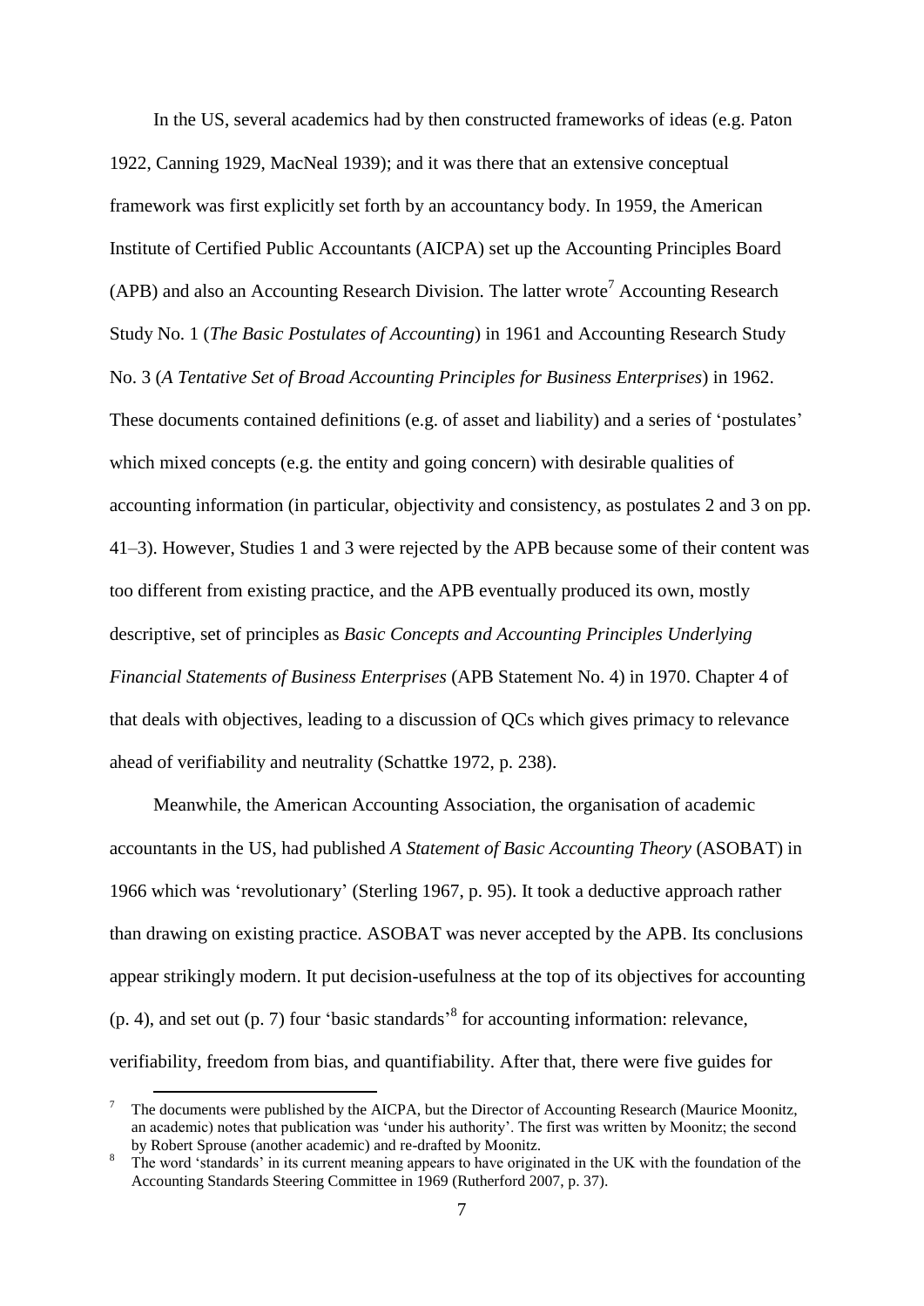In the US, several academics had by then constructed frameworks of ideas (e.g. Paton 1922, Canning 1929, MacNeal 1939); and it was there that an extensive conceptual framework was first explicitly set forth by an accountancy body. In 1959, the American Institute of Certified Public Accountants (AICPA) set up the Accounting Principles Board (APB) and also an Accounting Research Division. The latter wrote[7] Accounting Research Study No. 1 (*The Basic Postulates of Accounting*) in 1961 and Accounting Research Study No. 3 (*A Tentative Set of Broad Accounting Principles for Business Enterprises*) in 1962. These documents contained definitions (e.g. of asset and liability) and a series of 'postulates' which mixed concepts (e.g. the entity and going concern) with desirable qualities of accounting information (in particular, objectivity and consistency, as postulates 2 and 3 on pp. 41–3). However, Studies 1 and 3 were rejected by the APB because some of their content was too different from existing practice, and the APB eventually produced its own, mostly descriptive, set of principles as *Basic Concepts and Accounting Principles Underlying Financial Statements of Business Enterprises* (APB Statement No. 4) in 1970. Chapter 4 of that deals with objectives, leading to a discussion of QCs which gives primacy to relevance ahead of verifiability and neutrality (Schattke 1972, p. 238).

Meanwhile, the American Accounting Association, the organisation of academic accountants in the US, had published *A Statement of Basic Accounting Theory* (ASOBAT) in 1966 which was 'revolutionary' (Sterling 1967, p. 95). It took a deductive approach rather than drawing on existing practice. ASOBAT was never accepted by the APB. Its conclusions appear strikingly modern. It put decision-usefulness at the top of its objectives for accounting (p. 4), and set out (p. 7) four 'basic standards'[8] for accounting information: relevance, verifiability, freedom from bias, and quantifiability. After that, there were five guides for

---

[7] The documents were published by the AICPA, but the Director of Accounting Research (Maurice Moonitz, an academic) notes that publication was 'under his authority'. The first was written by Moonitz; the second by Robert Sprouse (another academic) and re-drafted by Moonitz.

[8] The word 'standards' in its current meaning appears to have originated in the UK with the foundation of the Accounting Standards Steering Committee in 1969 (Rutherford 2007, p. 37).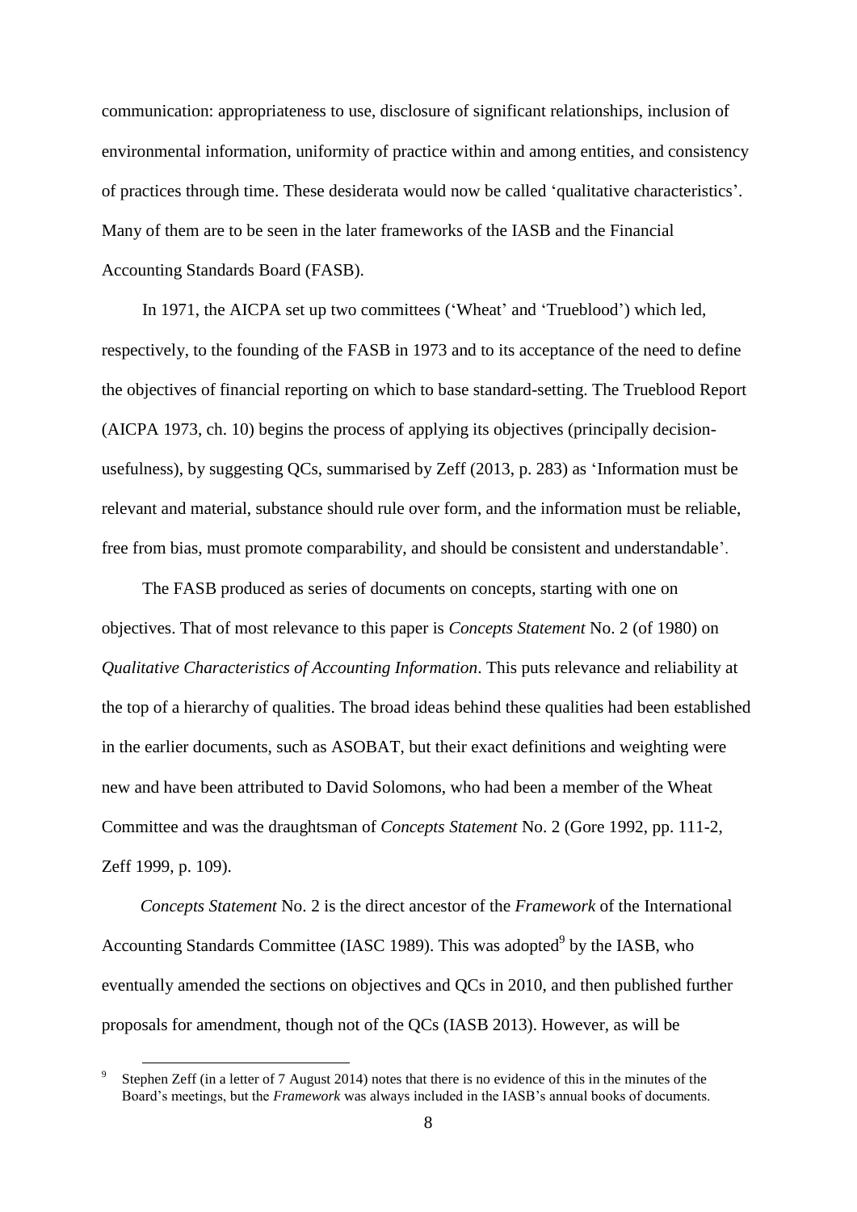communication: appropriateness to use, disclosure of significant relationships, inclusion of environmental information, uniformity of practice within and among entities, and consistency of practices through time. These desiderata would now be called 'qualitative characteristics'. Many of them are to be seen in the later frameworks of the IASB and the Financial Accounting Standards Board (FASB).

In 1971, the AICPA set up two committees ('Wheat' and 'Trueblood') which led, respectively, to the founding of the FASB in 1973 and to its acceptance of the need to define the objectives of financial reporting on which to base standard-setting. The Trueblood Report (AICPA 1973, ch. 10) begins the process of applying its objectives (principally decision-usefulness), by suggesting QCs, summarised by Zeff (2013, p. 283) as 'Information must be relevant and material, substance should rule over form, and the information must be reliable, free from bias, must promote comparability, and should be consistent and understandable'.

The FASB produced as series of documents on concepts, starting with one on objectives. That of most relevance to this paper is *Concepts Statement* No. 2 (of 1980) on *Qualitative Characteristics of Accounting Information*. This puts relevance and reliability at the top of a hierarchy of qualities. The broad ideas behind these qualities had been established in the earlier documents, such as ASOBAT, but their exact definitions and weighting were new and have been attributed to David Solomons, who had been a member of the Wheat Committee and was the draughtsman of *Concepts Statement* No. 2 (Gore 1992, pp. 111-2, Zeff 1999, p. 109).

*Concepts Statement* No. 2 is the direct ancestor of the *Framework* of the International Accounting Standards Committee (IASC 1989). This was adopted[9] by the IASB, who eventually amended the sections on objectives and QCs in 2010, and then published further proposals for amendment, though not of the QCs (IASB 2013). However, as will be

[9] Stephen Zeff (in a letter of 7 August 2014) notes that there is no evidence of this in the minutes of the Board's meetings, but the *Framework* was always included in the IASB's annual books of documents.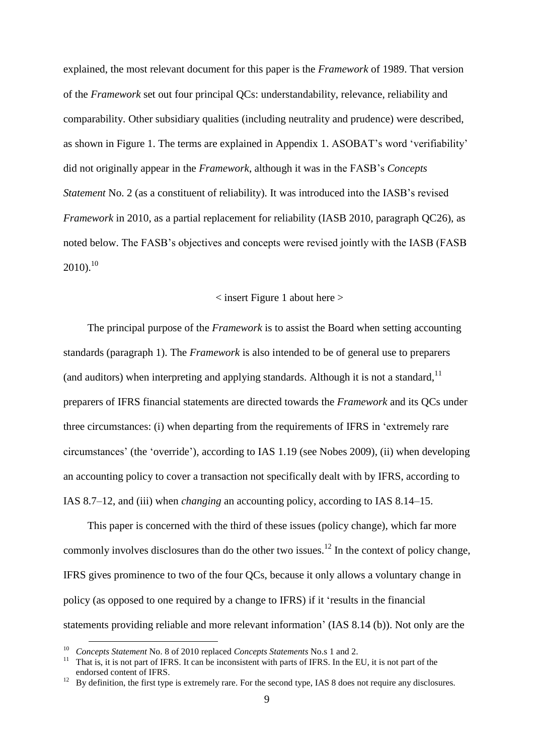explained, the most relevant document for this paper is the *Framework* of 1989. That version of the *Framework* set out four principal QCs: understandability, relevance, reliability and comparability. Other subsidiary qualities (including neutrality and prudence) were described, as shown in Figure 1. The terms are explained in Appendix 1. ASOBAT's word 'verifiability' did not originally appear in the *Framework*, although it was in the FASB's *Concepts Statement* No. 2 (as a constituent of reliability). It was introduced into the IASB's revised *Framework* in 2010, as a partial replacement for reliability (IASB 2010, paragraph QC26), as noted below. The FASB's objectives and concepts were revised jointly with the IASB (FASB 2010).[10]

< insert Figure 1 about here >

The principal purpose of the *Framework* is to assist the Board when setting accounting standards (paragraph 1). The *Framework* is also intended to be of general use to preparers (and auditors) when interpreting and applying standards. Although it is not a standard,[11] preparers of IFRS financial statements are directed towards the *Framework* and its QCs under three circumstances: (i) when departing from the requirements of IFRS in 'extremely rare circumstances' (the 'override'), according to IAS 1.19 (see Nobes 2009), (ii) when developing an accounting policy to cover a transaction not specifically dealt with by IFRS, according to IAS 8.7–12, and (iii) when *changing* an accounting policy, according to IAS 8.14–15.

This paper is concerned with the third of these issues (policy change), which far more commonly involves disclosures than do the other two issues.[12] In the context of policy change, IFRS gives prominence to two of the four QCs, because it only allows a voluntary change in policy (as opposed to one required by a change to IFRS) if it 'results in the financial statements providing reliable and more relevant information' (IAS 8.14 (b)). Not only are the

[10] *Concepts Statement* No. 8 of 2010 replaced *Concepts Statements* No.s 1 and 2.

[11] That is, it is not part of IFRS. It can be inconsistent with parts of IFRS. In the EU, it is not part of the endorsed content of IFRS.

[12] By definition, the first type is extremely rare. For the second type, IAS 8 does not require any disclosures.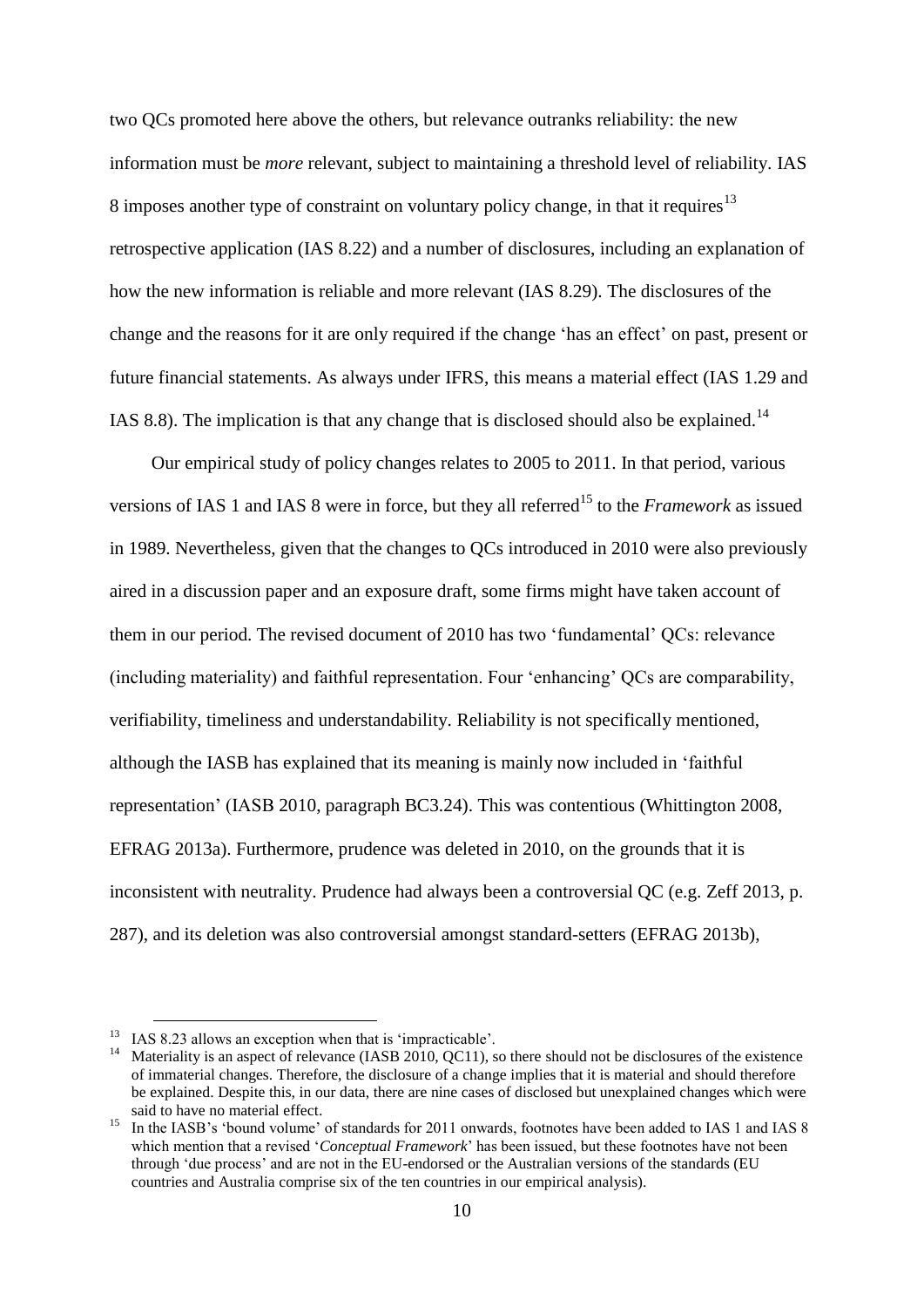two QCs promoted here above the others, but relevance outranks reliability: the new information must be *more* relevant, subject to maintaining a threshold level of reliability. IAS 8 imposes another type of constraint on voluntary policy change, in that it requires[13] retrospective application (IAS 8.22) and a number of disclosures, including an explanation of how the new information is reliable and more relevant (IAS 8.29). The disclosures of the change and the reasons for it are only required if the change 'has an effect' on past, present or future financial statements. As always under IFRS, this means a material effect (IAS 1.29 and IAS 8.8). The implication is that any change that is disclosed should also be explained.[14]

Our empirical study of policy changes relates to 2005 to 2011. In that period, various versions of IAS 1 and IAS 8 were in force, but they all referred[15] to the *Framework* as issued in 1989. Nevertheless, given that the changes to QCs introduced in 2010 were also previously aired in a discussion paper and an exposure draft, some firms might have taken account of them in our period. The revised document of 2010 has two 'fundamental' QCs: relevance (including materiality) and faithful representation. Four 'enhancing' QCs are comparability, verifiability, timeliness and understandability. Reliability is not specifically mentioned, although the IASB has explained that its meaning is mainly now included in 'faithful representation' (IASB 2010, paragraph BC3.24). This was contentious (Whittington 2008, EFRAG 2013a). Furthermore, prudence was deleted in 2010, on the grounds that it is inconsistent with neutrality. Prudence had always been a controversial QC (e.g. Zeff 2013, p. 287), and its deletion was also controversial amongst standard-setters (EFRAG 2013b),

---

[13] IAS 8.23 allows an exception when that is 'impracticable'.

[14] Materiality is an aspect of relevance (IASB 2010, QC11), so there should not be disclosures of the existence of immaterial changes. Therefore, the disclosure of a change implies that it is material and should therefore be explained. Despite this, in our data, there are nine cases of disclosed but unexplained changes which were said to have no material effect.

[15] In the IASB's 'bound volume' of standards for 2011 onwards, footnotes have been added to IAS 1 and IAS 8 which mention that a revised '*Conceptual Framework*' has been issued, but these footnotes have not been through 'due process' and are not in the EU-endorsed or the Australian versions of the standards (EU countries and Australia comprise six of the ten countries in our empirical analysis).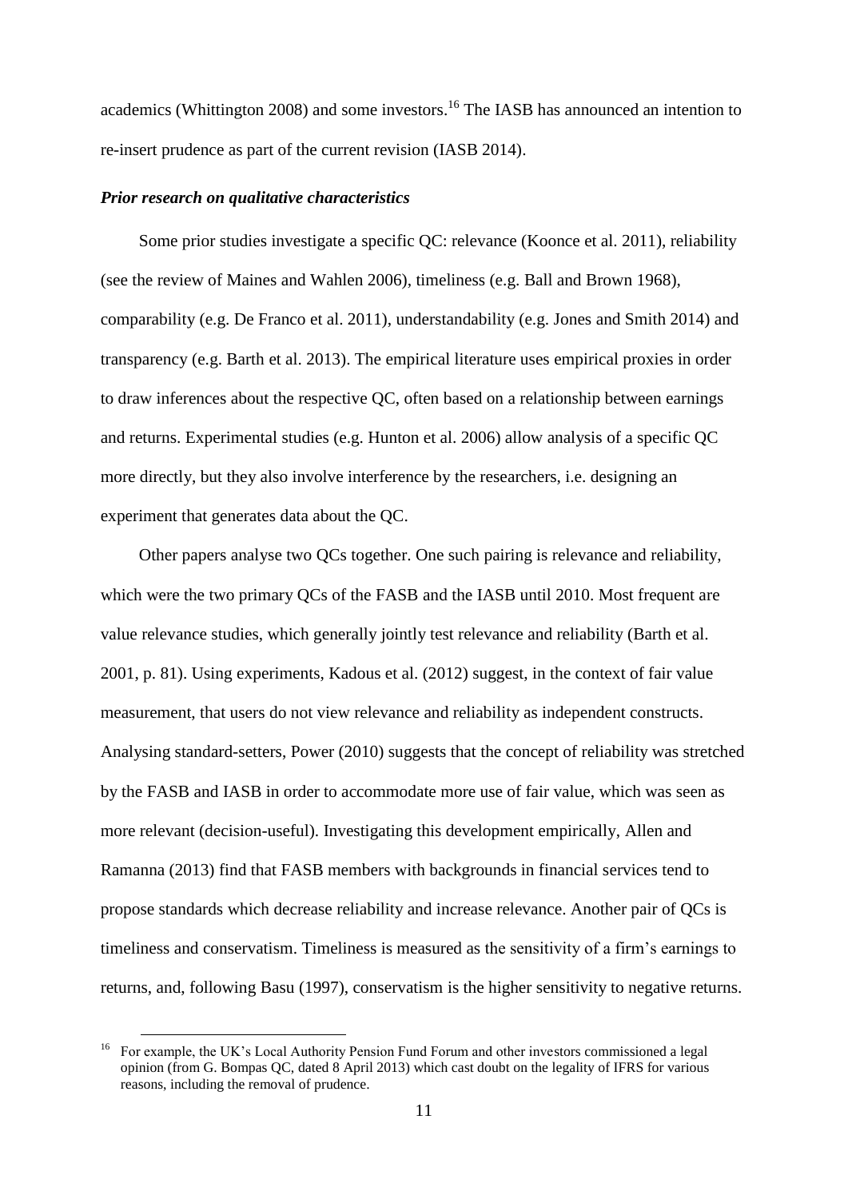academics (Whittington 2008) and some investors.[16] The IASB has announced an intention to re-insert prudence as part of the current revision (IASB 2014).

### *Prior research on qualitative characteristics*

Some prior studies investigate a specific QC: relevance (Koonce et al. 2011), reliability (see the review of Maines and Wahlen 2006), timeliness (e.g. Ball and Brown 1968), comparability (e.g. De Franco et al. 2011), understandability (e.g. Jones and Smith 2014) and transparency (e.g. Barth et al. 2013). The empirical literature uses empirical proxies in order to draw inferences about the respective QC, often based on a relationship between earnings and returns. Experimental studies (e.g. Hunton et al. 2006) allow analysis of a specific QC more directly, but they also involve interference by the researchers, i.e. designing an experiment that generates data about the QC.

Other papers analyse two QCs together. One such pairing is relevance and reliability, which were the two primary QCs of the FASB and the IASB until 2010. Most frequent are value relevance studies, which generally jointly test relevance and reliability (Barth et al. 2001, p. 81). Using experiments, Kadous et al. (2012) suggest, in the context of fair value measurement, that users do not view relevance and reliability as independent constructs. Analysing standard-setters, Power (2010) suggests that the concept of reliability was stretched by the FASB and IASB in order to accommodate more use of fair value, which was seen as more relevant (decision-useful). Investigating this development empirically, Allen and Ramanna (2013) find that FASB members with backgrounds in financial services tend to propose standards which decrease reliability and increase relevance. Another pair of QCs is timeliness and conservatism. Timeliness is measured as the sensitivity of a firm's earnings to returns, and, following Basu (1997), conservatism is the higher sensitivity to negative returns.

[16] For example, the UK's Local Authority Pension Fund Forum and other investors commissioned a legal opinion (from G. Bompas QC, dated 8 April 2013) which cast doubt on the legality of IFRS for various reasons, including the removal of prudence.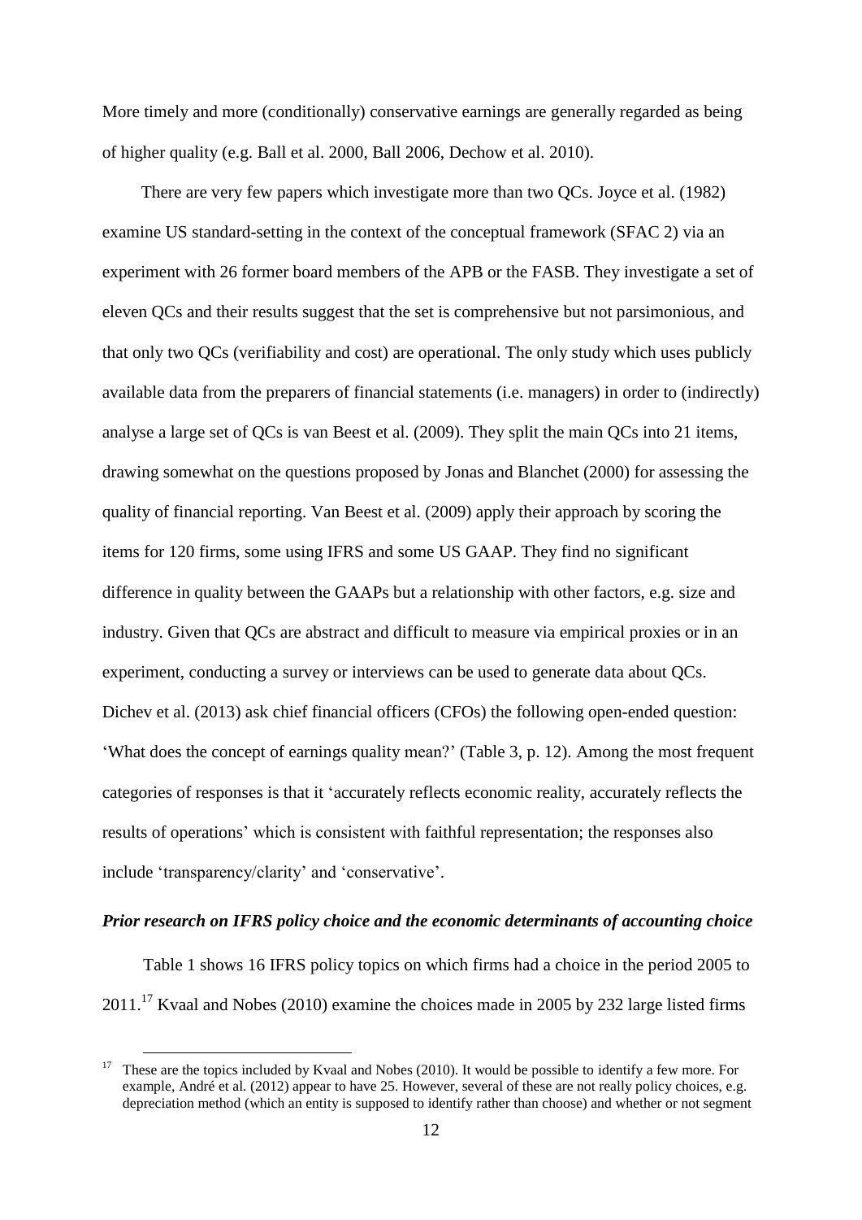More timely and more (conditionally) conservative earnings are generally regarded as being of higher quality (e.g. Ball et al. 2000, Ball 2006, Dechow et al. 2010).

There are very few papers which investigate more than two QCs. Joyce et al. (1982) examine US standard-setting in the context of the conceptual framework (SFAC 2) via an experiment with 26 former board members of the APB or the FASB. They investigate a set of eleven QCs and their results suggest that the set is comprehensive but not parsimonious, and that only two QCs (verifiability and cost) are operational. The only study which uses publicly available data from the preparers of financial statements (i.e. managers) in order to (indirectly) analyse a large set of QCs is van Beest et al. (2009). They split the main QCs into 21 items, drawing somewhat on the questions proposed by Jonas and Blanchet (2000) for assessing the quality of financial reporting. Van Beest et al. (2009) apply their approach by scoring the items for 120 firms, some using IFRS and some US GAAP. They find no significant difference in quality between the GAAPs but a relationship with other factors, e.g. size and industry. Given that QCs are abstract and difficult to measure via empirical proxies or in an experiment, conducting a survey or interviews can be used to generate data about QCs. Dichev et al. (2013) ask chief financial officers (CFOs) the following open-ended question: 'What does the concept of earnings quality mean?' (Table 3, p. 12). Among the most frequent categories of responses is that it 'accurately reflects economic reality, accurately reflects the results of operations' which is consistent with faithful representation; the responses also include 'transparency/clarity' and 'conservative'.

### *Prior research on IFRS policy choice and the economic determinants of accounting choice*

Table 1 shows 16 IFRS policy topics on which firms had a choice in the period 2005 to 2011.[17] Kvaal and Nobes (2010) examine the choices made in 2005 by 232 large listed firms

---

[17] These are the topics included by Kvaal and Nobes (2010). It would be possible to identify a few more. For example, André et al. (2012) appear to have 25. However, several of these are not really policy choices, e.g. depreciation method (which an entity is supposed to identify rather than choose) and whether or not segment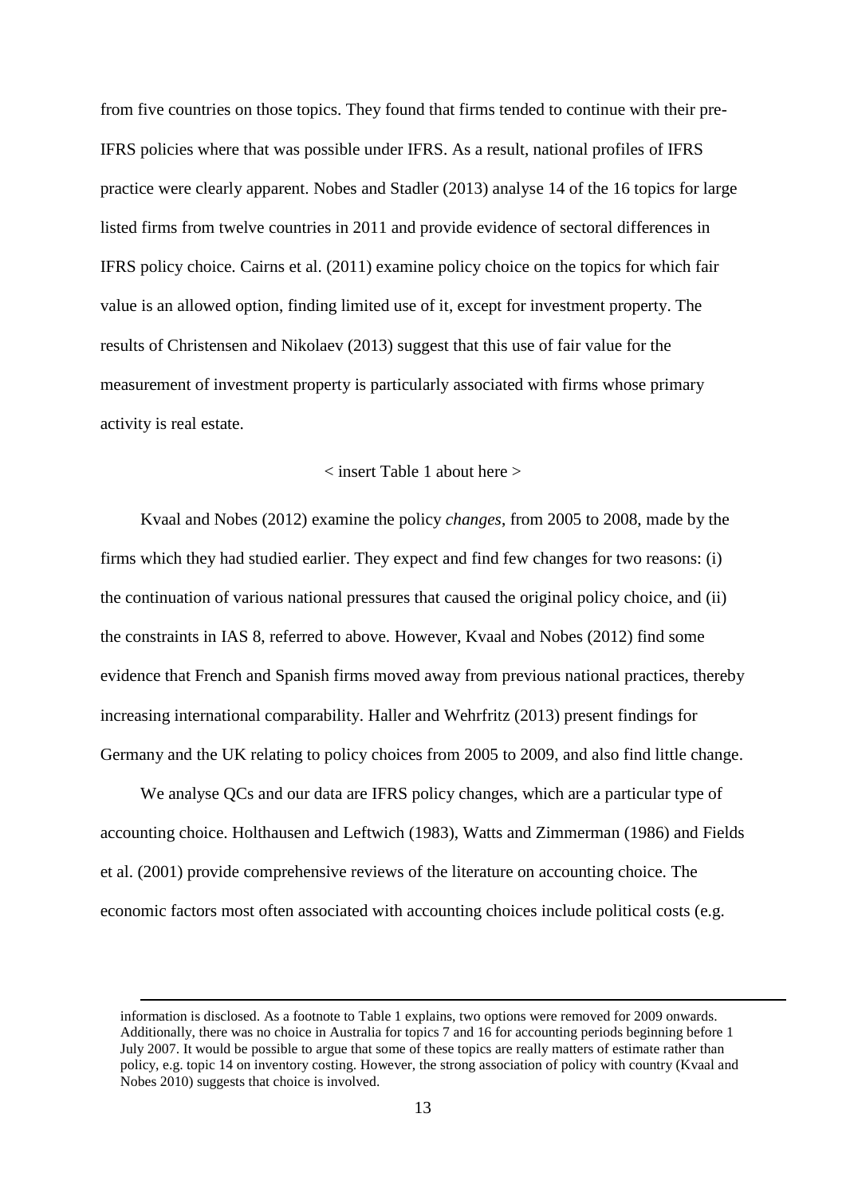from five countries on those topics. They found that firms tended to continue with their pre-IFRS policies where that was possible under IFRS. As a result, national profiles of IFRS practice were clearly apparent. Nobes and Stadler (2013) analyse 14 of the 16 topics for large listed firms from twelve countries in 2011 and provide evidence of sectoral differences in IFRS policy choice. Cairns et al. (2011) examine policy choice on the topics for which fair value is an allowed option, finding limited use of it, except for investment property. The results of Christensen and Nikolaev (2013) suggest that this use of fair value for the measurement of investment property is particularly associated with firms whose primary activity is real estate.

< insert Table 1 about here >

Kvaal and Nobes (2012) examine the policy *changes*, from 2005 to 2008, made by the firms which they had studied earlier. They expect and find few changes for two reasons: (i) the continuation of various national pressures that caused the original policy choice, and (ii) the constraints in IAS 8, referred to above. However, Kvaal and Nobes (2012) find some evidence that French and Spanish firms moved away from previous national practices, thereby increasing international comparability. Haller and Wehrfritz (2013) present findings for Germany and the UK relating to policy choices from 2005 to 2009, and also find little change.

We analyse QCs and our data are IFRS policy changes, which are a particular type of accounting choice. Holthausen and Leftwich (1983), Watts and Zimmerman (1986) and Fields et al. (2001) provide comprehensive reviews of the literature on accounting choice. The economic factors most often associated with accounting choices include political costs (e.g.

---

information is disclosed. As a footnote to Table 1 explains, two options were removed for 2009 onwards. Additionally, there was no choice in Australia for topics 7 and 16 for accounting periods beginning before 1 July 2007. It would be possible to argue that some of these topics are really matters of estimate rather than policy, e.g. topic 14 on inventory costing. However, the strong association of policy with country (Kvaal and Nobes 2010) suggests that choice is involved.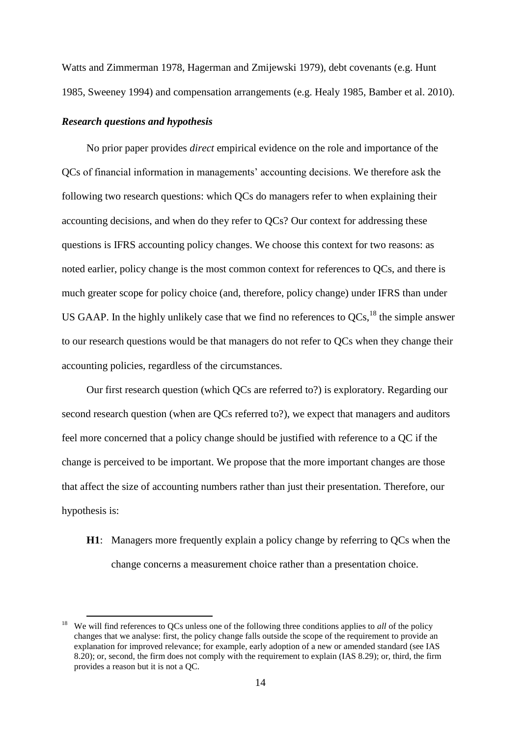Watts and Zimmerman 1978, Hagerman and Zmijewski 1979), debt covenants (e.g. Hunt 1985, Sweeney 1994) and compensation arrangements (e.g. Healy 1985, Bamber et al. 2010).

***Research questions and hypothesis***

No prior paper provides *direct* empirical evidence on the role and importance of the QCs of financial information in managements' accounting decisions. We therefore ask the following two research questions: which QCs do managers refer to when explaining their accounting decisions, and when do they refer to QCs? Our context for addressing these questions is IFRS accounting policy changes. We choose this context for two reasons: as noted earlier, policy change is the most common context for references to QCs, and there is much greater scope for policy choice (and, therefore, policy change) under IFRS than under US GAAP. In the highly unlikely case that we find no references to QCs,[18] the simple answer to our research questions would be that managers do not refer to QCs when they change their accounting policies, regardless of the circumstances.

Our first research question (which QCs are referred to?) is exploratory. Regarding our second research question (when are QCs referred to?), we expect that managers and auditors feel more concerned that a policy change should be justified with reference to a QC if the change is perceived to be important. We propose that the more important changes are those that affect the size of accounting numbers rather than just their presentation. Therefore, our hypothesis is:

**H1**: Managers more frequently explain a policy change by referring to QCs when the change concerns a measurement choice rather than a presentation choice.

[18] We will find references to QCs unless one of the following three conditions applies to *all* of the policy changes that we analyse: first, the policy change falls outside the scope of the requirement to provide an explanation for improved relevance; for example, early adoption of a new or amended standard (see IAS 8.20); or, second, the firm does not comply with the requirement to explain (IAS 8.29); or, third, the firm provides a reason but it is not a QC.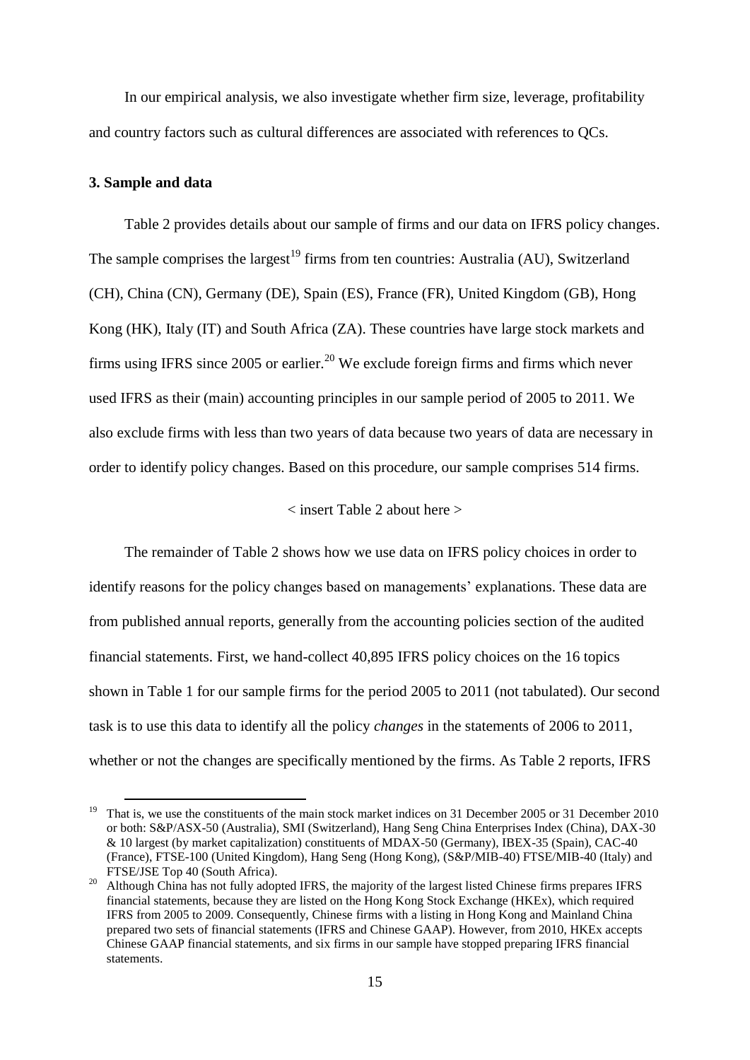In our empirical analysis, we also investigate whether firm size, leverage, profitability and country factors such as cultural differences are associated with references to QCs.

### 3. Sample and data

Table 2 provides details about our sample of firms and our data on IFRS policy changes. The sample comprises the largest[19] firms from ten countries: Australia (AU), Switzerland (CH), China (CN), Germany (DE), Spain (ES), France (FR), United Kingdom (GB), Hong Kong (HK), Italy (IT) and South Africa (ZA). These countries have large stock markets and firms using IFRS since 2005 or earlier.[20] We exclude foreign firms and firms which never used IFRS as their (main) accounting principles in our sample period of 2005 to 2011. We also exclude firms with less than two years of data because two years of data are necessary in order to identify policy changes. Based on this procedure, our sample comprises 514 firms.

< insert Table 2 about here >

The remainder of Table 2 shows how we use data on IFRS policy choices in order to identify reasons for the policy changes based on managements' explanations. These data are from published annual reports, generally from the accounting policies section of the audited financial statements. First, we hand-collect 40,895 IFRS policy choices on the 16 topics shown in Table 1 for our sample firms for the period 2005 to 2011 (not tabulated). Our second task is to use this data to identify all the policy *changes* in the statements of 2006 to 2011, whether or not the changes are specifically mentioned by the firms. As Table 2 reports, IFRS

---

[19] That is, we use the constituents of the main stock market indices on 31 December 2005 or 31 December 2010 or both: S&P/ASX-50 (Australia), SMI (Switzerland), Hang Seng China Enterprises Index (China), DAX-30 & 10 largest (by market capitalization) constituents of MDAX-50 (Germany), IBEX-35 (Spain), CAC-40 (France), FTSE-100 (United Kingdom), Hang Seng (Hong Kong), (S&P/MIB-40) FTSE/MIB-40 (Italy) and FTSE/JSE Top 40 (South Africa).

[20] Although China has not fully adopted IFRS, the majority of the largest listed Chinese firms prepares IFRS financial statements, because they are listed on the Hong Kong Stock Exchange (HKEx), which required IFRS from 2005 to 2009. Consequently, Chinese firms with a listing in Hong Kong and Mainland China prepared two sets of financial statements (IFRS and Chinese GAAP). However, from 2010, HKEx accepts Chinese GAAP financial statements, and six firms in our sample have stopped preparing IFRS financial statements.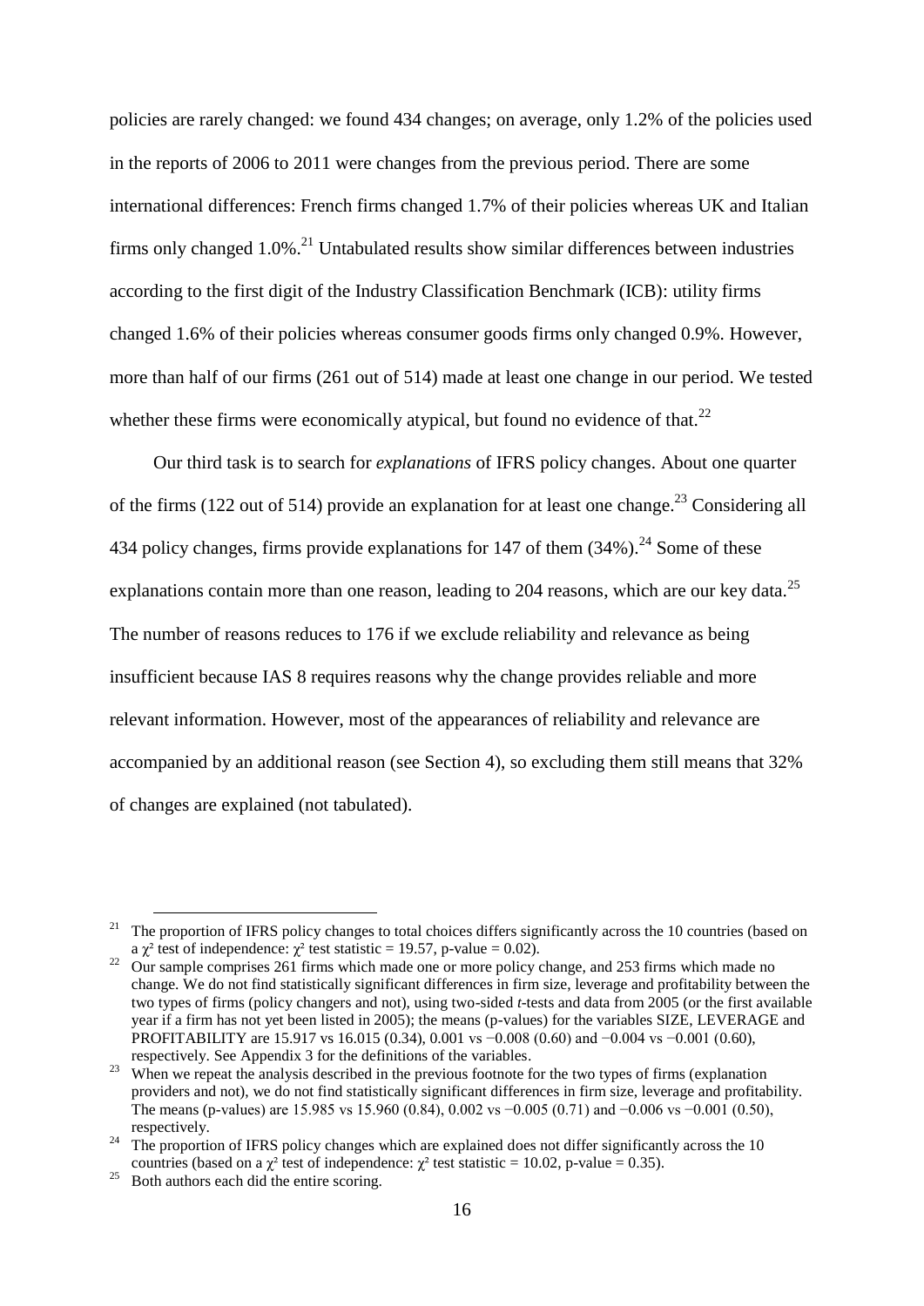policies are rarely changed: we found 434 changes; on average, only 1.2% of the policies used in the reports of 2006 to 2011 were changes from the previous period. There are some international differences: French firms changed 1.7% of their policies whereas UK and Italian firms only changed 1.0%.[21] Untabulated results show similar differences between industries according to the first digit of the Industry Classification Benchmark (ICB): utility firms changed 1.6% of their policies whereas consumer goods firms only changed 0.9%. However, more than half of our firms (261 out of 514) made at least one change in our period. We tested whether these firms were economically atypical, but found no evidence of that.[22]

Our third task is to search for *explanations* of IFRS policy changes. About one quarter of the firms (122 out of 514) provide an explanation for at least one change.[23] Considering all 434 policy changes, firms provide explanations for 147 of them (34%).[24] Some of these explanations contain more than one reason, leading to 204 reasons, which are our key data.[25] The number of reasons reduces to 176 if we exclude reliability and relevance as being insufficient because IAS 8 requires reasons why the change provides reliable and more relevant information. However, most of the appearances of reliability and relevance are accompanied by an additional reason (see Section 4), so excluding them still means that 32% of changes are explained (not tabulated).

---

[21] The proportion of IFRS policy changes to total choices differs significantly across the 10 countries (based on a $\chi^2$ test of independence: $\chi^2$ test statistic = 19.57, p-value = 0.02).

[22] Our sample comprises 261 firms which made one or more policy change, and 253 firms which made no change. We do not find statistically significant differences in firm size, leverage and profitability between the two types of firms (policy changers and not), using two-sided *t*-tests and data from 2005 (or the first available year if a firm has not yet been listed in 2005); the means (p-values) for the variables SIZE, LEVERAGE and PROFITABILITY are 15.917 vs 16.015 (0.34), 0.001 vs −0.008 (0.60) and −0.004 vs −0.001 (0.60), respectively. See Appendix 3 for the definitions of the variables.

[23] When we repeat the analysis described in the previous footnote for the two types of firms (explanation providers and not), we do not find statistically significant differences in firm size, leverage and profitability. The means (p-values) are 15.985 vs 15.960 (0.84), 0.002 vs −0.005 (0.71) and −0.006 vs −0.001 (0.50), respectively.

[24] The proportion of IFRS policy changes which are explained does not differ significantly across the 10 countries (based on a $\chi^2$ test of independence: $\chi^2$ test statistic = 10.02, p-value = 0.35).

[25] Both authors each did the entire scoring.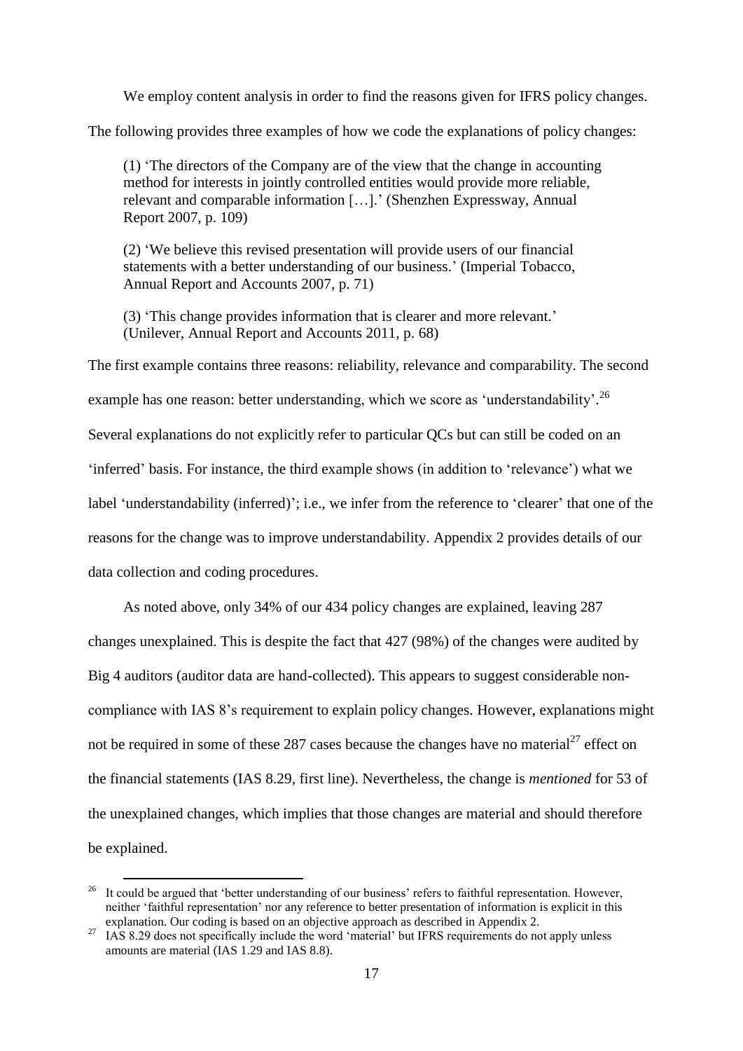We employ content analysis in order to find the reasons given for IFRS policy changes. The following provides three examples of how we code the explanations of policy changes:

> (1) 'The directors of the Company are of the view that the change in accounting method for interests in jointly controlled entities would provide more reliable, relevant and comparable information […].' (Shenzhen Expressway, Annual Report 2007, p. 109)
>
> (2) 'We believe this revised presentation will provide users of our financial statements with a better understanding of our business.' (Imperial Tobacco, Annual Report and Accounts 2007, p. 71)
>
> (3) 'This change provides information that is clearer and more relevant.' (Unilever, Annual Report and Accounts 2011, p. 68)

The first example contains three reasons: reliability, relevance and comparability. The second example has one reason: better understanding, which we score as 'understandability'.[26] Several explanations do not explicitly refer to particular QCs but can still be coded on an 'inferred' basis. For instance, the third example shows (in addition to 'relevance') what we label 'understandability (inferred)'; i.e., we infer from the reference to 'clearer' that one of the reasons for the change was to improve understandability. Appendix 2 provides details of our data collection and coding procedures.

As noted above, only 34% of our 434 policy changes are explained, leaving 287 changes unexplained. This is despite the fact that 427 (98%) of the changes were audited by Big 4 auditors (auditor data are hand-collected). This appears to suggest considerable non-compliance with IAS 8's requirement to explain policy changes. However, explanations might not be required in some of these 287 cases because the changes have no material[27] effect on the financial statements (IAS 8.29, first line). Nevertheless, the change is *mentioned* for 53 of the unexplained changes, which implies that those changes are material and should therefore be explained.

---

[26] It could be argued that 'better understanding of our business' refers to faithful representation. However, neither 'faithful representation' nor any reference to better presentation of information is explicit in this explanation. Our coding is based on an objective approach as described in Appendix 2.

[27] IAS 8.29 does not specifically include the word 'material' but IFRS requirements do not apply unless amounts are material (IAS 1.29 and IAS 8.8).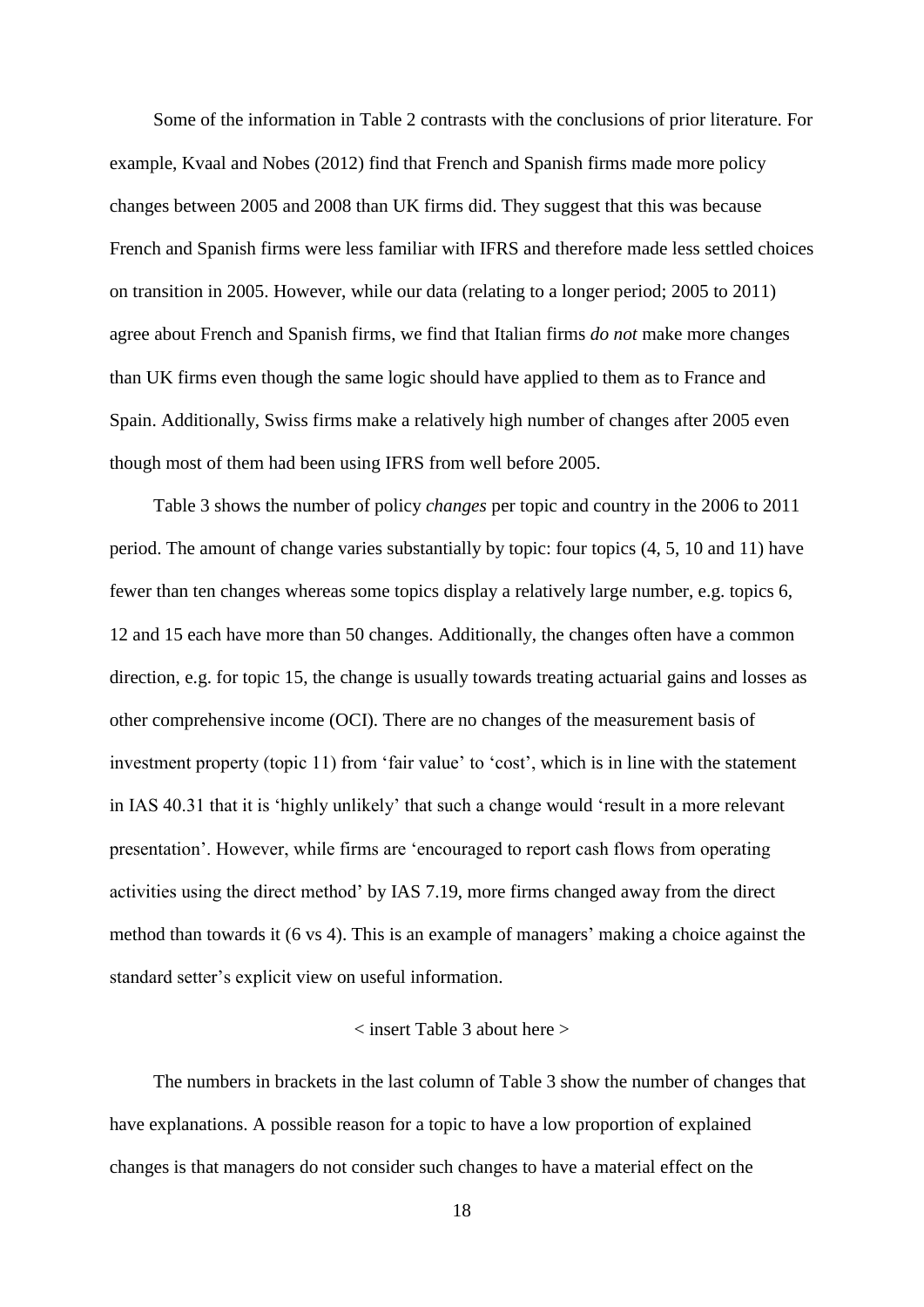Some of the information in Table 2 contrasts with the conclusions of prior literature. For example, Kvaal and Nobes (2012) find that French and Spanish firms made more policy changes between 2005 and 2008 than UK firms did. They suggest that this was because French and Spanish firms were less familiar with IFRS and therefore made less settled choices on transition in 2005. However, while our data (relating to a longer period; 2005 to 2011) agree about French and Spanish firms, we find that Italian firms *do not* make more changes than UK firms even though the same logic should have applied to them as to France and Spain. Additionally, Swiss firms make a relatively high number of changes after 2005 even though most of them had been using IFRS from well before 2005.

Table 3 shows the number of policy *changes* per topic and country in the 2006 to 2011 period. The amount of change varies substantially by topic: four topics (4, 5, 10 and 11) have fewer than ten changes whereas some topics display a relatively large number, e.g. topics 6, 12 and 15 each have more than 50 changes. Additionally, the changes often have a common direction, e.g. for topic 15, the change is usually towards treating actuarial gains and losses as other comprehensive income (OCI). There are no changes of the measurement basis of investment property (topic 11) from 'fair value' to 'cost', which is in line with the statement in IAS 40.31 that it is 'highly unlikely' that such a change would 'result in a more relevant presentation'. However, while firms are 'encouraged to report cash flows from operating activities using the direct method' by IAS 7.19, more firms changed away from the direct method than towards it (6 vs 4). This is an example of managers' making a choice against the standard setter's explicit view on useful information.

< insert Table 3 about here >

The numbers in brackets in the last column of Table 3 show the number of changes that have explanations. A possible reason for a topic to have a low proportion of explained changes is that managers do not consider such changes to have a material effect on the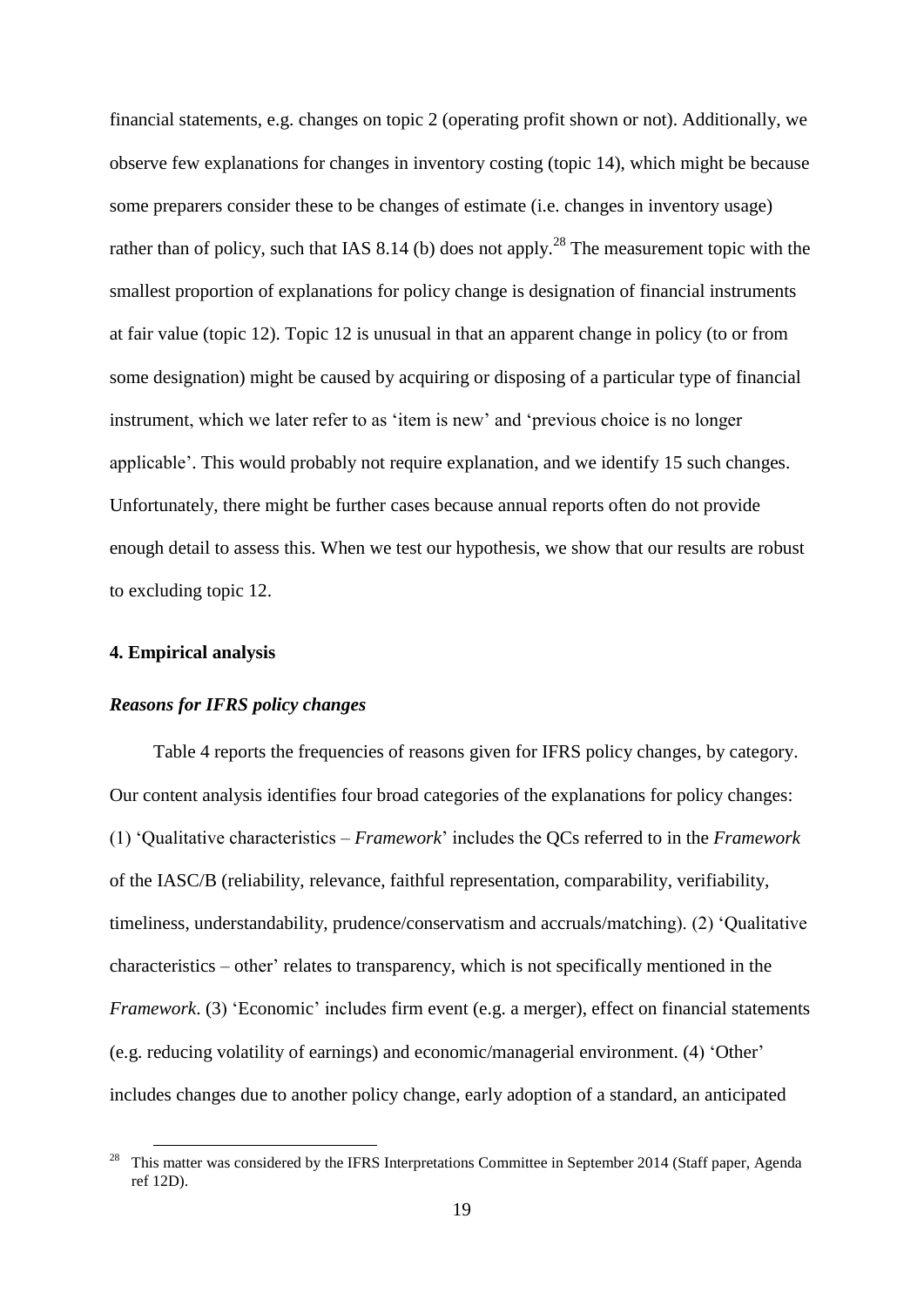financial statements, e.g. changes on topic 2 (operating profit shown or not). Additionally, we observe few explanations for changes in inventory costing (topic 14), which might be because some preparers consider these to be changes of estimate (i.e. changes in inventory usage) rather than of policy, such that IAS 8.14 (b) does not apply.[28] The measurement topic with the smallest proportion of explanations for policy change is designation of financial instruments at fair value (topic 12). Topic 12 is unusual in that an apparent change in policy (to or from some designation) might be caused by acquiring or disposing of a particular type of financial instrument, which we later refer to as 'item is new' and 'previous choice is no longer applicable'. This would probably not require explanation, and we identify 15 such changes. Unfortunately, there might be further cases because annual reports often do not provide enough detail to assess this. When we test our hypothesis, we show that our results are robust to excluding topic 12.

## 4. Empirical analysis

### *Reasons for IFRS policy changes*

Table 4 reports the frequencies of reasons given for IFRS policy changes, by category. Our content analysis identifies four broad categories of the explanations for policy changes: (1) 'Qualitative characteristics – *Framework*' includes the QCs referred to in the *Framework* of the IASC/B (reliability, relevance, faithful representation, comparability, verifiability, timeliness, understandability, prudence/conservatism and accruals/matching). (2) 'Qualitative characteristics – other' relates to transparency, which is not specifically mentioned in the *Framework*. (3) 'Economic' includes firm event (e.g. a merger), effect on financial statements (e.g. reducing volatility of earnings) and economic/managerial environment. (4) 'Other' includes changes due to another policy change, early adoption of a standard, an anticipated

[28] This matter was considered by the IFRS Interpretations Committee in September 2014 (Staff paper, Agenda ref 12D).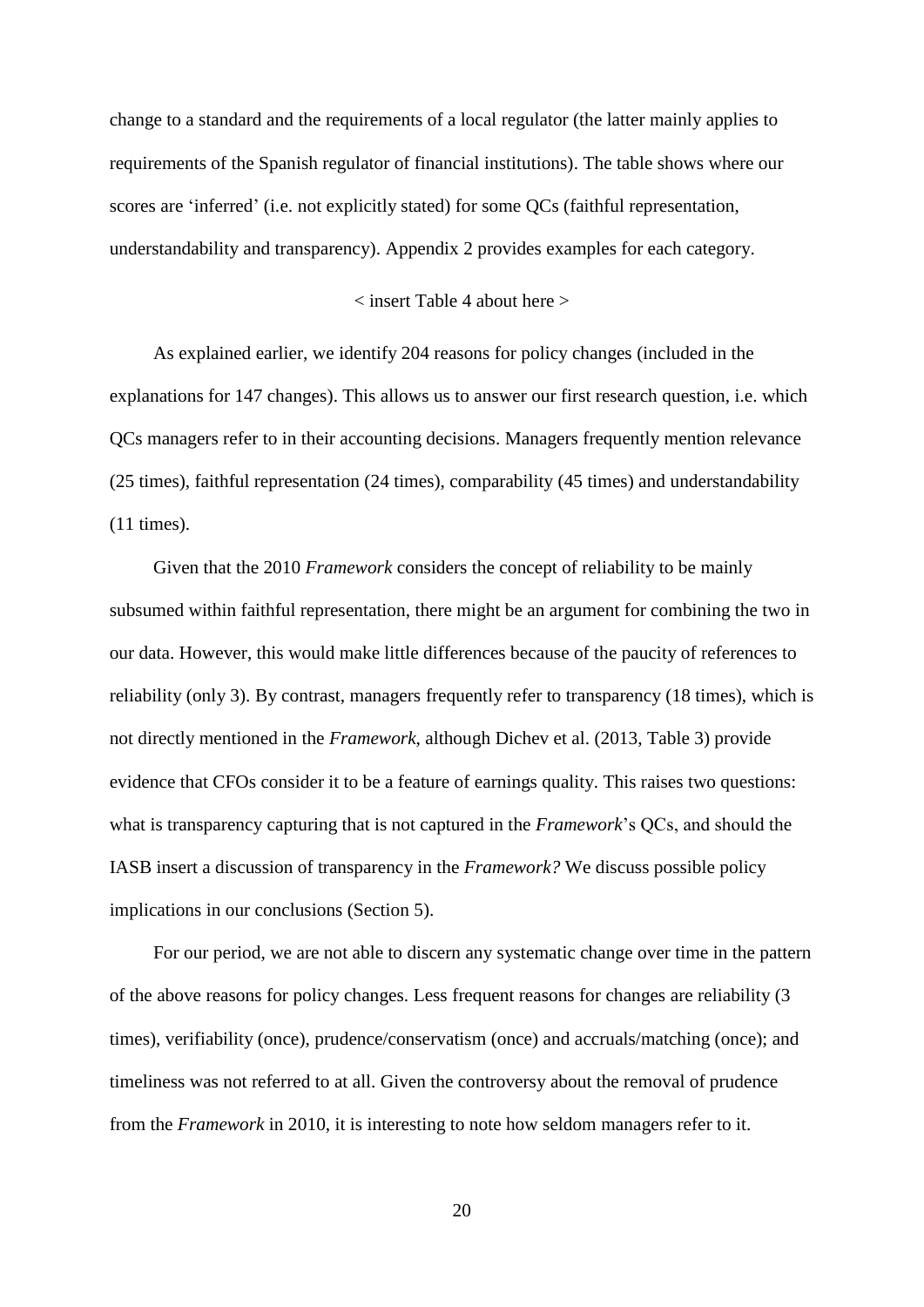change to a standard and the requirements of a local regulator (the latter mainly applies to requirements of the Spanish regulator of financial institutions). The table shows where our scores are 'inferred' (i.e. not explicitly stated) for some QCs (faithful representation, understandability and transparency). Appendix 2 provides examples for each category.

< insert Table 4 about here >

As explained earlier, we identify 204 reasons for policy changes (included in the explanations for 147 changes). This allows us to answer our first research question, i.e. which QCs managers refer to in their accounting decisions. Managers frequently mention relevance (25 times), faithful representation (24 times), comparability (45 times) and understandability (11 times).

Given that the 2010 *Framework* considers the concept of reliability to be mainly subsumed within faithful representation, there might be an argument for combining the two in our data. However, this would make little differences because of the paucity of references to reliability (only 3). By contrast, managers frequently refer to transparency (18 times), which is not directly mentioned in the *Framework*, although Dichev et al. (2013, Table 3) provide evidence that CFOs consider it to be a feature of earnings quality. This raises two questions: what is transparency capturing that is not captured in the *Framework*'s QCs, and should the IASB insert a discussion of transparency in the *Framework?* We discuss possible policy implications in our conclusions (Section 5).

For our period, we are not able to discern any systematic change over time in the pattern of the above reasons for policy changes. Less frequent reasons for changes are reliability (3 times), verifiability (once), prudence/conservatism (once) and accruals/matching (once); and timeliness was not referred to at all. Given the controversy about the removal of prudence from the *Framework* in 2010, it is interesting to note how seldom managers refer to it.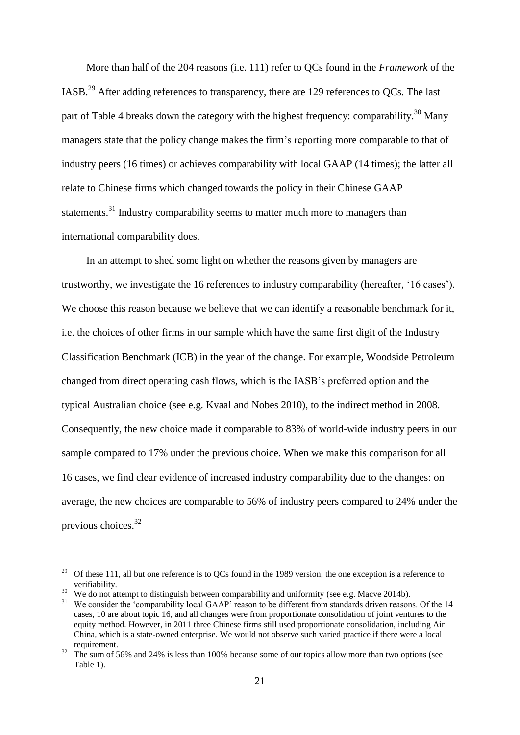More than half of the 204 reasons (i.e. 111) refer to QCs found in the *Framework* of the IASB.[29] After adding references to transparency, there are 129 references to QCs. The last part of Table 4 breaks down the category with the highest frequency: comparability.[30] Many managers state that the policy change makes the firm's reporting more comparable to that of industry peers (16 times) or achieves comparability with local GAAP (14 times); the latter all relate to Chinese firms which changed towards the policy in their Chinese GAAP statements.[31] Industry comparability seems to matter much more to managers than international comparability does.

In an attempt to shed some light on whether the reasons given by managers are trustworthy, we investigate the 16 references to industry comparability (hereafter, '16 cases'). We choose this reason because we believe that we can identify a reasonable benchmark for it, i.e. the choices of other firms in our sample which have the same first digit of the Industry Classification Benchmark (ICB) in the year of the change. For example, Woodside Petroleum changed from direct operating cash flows, which is the IASB's preferred option and the typical Australian choice (see e.g. Kvaal and Nobes 2010), to the indirect method in 2008. Consequently, the new choice made it comparable to 83% of world-wide industry peers in our sample compared to 17% under the previous choice. When we make this comparison for all 16 cases, we find clear evidence of increased industry comparability due to the changes: on average, the new choices are comparable to 56% of industry peers compared to 24% under the previous choices.[32]

---

[29] Of these 111, all but one reference is to QCs found in the 1989 version; the one exception is a reference to verifiability.

[30] We do not attempt to distinguish between comparability and uniformity (see e.g. Macve 2014b).

[31] We consider the 'comparability local GAAP' reason to be different from standards driven reasons. Of the 14 cases, 10 are about topic 16, and all changes were from proportionate consolidation of joint ventures to the equity method. However, in 2011 three Chinese firms still used proportionate consolidation, including Air China, which is a state-owned enterprise. We would not observe such varied practice if there were a local requirement.

[32] The sum of 56% and 24% is less than 100% because some of our topics allow more than two options (see Table 1).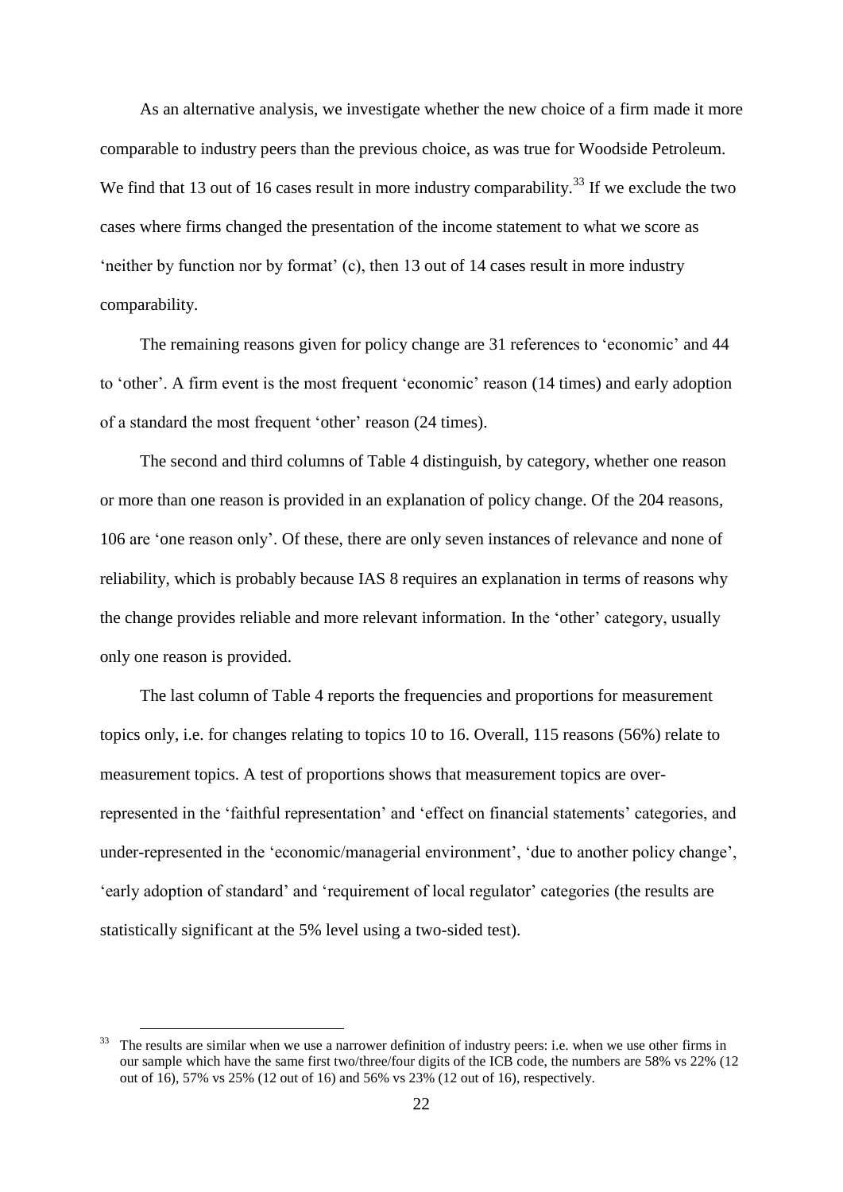As an alternative analysis, we investigate whether the new choice of a firm made it more comparable to industry peers than the previous choice, as was true for Woodside Petroleum. We find that 13 out of 16 cases result in more industry comparability.[33] If we exclude the two cases where firms changed the presentation of the income statement to what we score as 'neither by function nor by format' (c), then 13 out of 14 cases result in more industry comparability.

The remaining reasons given for policy change are 31 references to 'economic' and 44 to 'other'. A firm event is the most frequent 'economic' reason (14 times) and early adoption of a standard the most frequent 'other' reason (24 times).

The second and third columns of Table 4 distinguish, by category, whether one reason or more than one reason is provided in an explanation of policy change. Of the 204 reasons, 106 are 'one reason only'. Of these, there are only seven instances of relevance and none of reliability, which is probably because IAS 8 requires an explanation in terms of reasons why the change provides reliable and more relevant information. In the 'other' category, usually only one reason is provided.

The last column of Table 4 reports the frequencies and proportions for measurement topics only, i.e. for changes relating to topics 10 to 16. Overall, 115 reasons (56%) relate to measurement topics. A test of proportions shows that measurement topics are over-represented in the 'faithful representation' and 'effect on financial statements' categories, and under-represented in the 'economic/managerial environment', 'due to another policy change', 'early adoption of standard' and 'requirement of local regulator' categories (the results are statistically significant at the 5% level using a two-sided test).

[33] The results are similar when we use a narrower definition of industry peers: i.e. when we use other firms in our sample which have the same first two/three/four digits of the ICB code, the numbers are 58% vs 22% (12 out of 16), 57% vs 25% (12 out of 16) and 56% vs 23% (12 out of 16), respectively.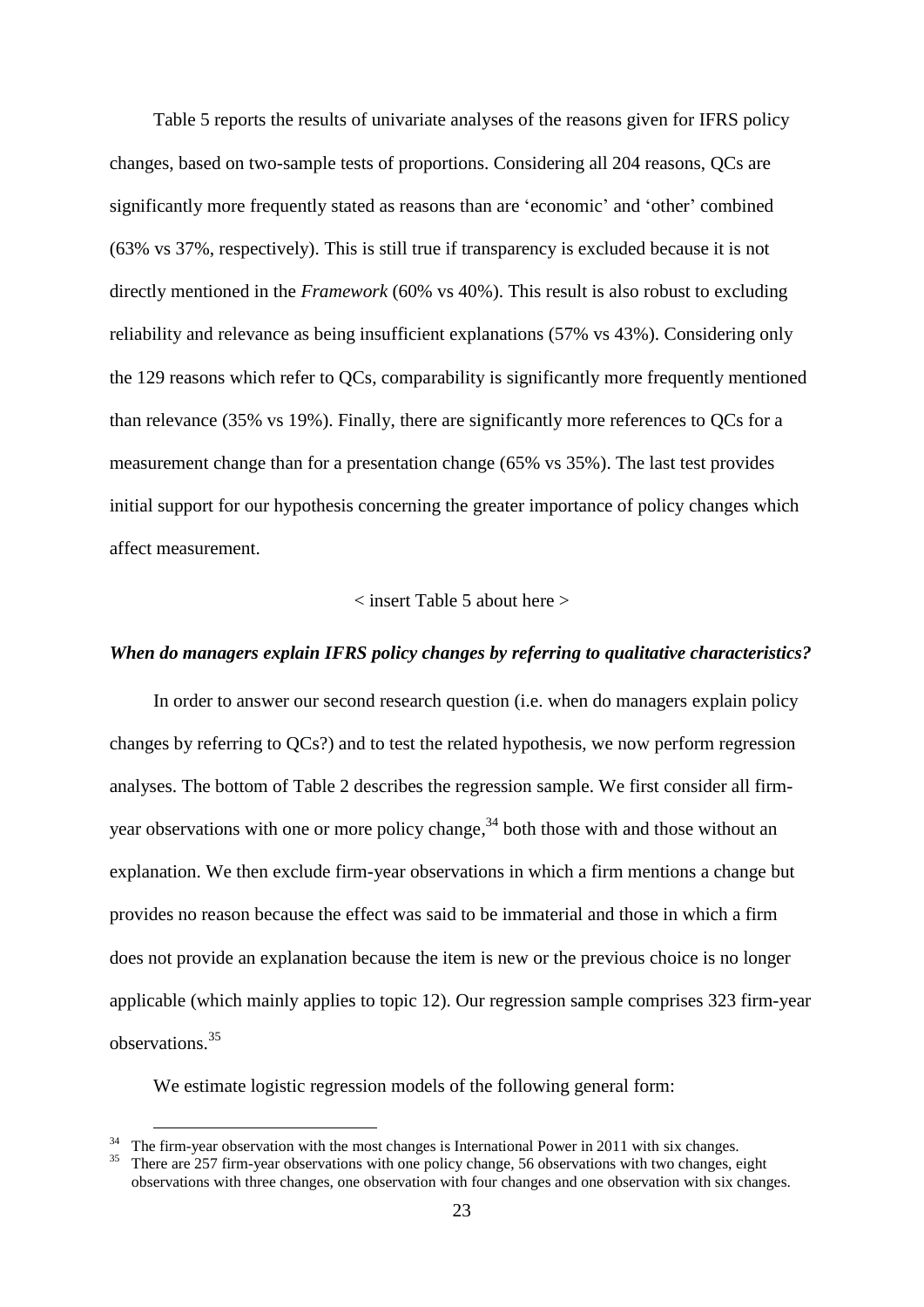Table 5 reports the results of univariate analyses of the reasons given for IFRS policy changes, based on two-sample tests of proportions. Considering all 204 reasons, QCs are significantly more frequently stated as reasons than are 'economic' and 'other' combined (63% vs 37%, respectively). This is still true if transparency is excluded because it is not directly mentioned in the *Framework* (60% vs 40%). This result is also robust to excluding reliability and relevance as being insufficient explanations (57% vs 43%). Considering only the 129 reasons which refer to QCs, comparability is significantly more frequently mentioned than relevance (35% vs 19%). Finally, there are significantly more references to QCs for a measurement change than for a presentation change (65% vs 35%). The last test provides initial support for our hypothesis concerning the greater importance of policy changes which affect measurement.

< insert Table 5 about here >

### *When do managers explain IFRS policy changes by referring to qualitative characteristics?*

In order to answer our second research question (i.e. when do managers explain policy changes by referring to QCs?) and to test the related hypothesis, we now perform regression analyses. The bottom of Table 2 describes the regression sample. We first consider all firm-year observations with one or more policy change,[34] both those with and those without an explanation. We then exclude firm-year observations in which a firm mentions a change but provides no reason because the effect was said to be immaterial and those in which a firm does not provide an explanation because the item is new or the previous choice is no longer applicable (which mainly applies to topic 12). Our regression sample comprises 323 firm-year observations.[35]

We estimate logistic regression models of the following general form:

[34] The firm-year observation with the most changes is International Power in 2011 with six changes.

[35] There are 257 firm-year observations with one policy change, 56 observations with two changes, eight observations with three changes, one observation with four changes and one observation with six changes.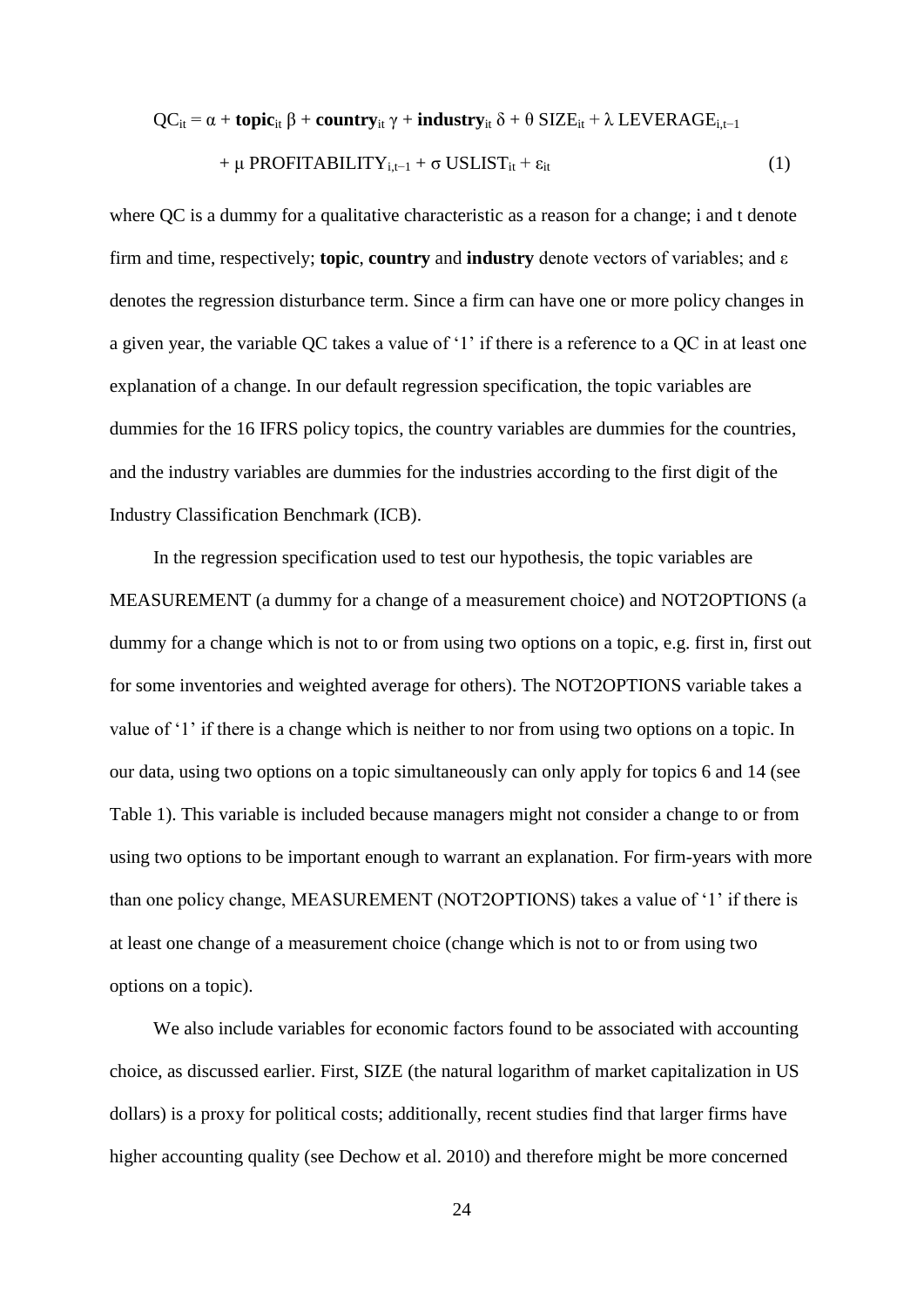$$QC_{it} = \alpha + \textbf{topic}_{it}\,\beta + \textbf{country}_{it}\,\gamma + \textbf{industry}_{it}\,\delta + \theta\,SIZE_{it} + \lambda\,LEVERAGE_{i,t-1}$$

$$+\,\mu\,PROFITABILITY_{i,t-1} + \sigma\,USLIST_{it} + \varepsilon_{it} \qquad (1)$$

where QC is a dummy for a qualitative characteristic as a reason for a change; i and t denote firm and time, respectively; **topic**, **country** and **industry** denote vectors of variables; and $\varepsilon$ denotes the regression disturbance term. Since a firm can have one or more policy changes in a given year, the variable QC takes a value of '1' if there is a reference to a QC in at least one explanation of a change. In our default regression specification, the topic variables are dummies for the 16 IFRS policy topics, the country variables are dummies for the countries, and the industry variables are dummies for the industries according to the first digit of the Industry Classification Benchmark (ICB).

In the regression specification used to test our hypothesis, the topic variables are MEASUREMENT (a dummy for a change of a measurement choice) and NOT2OPTIONS (a dummy for a change which is not to or from using two options on a topic, e.g. first in, first out for some inventories and weighted average for others). The NOT2OPTIONS variable takes a value of '1' if there is a change which is neither to nor from using two options on a topic. In our data, using two options on a topic simultaneously can only apply for topics 6 and 14 (see Table 1). This variable is included because managers might not consider a change to or from using two options to be important enough to warrant an explanation. For firm-years with more than one policy change, MEASUREMENT (NOT2OPTIONS) takes a value of '1' if there is at least one change of a measurement choice (change which is not to or from using two options on a topic).

We also include variables for economic factors found to be associated with accounting choice, as discussed earlier. First, SIZE (the natural logarithm of market capitalization in US dollars) is a proxy for political costs; additionally, recent studies find that larger firms have higher accounting quality (see Dechow et al. 2010) and therefore might be more concerned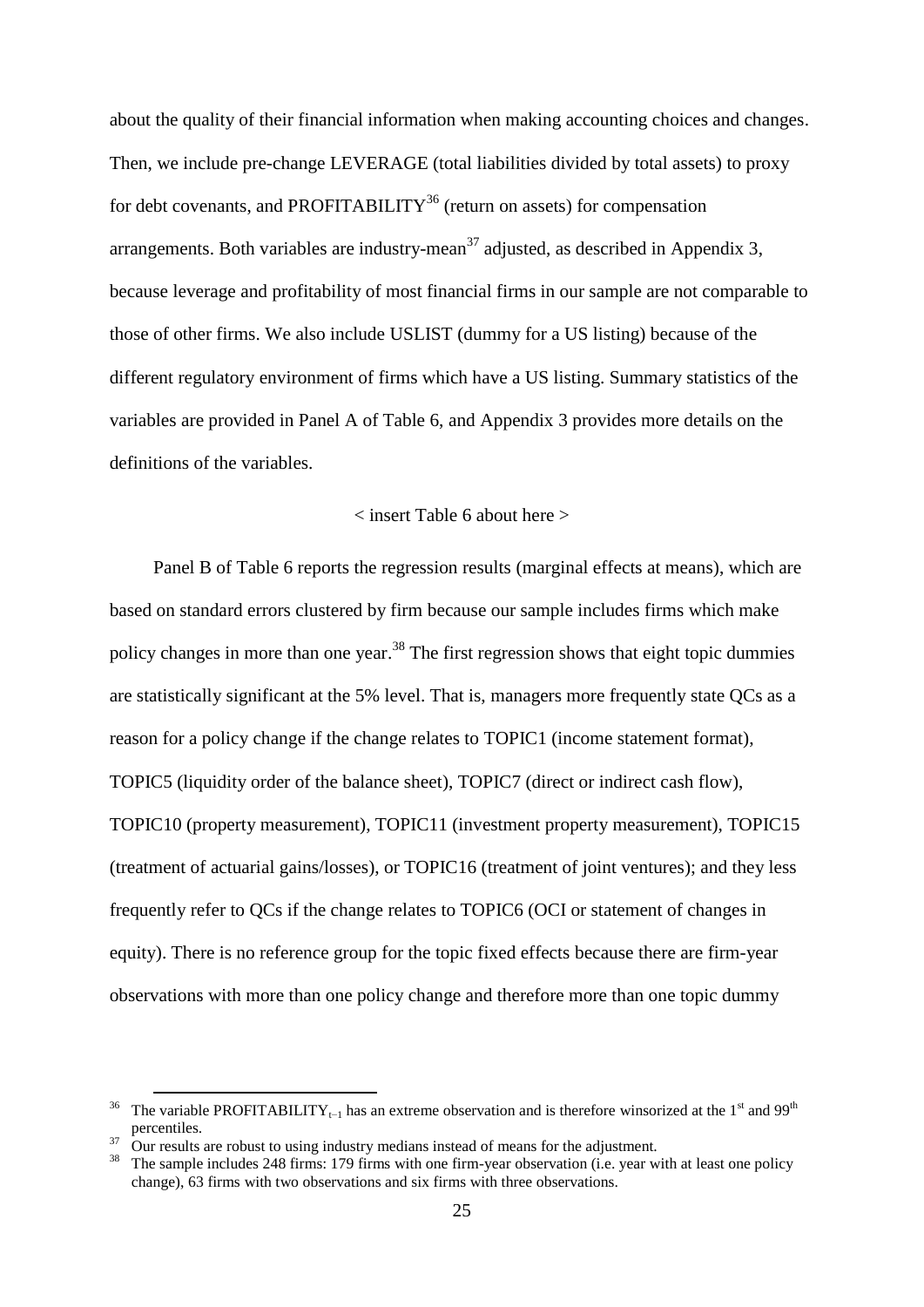about the quality of their financial information when making accounting choices and changes. Then, we include pre-change LEVERAGE (total liabilities divided by total assets) to proxy for debt covenants, and PROFITABILITY[36] (return on assets) for compensation arrangements. Both variables are industry-mean[37] adjusted, as described in Appendix 3, because leverage and profitability of most financial firms in our sample are not comparable to those of other firms. We also include USLIST (dummy for a US listing) because of the different regulatory environment of firms which have a US listing. Summary statistics of the variables are provided in Panel A of Table 6, and Appendix 3 provides more details on the definitions of the variables.

< insert Table 6 about here >

Panel B of Table 6 reports the regression results (marginal effects at means), which are based on standard errors clustered by firm because our sample includes firms which make policy changes in more than one year.[38] The first regression shows that eight topic dummies are statistically significant at the 5% level. That is, managers more frequently state QCs as a reason for a policy change if the change relates to TOPIC1 (income statement format), TOPIC5 (liquidity order of the balance sheet), TOPIC7 (direct or indirect cash flow), TOPIC10 (property measurement), TOPIC11 (investment property measurement), TOPIC15 (treatment of actuarial gains/losses), or TOPIC16 (treatment of joint ventures); and they less frequently refer to QCs if the change relates to TOPIC6 (OCI or statement of changes in equity). There is no reference group for the topic fixed effects because there are firm-year observations with more than one policy change and therefore more than one topic dummy

---

[36] The variable $PROFITABILITY_{t-1}$ has an extreme observation and is therefore winsorized at the 1st and 99th percentiles.

[37] Our results are robust to using industry medians instead of means for the adjustment.

[38] The sample includes 248 firms: 179 firms with one firm-year observation (i.e. year with at least one policy change), 63 firms with two observations and six firms with three observations.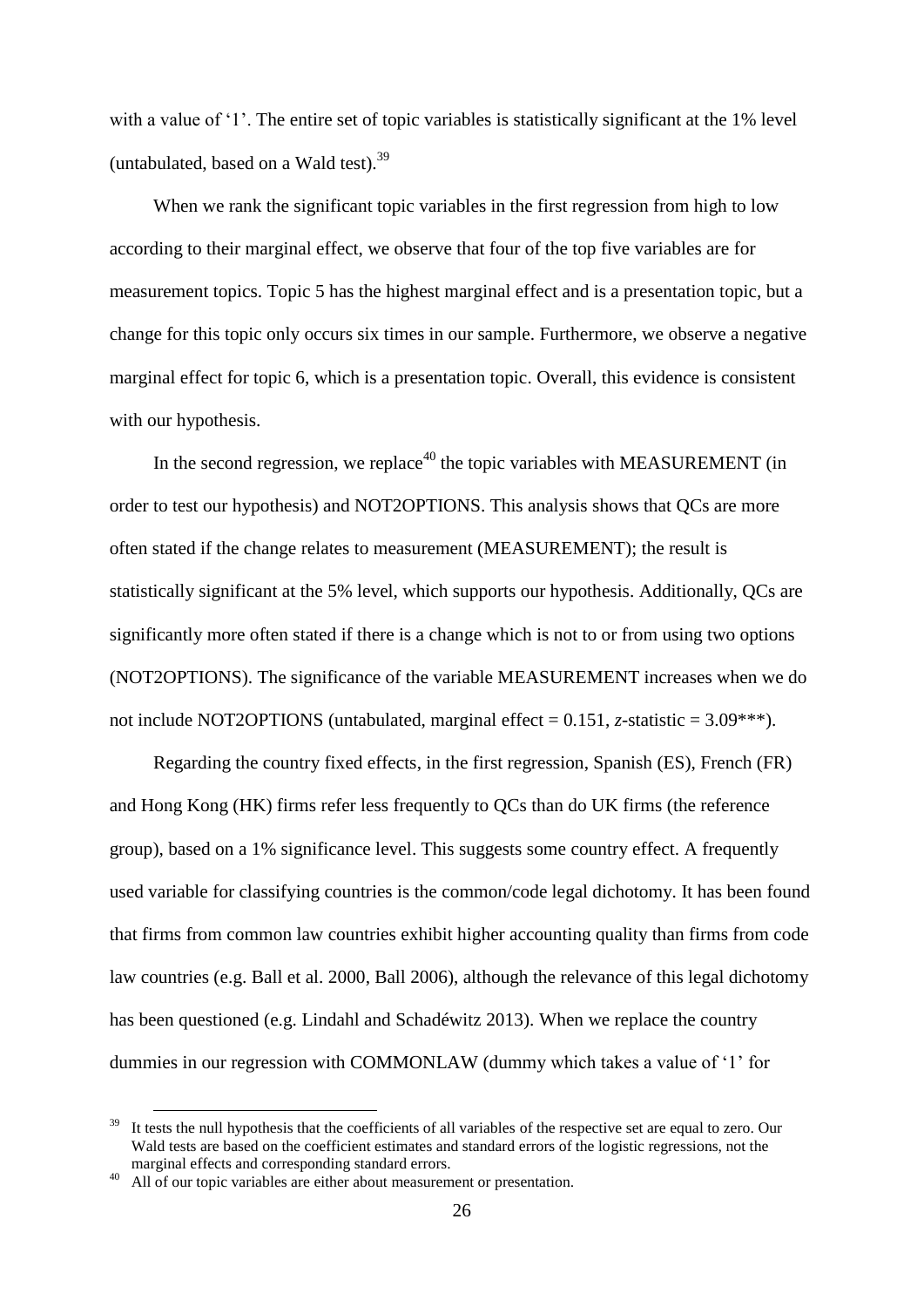with a value of '1'. The entire set of topic variables is statistically significant at the 1% level (untabulated, based on a Wald test).[39]

When we rank the significant topic variables in the first regression from high to low according to their marginal effect, we observe that four of the top five variables are for measurement topics. Topic 5 has the highest marginal effect and is a presentation topic, but a change for this topic only occurs six times in our sample. Furthermore, we observe a negative marginal effect for topic 6, which is a presentation topic. Overall, this evidence is consistent with our hypothesis.

In the second regression, we replace[40] the topic variables with MEASUREMENT (in order to test our hypothesis) and NOT2OPTIONS. This analysis shows that QCs are more often stated if the change relates to measurement (MEASUREMENT); the result is statistically significant at the 5% level, which supports our hypothesis. Additionally, QCs are significantly more often stated if there is a change which is not to or from using two options (NOT2OPTIONS). The significance of the variable MEASUREMENT increases when we do not include NOT2OPTIONS (untabulated, marginal effect = 0.151, *z*-statistic = 3.09***).

Regarding the country fixed effects, in the first regression, Spanish (ES), French (FR) and Hong Kong (HK) firms refer less frequently to QCs than do UK firms (the reference group), based on a 1% significance level. This suggests some country effect. A frequently used variable for classifying countries is the common/code legal dichotomy. It has been found that firms from common law countries exhibit higher accounting quality than firms from code law countries (e.g. Ball et al. 2000, Ball 2006), although the relevance of this legal dichotomy has been questioned (e.g. Lindahl and Schadéwitz 2013). When we replace the country dummies in our regression with COMMONLAW (dummy which takes a value of '1' for

[39] It tests the null hypothesis that the coefficients of all variables of the respective set are equal to zero. Our Wald tests are based on the coefficient estimates and standard errors of the logistic regressions, not the marginal effects and corresponding standard errors.

[40] All of our topic variables are either about measurement or presentation.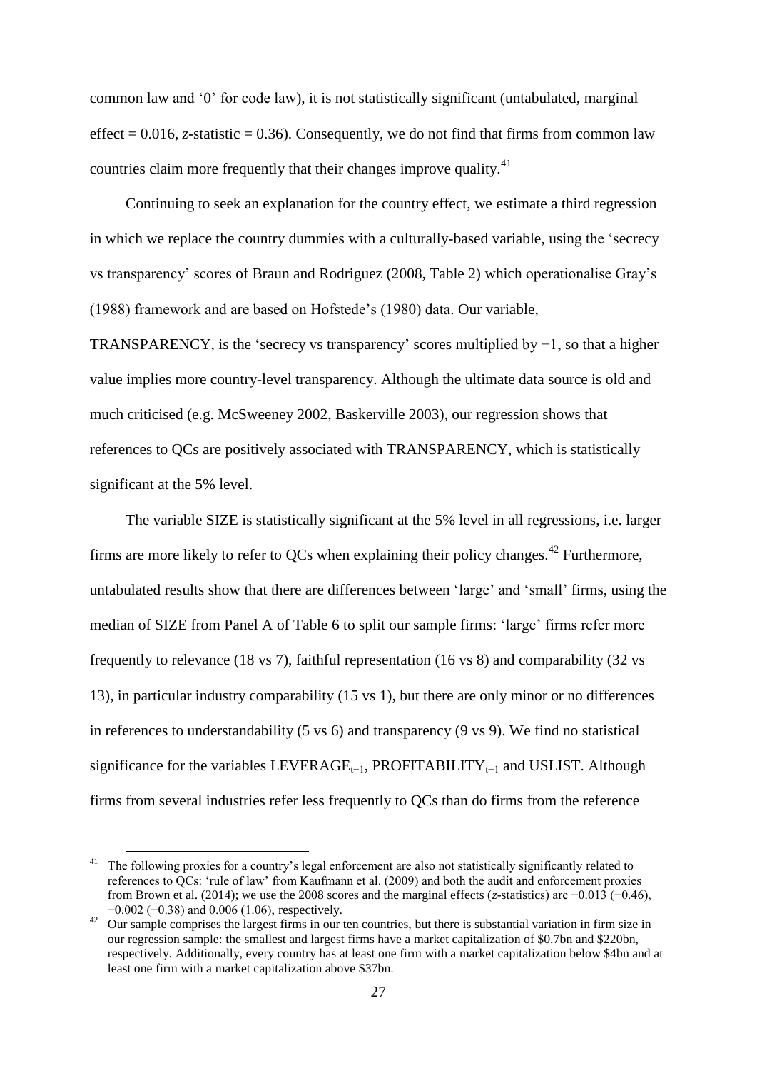common law and '0' for code law), it is not statistically significant (untabulated, marginal effect = 0.016, *z*-statistic = 0.36). Consequently, we do not find that firms from common law countries claim more frequently that their changes improve quality.[41]

Continuing to seek an explanation for the country effect, we estimate a third regression in which we replace the country dummies with a culturally-based variable, using the 'secrecy vs transparency' scores of Braun and Rodriguez (2008, Table 2) which operationalise Gray's (1988) framework and are based on Hofstede's (1980) data. Our variable, TRANSPARENCY, is the 'secrecy vs transparency' scores multiplied by −1, so that a higher value implies more country-level transparency. Although the ultimate data source is old and much criticised (e.g. McSweeney 2002, Baskerville 2003), our regression shows that references to QCs are positively associated with TRANSPARENCY, which is statistically significant at the 5% level.

The variable SIZE is statistically significant at the 5% level in all regressions, i.e. larger firms are more likely to refer to QCs when explaining their policy changes.[42] Furthermore, untabulated results show that there are differences between 'large' and 'small' firms, using the median of SIZE from Panel A of Table 6 to split our sample firms: 'large' firms refer more frequently to relevance (18 vs 7), faithful representation (16 vs 8) and comparability (32 vs 13), in particular industry comparability (15 vs 1), but there are only minor or no differences in references to understandability (5 vs 6) and transparency (9 vs 9). We find no statistical significance for the variables $LEVERAGE_{t-1}$, $PROFITABILITY_{t-1}$ and USLIST. Although firms from several industries refer less frequently to QCs than do firms from the reference

---

[41] The following proxies for a country's legal enforcement are also not statistically significantly related to references to QCs: 'rule of law' from Kaufmann et al. (2009) and both the audit and enforcement proxies from Brown et al. (2014); we use the 2008 scores and the marginal effects (*z*-statistics) are −0.013 (−0.46), −0.002 (−0.38) and 0.006 (1.06), respectively.

[42] Our sample comprises the largest firms in our ten countries, but there is substantial variation in firm size in our regression sample: the smallest and largest firms have a market capitalization of \$0.7bn and \$220bn, respectively. Additionally, every country has at least one firm with a market capitalization below \$4bn and at least one firm with a market capitalization above \$37bn.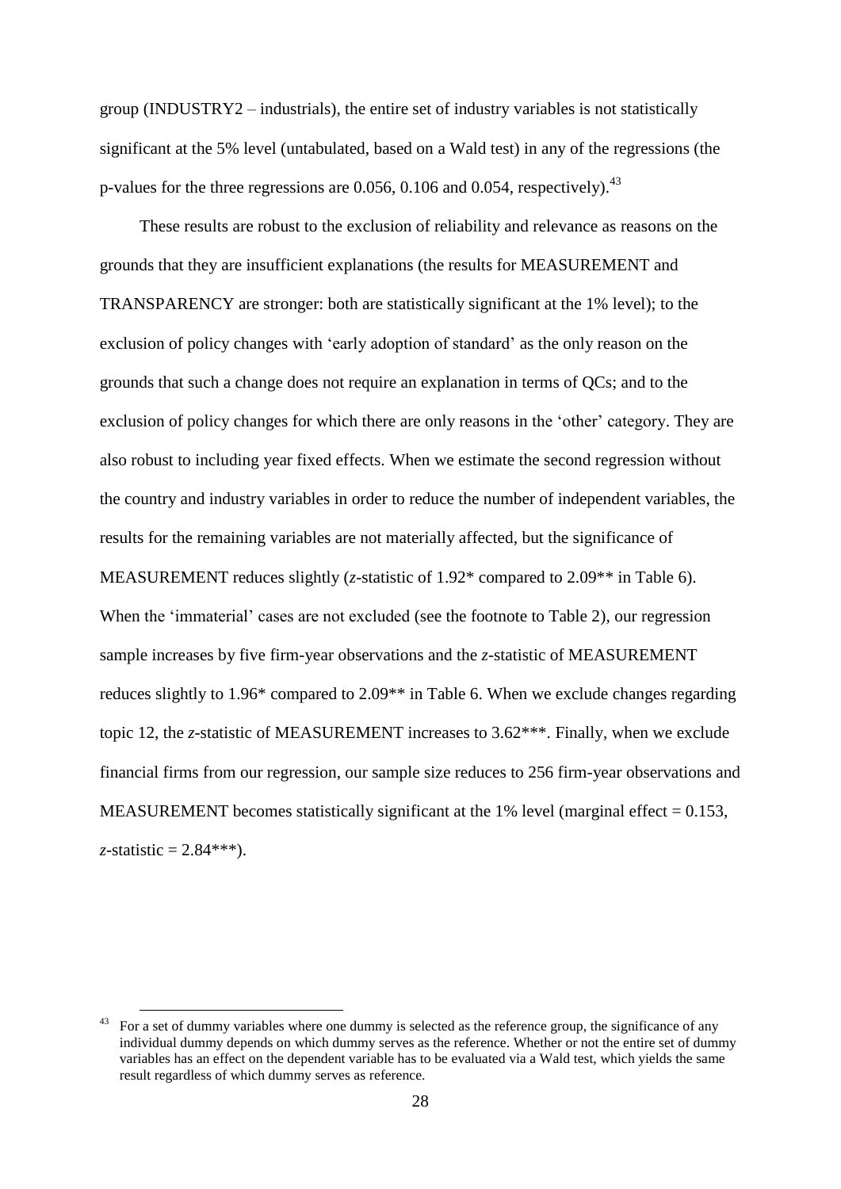group (INDUSTRY2 – industrials), the entire set of industry variables is not statistically significant at the 5% level (untabulated, based on a Wald test) in any of the regressions (the p-values for the three regressions are 0.056, 0.106 and 0.054, respectively).[43]

These results are robust to the exclusion of reliability and relevance as reasons on the grounds that they are insufficient explanations (the results for MEASUREMENT and TRANSPARENCY are stronger: both are statistically significant at the 1% level); to the exclusion of policy changes with 'early adoption of standard' as the only reason on the grounds that such a change does not require an explanation in terms of QCs; and to the exclusion of policy changes for which there are only reasons in the 'other' category. They are also robust to including year fixed effects. When we estimate the second regression without the country and industry variables in order to reduce the number of independent variables, the results for the remaining variables are not materially affected, but the significance of MEASUREMENT reduces slightly (*z*-statistic of 1.92* compared to 2.09** in Table 6). When the 'immaterial' cases are not excluded (see the footnote to Table 2), our regression sample increases by five firm-year observations and the *z*-statistic of MEASUREMENT reduces slightly to 1.96* compared to 2.09** in Table 6. When we exclude changes regarding topic 12, the *z*-statistic of MEASUREMENT increases to 3.62***. Finally, when we exclude financial firms from our regression, our sample size reduces to 256 firm-year observations and MEASUREMENT becomes statistically significant at the 1% level (marginal effect = 0.153, *z*-statistic = 2.84***).

[43] For a set of dummy variables where one dummy is selected as the reference group, the significance of any individual dummy depends on which dummy serves as the reference. Whether or not the entire set of dummy variables has an effect on the dependent variable has to be evaluated via a Wald test, which yields the same result regardless of which dummy serves as reference.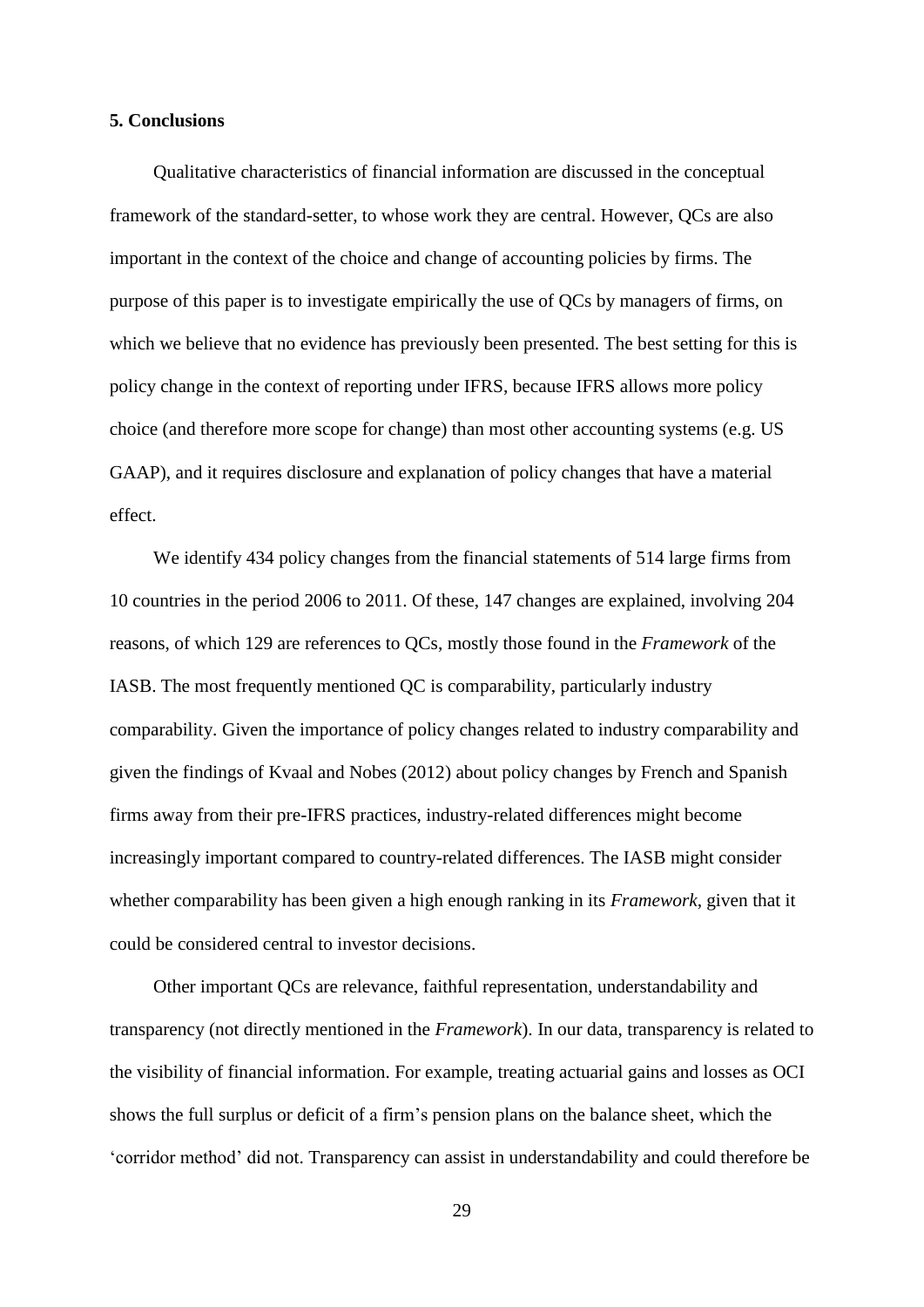## 5. Conclusions

Qualitative characteristics of financial information are discussed in the conceptual framework of the standard-setter, to whose work they are central. However, QCs are also important in the context of the choice and change of accounting policies by firms. The purpose of this paper is to investigate empirically the use of QCs by managers of firms, on which we believe that no evidence has previously been presented. The best setting for this is policy change in the context of reporting under IFRS, because IFRS allows more policy choice (and therefore more scope for change) than most other accounting systems (e.g. US GAAP), and it requires disclosure and explanation of policy changes that have a material effect.

We identify 434 policy changes from the financial statements of 514 large firms from 10 countries in the period 2006 to 2011. Of these, 147 changes are explained, involving 204 reasons, of which 129 are references to QCs, mostly those found in the *Framework* of the IASB. The most frequently mentioned QC is comparability, particularly industry comparability. Given the importance of policy changes related to industry comparability and given the findings of Kvaal and Nobes (2012) about policy changes by French and Spanish firms away from their pre-IFRS practices, industry-related differences might become increasingly important compared to country-related differences. The IASB might consider whether comparability has been given a high enough ranking in its *Framework*, given that it could be considered central to investor decisions.

Other important QCs are relevance, faithful representation, understandability and transparency (not directly mentioned in the *Framework*). In our data, transparency is related to the visibility of financial information. For example, treating actuarial gains and losses as OCI shows the full surplus or deficit of a firm's pension plans on the balance sheet, which the 'corridor method' did not. Transparency can assist in understandability and could therefore be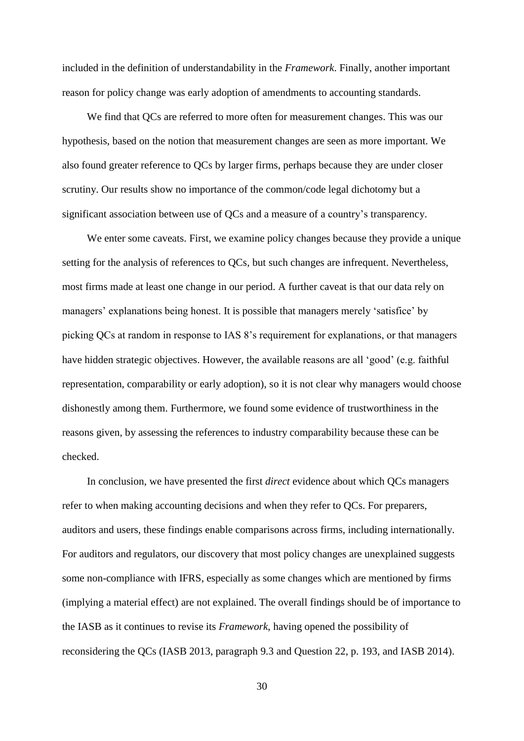included in the definition of understandability in the *Framework*. Finally, another important reason for policy change was early adoption of amendments to accounting standards.

We find that QCs are referred to more often for measurement changes. This was our hypothesis, based on the notion that measurement changes are seen as more important. We also found greater reference to QCs by larger firms, perhaps because they are under closer scrutiny. Our results show no importance of the common/code legal dichotomy but a significant association between use of QCs and a measure of a country's transparency.

We enter some caveats. First, we examine policy changes because they provide a unique setting for the analysis of references to QCs, but such changes are infrequent. Nevertheless, most firms made at least one change in our period. A further caveat is that our data rely on managers' explanations being honest. It is possible that managers merely 'satisfice' by picking QCs at random in response to IAS 8's requirement for explanations, or that managers have hidden strategic objectives. However, the available reasons are all 'good' (e.g. faithful representation, comparability or early adoption), so it is not clear why managers would choose dishonestly among them. Furthermore, we found some evidence of trustworthiness in the reasons given, by assessing the references to industry comparability because these can be checked.

In conclusion, we have presented the first *direct* evidence about which QCs managers refer to when making accounting decisions and when they refer to QCs. For preparers, auditors and users, these findings enable comparisons across firms, including internationally. For auditors and regulators, our discovery that most policy changes are unexplained suggests some non-compliance with IFRS, especially as some changes which are mentioned by firms (implying a material effect) are not explained. The overall findings should be of importance to the IASB as it continues to revise its *Framework*, having opened the possibility of reconsidering the QCs (IASB 2013, paragraph 9.3 and Question 22, p. 193, and IASB 2014).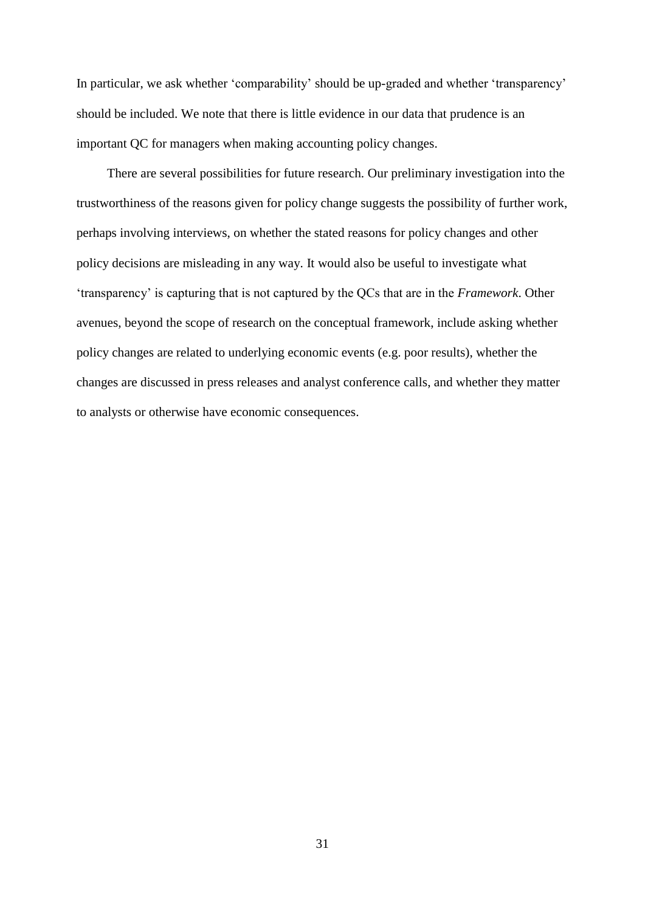In particular, we ask whether 'comparability' should be up-graded and whether 'transparency' should be included. We note that there is little evidence in our data that prudence is an important QC for managers when making accounting policy changes.

There are several possibilities for future research. Our preliminary investigation into the trustworthiness of the reasons given for policy change suggests the possibility of further work, perhaps involving interviews, on whether the stated reasons for policy changes and other policy decisions are misleading in any way. It would also be useful to investigate what 'transparency' is capturing that is not captured by the QCs that are in the *Framework*. Other avenues, beyond the scope of research on the conceptual framework, include asking whether policy changes are related to underlying economic events (e.g. poor results), whether the changes are discussed in press releases and analyst conference calls, and whether they matter to analysts or otherwise have economic consequences.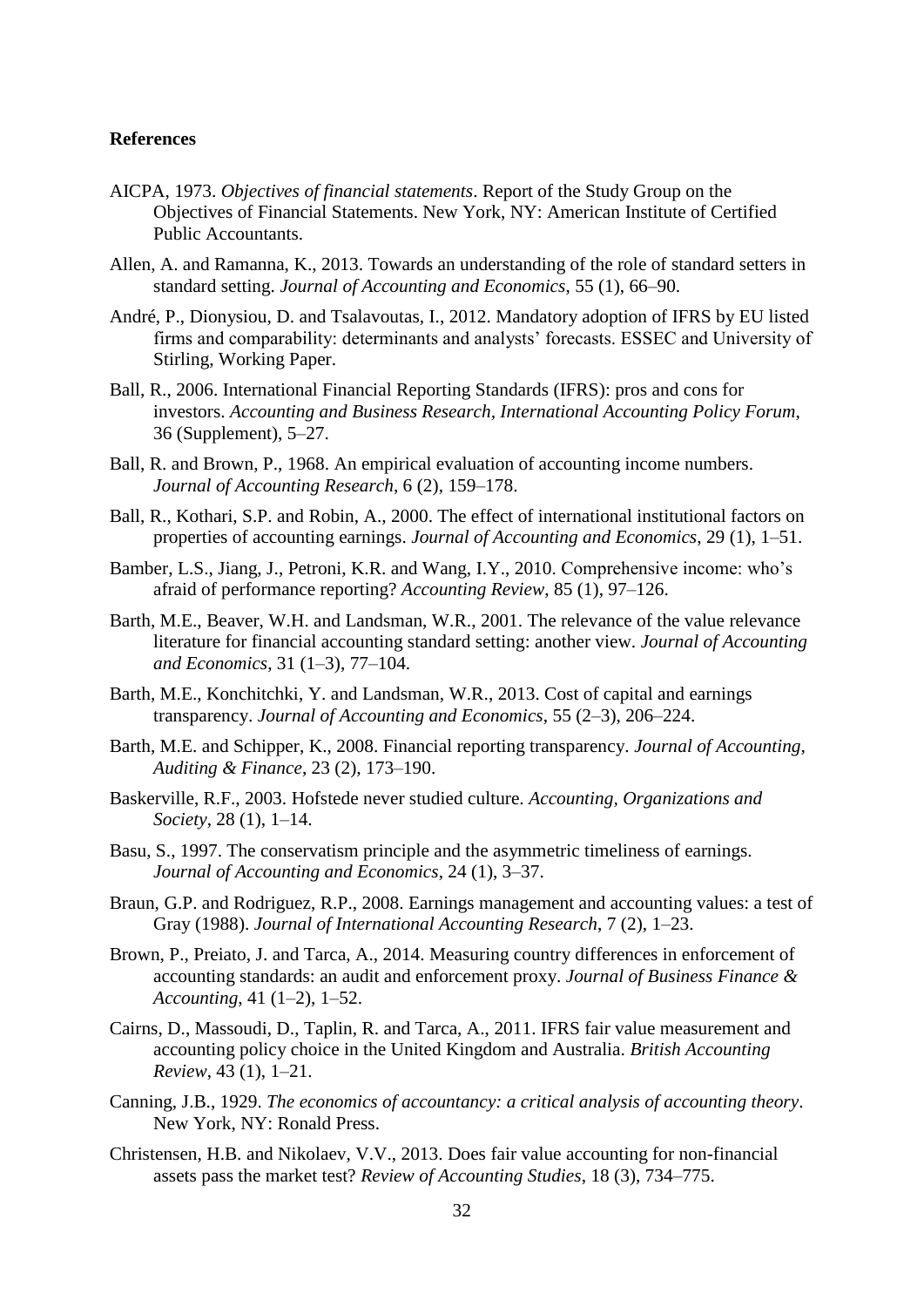**References**

AICPA, 1973. *Objectives of financial statements*. Report of the Study Group on the Objectives of Financial Statements. New York, NY: American Institute of Certified Public Accountants.

Allen, A. and Ramanna, K., 2013. Towards an understanding of the role of standard setters in standard setting. *Journal of Accounting and Economics*, 55 (1), 66–90.

André, P., Dionysiou, D. and Tsalavoutas, I., 2012. Mandatory adoption of IFRS by EU listed firms and comparability: determinants and analysts' forecasts. ESSEC and University of Stirling, Working Paper.

Ball, R., 2006. International Financial Reporting Standards (IFRS): pros and cons for investors. *Accounting and Business Research, International Accounting Policy Forum*, 36 (Supplement), 5–27.

Ball, R. and Brown, P., 1968. An empirical evaluation of accounting income numbers. *Journal of Accounting Research*, 6 (2), 159–178.

Ball, R., Kothari, S.P. and Robin, A., 2000. The effect of international institutional factors on properties of accounting earnings. *Journal of Accounting and Economics*, 29 (1), 1–51.

Bamber, L.S., Jiang, J., Petroni, K.R. and Wang, I.Y., 2010. Comprehensive income: who's afraid of performance reporting? *Accounting Review*, 85 (1), 97–126.

Barth, M.E., Beaver, W.H. and Landsman, W.R., 2001. The relevance of the value relevance literature for financial accounting standard setting: another view. *Journal of Accounting and Economics*, 31 (1–3), 77–104.

Barth, M.E., Konchitchki, Y. and Landsman, W.R., 2013. Cost of capital and earnings transparency. *Journal of Accounting and Economics*, 55 (2–3), 206–224.

Barth, M.E. and Schipper, K., 2008. Financial reporting transparency. *Journal of Accounting, Auditing & Finance*, 23 (2), 173–190.

Baskerville, R.F., 2003. Hofstede never studied culture. *Accounting, Organizations and Society*, 28 (1), 1–14.

Basu, S., 1997. The conservatism principle and the asymmetric timeliness of earnings. *Journal of Accounting and Economics*, 24 (1), 3–37.

Braun, G.P. and Rodriguez, R.P., 2008. Earnings management and accounting values: a test of Gray (1988). *Journal of International Accounting Research*, 7 (2), 1–23.

Brown, P., Preiato, J. and Tarca, A., 2014. Measuring country differences in enforcement of accounting standards: an audit and enforcement proxy. *Journal of Business Finance & Accounting*, 41 (1–2), 1–52.

Cairns, D., Massoudi, D., Taplin, R. and Tarca, A., 2011. IFRS fair value measurement and accounting policy choice in the United Kingdom and Australia. *British Accounting Review*, 43 (1), 1–21.

Canning, J.B., 1929. *The economics of accountancy: a critical analysis of accounting theory*. New York, NY: Ronald Press.

Christensen, H.B. and Nikolaev, V.V., 2013. Does fair value accounting for non-financial assets pass the market test? *Review of Accounting Studies*, 18 (3), 734–775.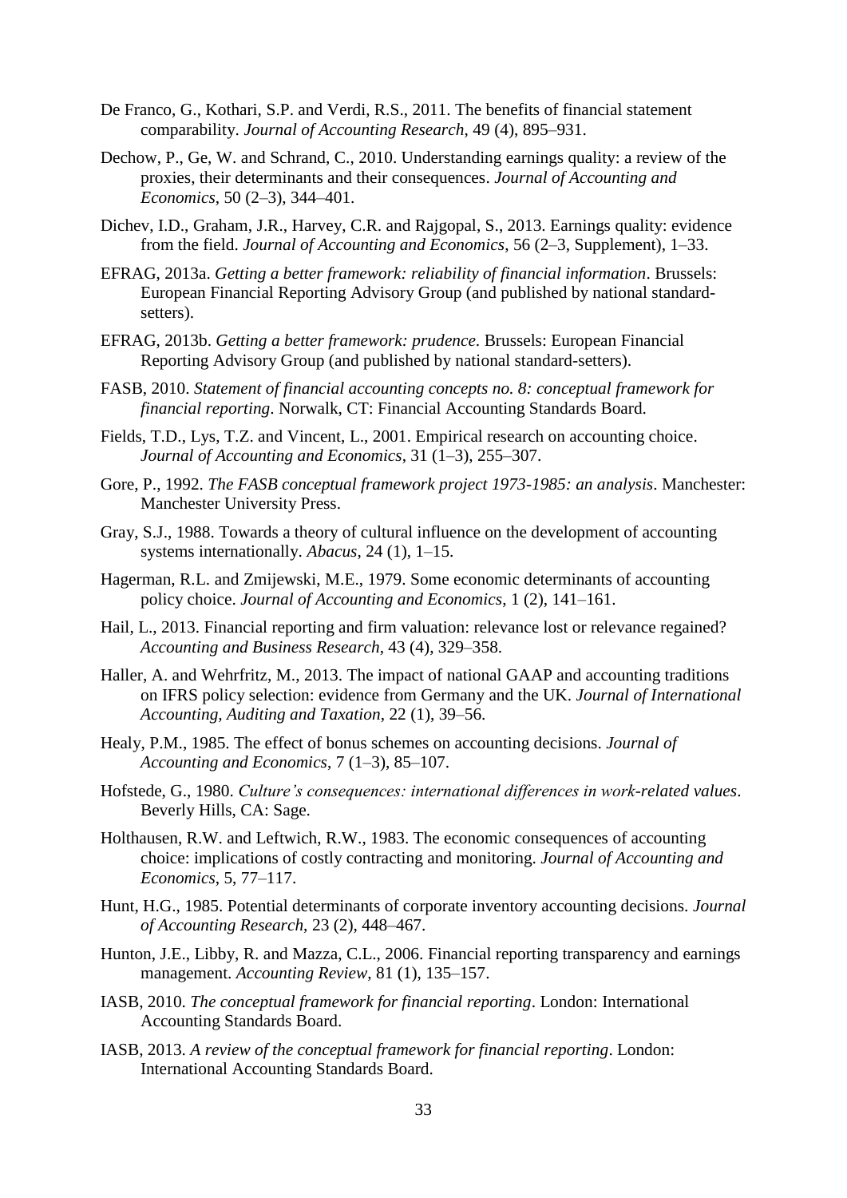De Franco, G., Kothari, S.P. and Verdi, R.S., 2011. The benefits of financial statement comparability. *Journal of Accounting Research*, 49 (4), 895–931.

Dechow, P., Ge, W. and Schrand, C., 2010. Understanding earnings quality: a review of the proxies, their determinants and their consequences. *Journal of Accounting and Economics*, 50 (2–3), 344–401.

Dichev, I.D., Graham, J.R., Harvey, C.R. and Rajgopal, S., 2013. Earnings quality: evidence from the field. *Journal of Accounting and Economics*, 56 (2–3, Supplement), 1–33.

EFRAG, 2013a. *Getting a better framework: reliability of financial information*. Brussels: European Financial Reporting Advisory Group (and published by national standard-setters).

EFRAG, 2013b. *Getting a better framework: prudence*. Brussels: European Financial Reporting Advisory Group (and published by national standard-setters).

FASB, 2010. *Statement of financial accounting concepts no. 8: conceptual framework for financial reporting*. Norwalk, CT: Financial Accounting Standards Board.

Fields, T.D., Lys, T.Z. and Vincent, L., 2001. Empirical research on accounting choice. *Journal of Accounting and Economics*, 31 (1–3), 255–307.

Gore, P., 1992. *The FASB conceptual framework project 1973-1985: an analysis*. Manchester: Manchester University Press.

Gray, S.J., 1988. Towards a theory of cultural influence on the development of accounting systems internationally. *Abacus*, 24 (1), 1–15.

Hagerman, R.L. and Zmijewski, M.E., 1979. Some economic determinants of accounting policy choice. *Journal of Accounting and Economics*, 1 (2), 141–161.

Hail, L., 2013. Financial reporting and firm valuation: relevance lost or relevance regained? *Accounting and Business Research*, 43 (4), 329–358.

Haller, A. and Wehrfritz, M., 2013. The impact of national GAAP and accounting traditions on IFRS policy selection: evidence from Germany and the UK. *Journal of International Accounting, Auditing and Taxation*, 22 (1), 39–56.

Healy, P.M., 1985. The effect of bonus schemes on accounting decisions. *Journal of Accounting and Economics*, 7 (1–3), 85–107.

Hofstede, G., 1980. *Culture's consequences: international differences in work-related values*. Beverly Hills, CA: Sage.

Holthausen, R.W. and Leftwich, R.W., 1983. The economic consequences of accounting choice: implications of costly contracting and monitoring. *Journal of Accounting and Economics*, 5, 77–117.

Hunt, H.G., 1985. Potential determinants of corporate inventory accounting decisions. *Journal of Accounting Research*, 23 (2), 448–467.

Hunton, J.E., Libby, R. and Mazza, C.L., 2006. Financial reporting transparency and earnings management. *Accounting Review*, 81 (1), 135–157.

IASB, 2010. *The conceptual framework for financial reporting*. London: International Accounting Standards Board.

IASB, 2013. *A review of the conceptual framework for financial reporting*. London: International Accounting Standards Board.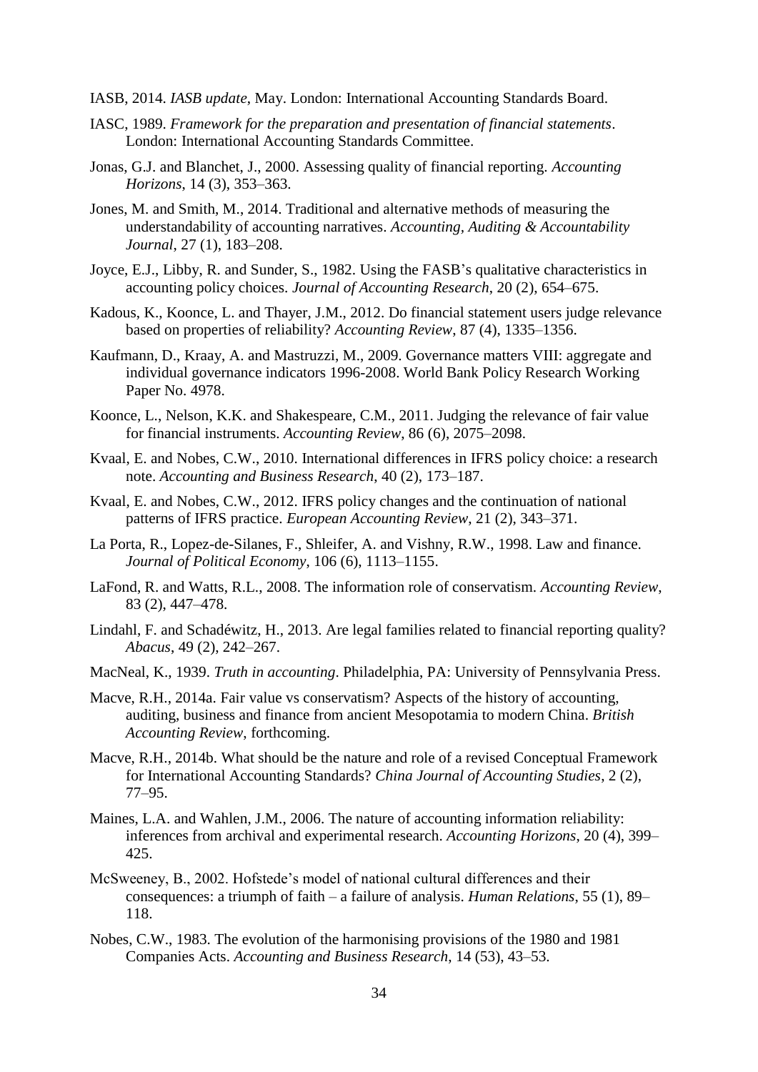IASB, 2014. *IASB update*, May. London: International Accounting Standards Board.

IASC, 1989. *Framework for the preparation and presentation of financial statements*. London: International Accounting Standards Committee.

Jonas, G.J. and Blanchet, J., 2000. Assessing quality of financial reporting. *Accounting Horizons*, 14 (3), 353–363.

Jones, M. and Smith, M., 2014. Traditional and alternative methods of measuring the understandability of accounting narratives. *Accounting, Auditing & Accountability Journal*, 27 (1), 183–208.

Joyce, E.J., Libby, R. and Sunder, S., 1982. Using the FASB's qualitative characteristics in accounting policy choices. *Journal of Accounting Research*, 20 (2), 654–675.

Kadous, K., Koonce, L. and Thayer, J.M., 2012. Do financial statement users judge relevance based on properties of reliability? *Accounting Review*, 87 (4), 1335–1356.

Kaufmann, D., Kraay, A. and Mastruzzi, M., 2009. Governance matters VIII: aggregate and individual governance indicators 1996-2008. World Bank Policy Research Working Paper No. 4978.

Koonce, L., Nelson, K.K. and Shakespeare, C.M., 2011. Judging the relevance of fair value for financial instruments. *Accounting Review*, 86 (6), 2075–2098.

Kvaal, E. and Nobes, C.W., 2010. International differences in IFRS policy choice: a research note. *Accounting and Business Research*, 40 (2), 173–187.

Kvaal, E. and Nobes, C.W., 2012. IFRS policy changes and the continuation of national patterns of IFRS practice. *European Accounting Review*, 21 (2), 343–371.

La Porta, R., Lopez-de-Silanes, F., Shleifer, A. and Vishny, R.W., 1998. Law and finance. *Journal of Political Economy*, 106 (6), 1113–1155.

LaFond, R. and Watts, R.L., 2008. The information role of conservatism. *Accounting Review*, 83 (2), 447–478.

Lindahl, F. and Schadéwitz, H., 2013. Are legal families related to financial reporting quality? *Abacus*, 49 (2), 242–267.

MacNeal, K., 1939. *Truth in accounting*. Philadelphia, PA: University of Pennsylvania Press.

Macve, R.H., 2014a. Fair value vs conservatism? Aspects of the history of accounting, auditing, business and finance from ancient Mesopotamia to modern China. *British Accounting Review*, forthcoming.

Macve, R.H., 2014b. What should be the nature and role of a revised Conceptual Framework for International Accounting Standards? *China Journal of Accounting Studies*, 2 (2), 77–95.

Maines, L.A. and Wahlen, J.M., 2006. The nature of accounting information reliability: inferences from archival and experimental research. *Accounting Horizons*, 20 (4), 399–425.

McSweeney, B., 2002. Hofstede's model of national cultural differences and their consequences: a triumph of faith – a failure of analysis. *Human Relations*, 55 (1), 89–118.

Nobes, C.W., 1983. The evolution of the harmonising provisions of the 1980 and 1981 Companies Acts. *Accounting and Business Research*, 14 (53), 43–53.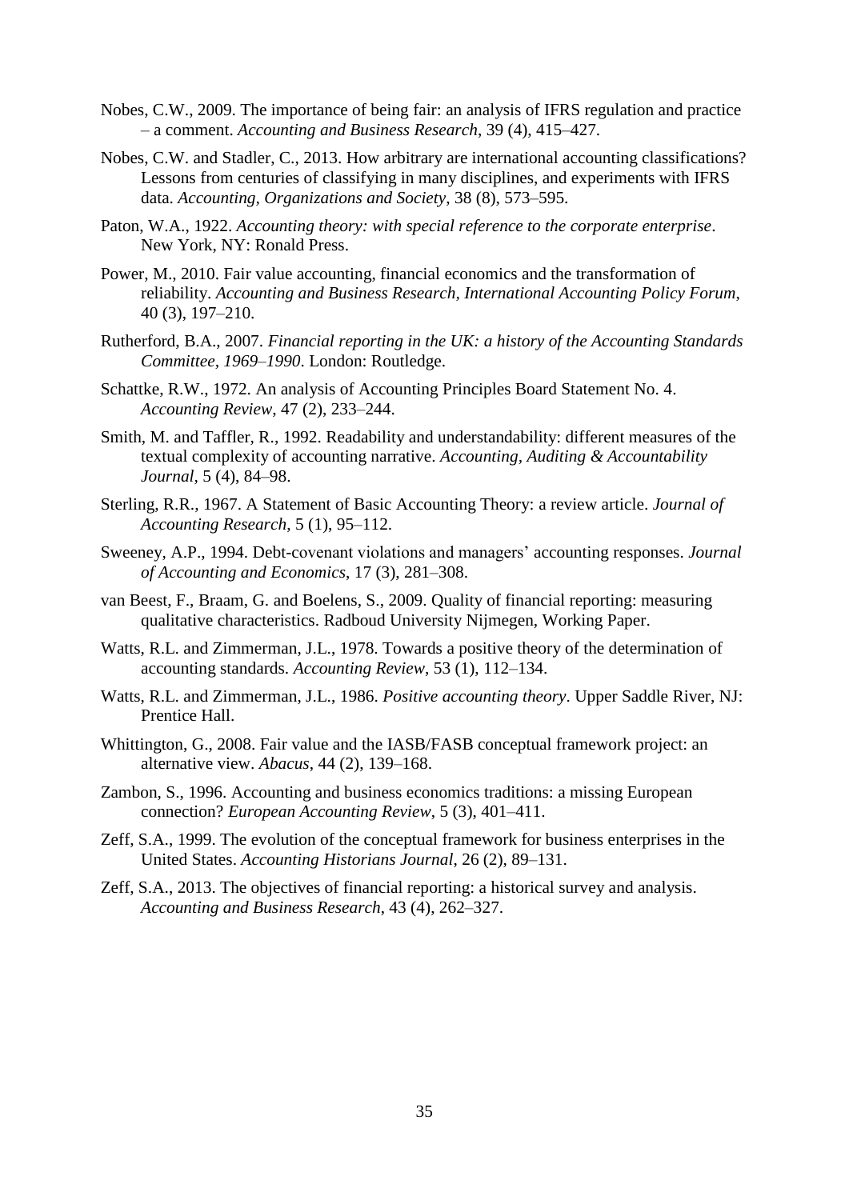Nobes, C.W., 2009. The importance of being fair: an analysis of IFRS regulation and practice – a comment. *Accounting and Business Research*, 39 (4), 415–427.

Nobes, C.W. and Stadler, C., 2013. How arbitrary are international accounting classifications? Lessons from centuries of classifying in many disciplines, and experiments with IFRS data. *Accounting, Organizations and Society*, 38 (8), 573–595.

Paton, W.A., 1922. *Accounting theory: with special reference to the corporate enterprise*. New York, NY: Ronald Press.

Power, M., 2010. Fair value accounting, financial economics and the transformation of reliability. *Accounting and Business Research, International Accounting Policy Forum*, 40 (3), 197–210.

Rutherford, B.A., 2007. *Financial reporting in the UK: a history of the Accounting Standards Committee, 1969–1990*. London: Routledge.

Schattke, R.W., 1972. An analysis of Accounting Principles Board Statement No. 4. *Accounting Review*, 47 (2), 233–244.

Smith, M. and Taffler, R., 1992. Readability and understandability: different measures of the textual complexity of accounting narrative. *Accounting, Auditing & Accountability Journal*, 5 (4), 84–98.

Sterling, R.R., 1967. A Statement of Basic Accounting Theory: a review article. *Journal of Accounting Research*, 5 (1), 95–112.

Sweeney, A.P., 1994. Debt-covenant violations and managers' accounting responses. *Journal of Accounting and Economics*, 17 (3), 281–308.

van Beest, F., Braam, G. and Boelens, S., 2009. Quality of financial reporting: measuring qualitative characteristics. Radboud University Nijmegen, Working Paper.

Watts, R.L. and Zimmerman, J.L., 1978. Towards a positive theory of the determination of accounting standards. *Accounting Review*, 53 (1), 112–134.

Watts, R.L. and Zimmerman, J.L., 1986. *Positive accounting theory*. Upper Saddle River, NJ: Prentice Hall.

Whittington, G., 2008. Fair value and the IASB/FASB conceptual framework project: an alternative view. *Abacus*, 44 (2), 139–168.

Zambon, S., 1996. Accounting and business economics traditions: a missing European connection? *European Accounting Review*, 5 (3), 401–411.

Zeff, S.A., 1999. The evolution of the conceptual framework for business enterprises in the United States. *Accounting Historians Journal*, 26 (2), 89–131.

Zeff, S.A., 2013. The objectives of financial reporting: a historical survey and analysis. *Accounting and Business Research*, 43 (4), 262–327.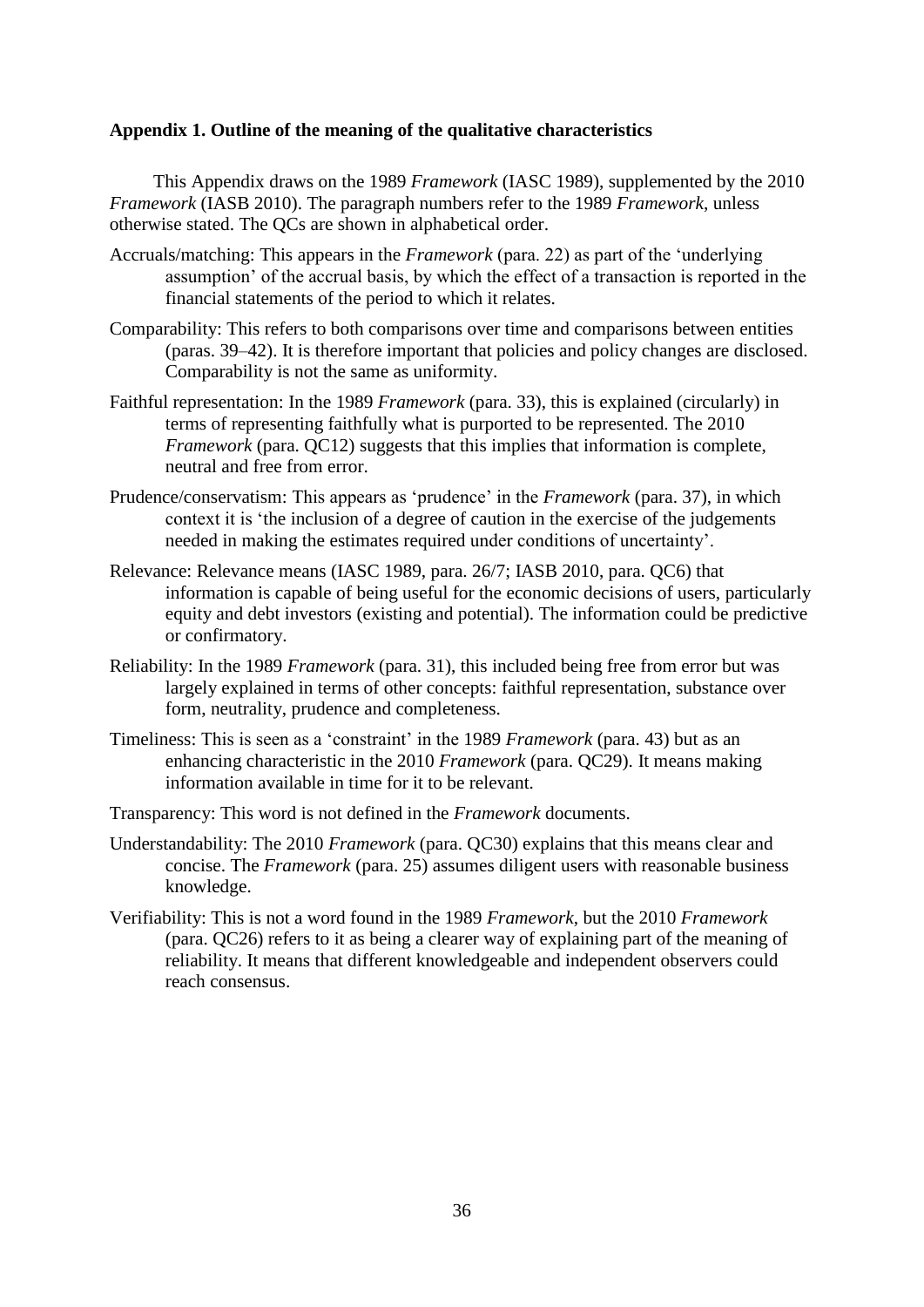### Appendix 1. Outline of the meaning of the qualitative characteristics

This Appendix draws on the 1989 *Framework* (IASC 1989), supplemented by the 2010 *Framework* (IASB 2010). The paragraph numbers refer to the 1989 *Framework*, unless otherwise stated. The QCs are shown in alphabetical order.

Accruals/matching: This appears in the *Framework* (para. 22) as part of the 'underlying assumption' of the accrual basis, by which the effect of a transaction is reported in the financial statements of the period to which it relates.

Comparability: This refers to both comparisons over time and comparisons between entities (paras. 39–42). It is therefore important that policies and policy changes are disclosed. Comparability is not the same as uniformity.

Faithful representation: In the 1989 *Framework* (para. 33), this is explained (circularly) in terms of representing faithfully what is purported to be represented. The 2010 *Framework* (para. QC12) suggests that this implies that information is complete, neutral and free from error.

Prudence/conservatism: This appears as 'prudence' in the *Framework* (para. 37), in which context it is 'the inclusion of a degree of caution in the exercise of the judgements needed in making the estimates required under conditions of uncertainty'.

Relevance: Relevance means (IASC 1989, para. 26/7; IASB 2010, para. QC6) that information is capable of being useful for the economic decisions of users, particularly equity and debt investors (existing and potential). The information could be predictive or confirmatory.

Reliability: In the 1989 *Framework* (para. 31), this included being free from error but was largely explained in terms of other concepts: faithful representation, substance over form, neutrality, prudence and completeness.

Timeliness: This is seen as a 'constraint' in the 1989 *Framework* (para. 43) but as an enhancing characteristic in the 2010 *Framework* (para. QC29). It means making information available in time for it to be relevant.

Transparency: This word is not defined in the *Framework* documents.

Understandability: The 2010 *Framework* (para. QC30) explains that this means clear and concise. The *Framework* (para. 25) assumes diligent users with reasonable business knowledge.

Verifiability: This is not a word found in the 1989 *Framework*, but the 2010 *Framework* (para. QC26) refers to it as being a clearer way of explaining part of the meaning of reliability. It means that different knowledgeable and independent observers could reach consensus.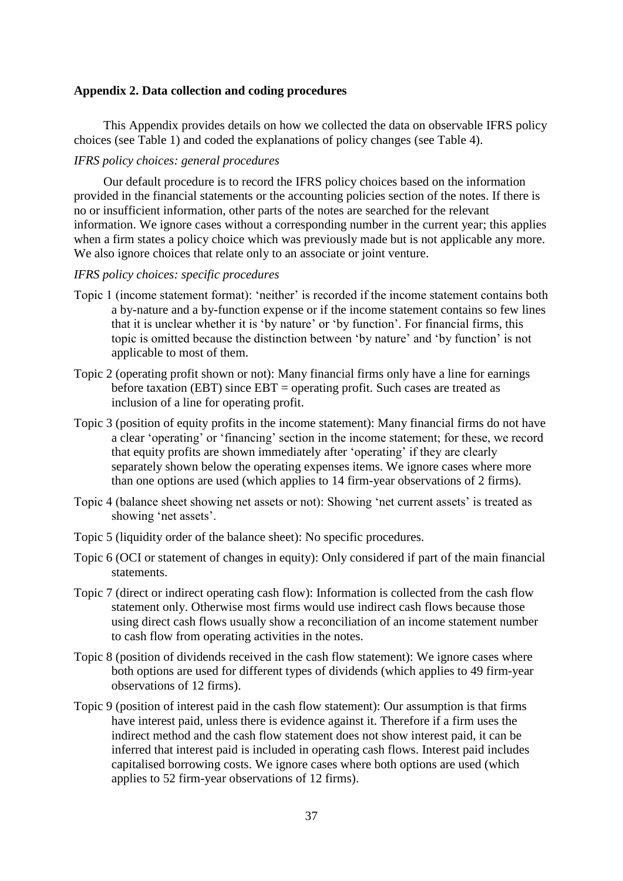## Appendix 2. Data collection and coding procedures

This Appendix provides details on how we collected the data on observable IFRS policy choices (see Table 1) and coded the explanations of policy changes (see Table 4).

*IFRS policy choices: general procedures*

Our default procedure is to record the IFRS policy choices based on the information provided in the financial statements or the accounting policies section of the notes. If there is no or insufficient information, other parts of the notes are searched for the relevant information. We ignore cases without a corresponding number in the current year; this applies when a firm states a policy choice which was previously made but is not applicable any more. We also ignore choices that relate only to an associate or joint venture.

*IFRS policy choices: specific procedures*

Topic 1 (income statement format): 'neither' is recorded if the income statement contains both a by-nature and a by-function expense or if the income statement contains so few lines that it is unclear whether it is 'by nature' or 'by function'. For financial firms, this topic is omitted because the distinction between 'by nature' and 'by function' is not applicable to most of them.

Topic 2 (operating profit shown or not): Many financial firms only have a line for earnings before taxation (EBT) since EBT = operating profit. Such cases are treated as inclusion of a line for operating profit.

Topic 3 (position of equity profits in the income statement): Many financial firms do not have a clear 'operating' or 'financing' section in the income statement; for these, we record that equity profits are shown immediately after 'operating' if they are clearly separately shown below the operating expenses items. We ignore cases where more than one options are used (which applies to 14 firm-year observations of 2 firms).

Topic 4 (balance sheet showing net assets or not): Showing 'net current assets' is treated as showing 'net assets'.

Topic 5 (liquidity order of the balance sheet): No specific procedures.

Topic 6 (OCI or statement of changes in equity): Only considered if part of the main financial statements.

Topic 7 (direct or indirect operating cash flow): Information is collected from the cash flow statement only. Otherwise most firms would use indirect cash flows because those using direct cash flows usually show a reconciliation of an income statement number to cash flow from operating activities in the notes.

Topic 8 (position of dividends received in the cash flow statement): We ignore cases where both options are used for different types of dividends (which applies to 49 firm-year observations of 12 firms).

Topic 9 (position of interest paid in the cash flow statement): Our assumption is that firms have interest paid, unless there is evidence against it. Therefore if a firm uses the indirect method and the cash flow statement does not show interest paid, it can be inferred that interest paid is included in operating cash flows. Interest paid includes capitalised borrowing costs. We ignore cases where both options are used (which applies to 52 firm-year observations of 12 firms).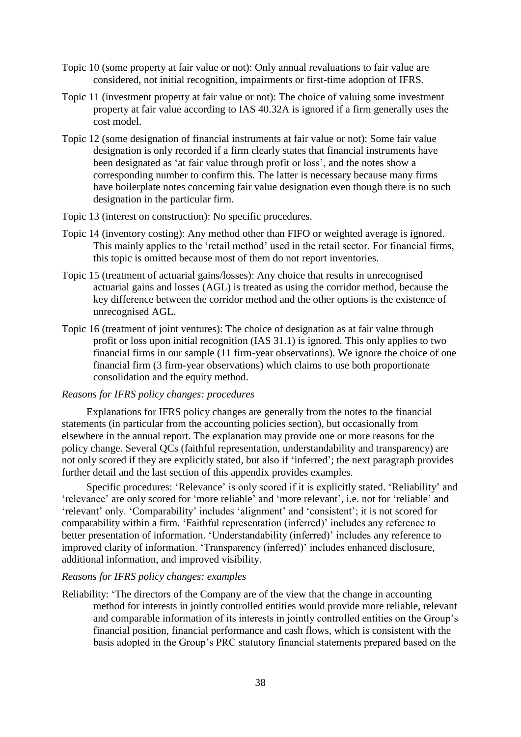Topic 10 (some property at fair value or not): Only annual revaluations to fair value are considered, not initial recognition, impairments or first-time adoption of IFRS.

Topic 11 (investment property at fair value or not): The choice of valuing some investment property at fair value according to IAS 40.32A is ignored if a firm generally uses the cost model.

Topic 12 (some designation of financial instruments at fair value or not): Some fair value designation is only recorded if a firm clearly states that financial instruments have been designated as 'at fair value through profit or loss', and the notes show a corresponding number to confirm this. The latter is necessary because many firms have boilerplate notes concerning fair value designation even though there is no such designation in the particular firm.

Topic 13 (interest on construction): No specific procedures.

Topic 14 (inventory costing): Any method other than FIFO or weighted average is ignored. This mainly applies to the 'retail method' used in the retail sector. For financial firms, this topic is omitted because most of them do not report inventories.

Topic 15 (treatment of actuarial gains/losses): Any choice that results in unrecognised actuarial gains and losses (AGL) is treated as using the corridor method, because the key difference between the corridor method and the other options is the existence of unrecognised AGL.

Topic 16 (treatment of joint ventures): The choice of designation as at fair value through profit or loss upon initial recognition (IAS 31.1) is ignored. This only applies to two financial firms in our sample (11 firm-year observations). We ignore the choice of one financial firm (3 firm-year observations) which claims to use both proportionate consolidation and the equity method.

*Reasons for IFRS policy changes: procedures*

Explanations for IFRS policy changes are generally from the notes to the financial statements (in particular from the accounting policies section), but occasionally from elsewhere in the annual report. The explanation may provide one or more reasons for the policy change. Several QCs (faithful representation, understandability and transparency) are not only scored if they are explicitly stated, but also if 'inferred'; the next paragraph provides further detail and the last section of this appendix provides examples.

Specific procedures: 'Relevance' is only scored if it is explicitly stated. 'Reliability' and 'relevance' are only scored for 'more reliable' and 'more relevant', i.e. not for 'reliable' and 'relevant' only. 'Comparability' includes 'alignment' and 'consistent'; it is not scored for comparability within a firm. 'Faithful representation (inferred)' includes any reference to better presentation of information. 'Understandability (inferred)' includes any reference to improved clarity of information. 'Transparency (inferred)' includes enhanced disclosure, additional information, and improved visibility.

*Reasons for IFRS policy changes: examples*

Reliability: 'The directors of the Company are of the view that the change in accounting method for interests in jointly controlled entities would provide more reliable, relevant and comparable information of its interests in jointly controlled entities on the Group's financial position, financial performance and cash flows, which is consistent with the basis adopted in the Group's PRC statutory financial statements prepared based on the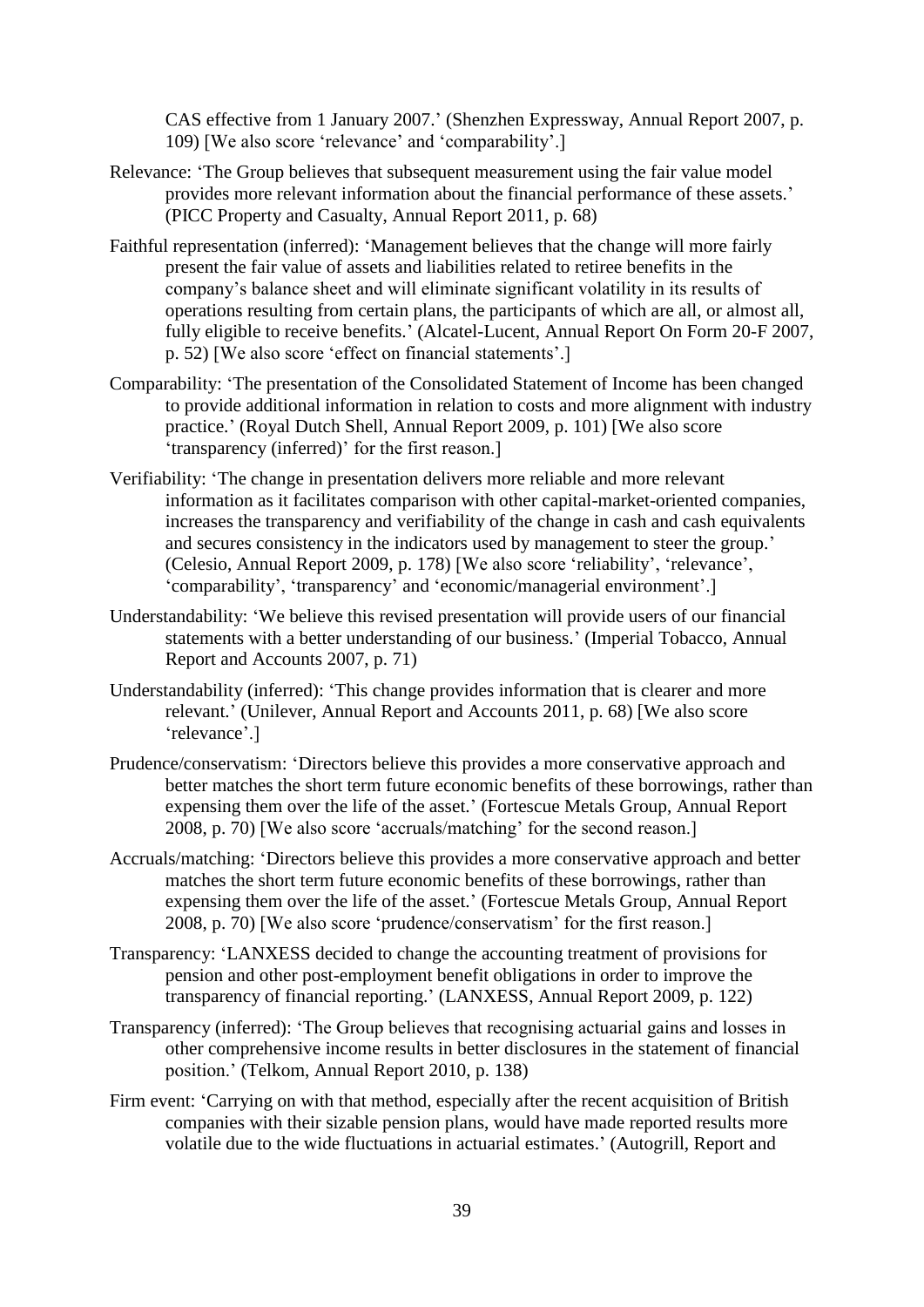CAS effective from 1 January 2007.' (Shenzhen Expressway, Annual Report 2007, p. 109) [We also score 'relevance' and 'comparability'.]

Relevance: 'The Group believes that subsequent measurement using the fair value model provides more relevant information about the financial performance of these assets.' (PICC Property and Casualty, Annual Report 2011, p. 68)

Faithful representation (inferred): 'Management believes that the change will more fairly present the fair value of assets and liabilities related to retiree benefits in the company's balance sheet and will eliminate significant volatility in its results of operations resulting from certain plans, the participants of which are all, or almost all, fully eligible to receive benefits.' (Alcatel-Lucent, Annual Report On Form 20-F 2007, p. 52) [We also score 'effect on financial statements'.]

Comparability: 'The presentation of the Consolidated Statement of Income has been changed to provide additional information in relation to costs and more alignment with industry practice.' (Royal Dutch Shell, Annual Report 2009, p. 101) [We also score 'transparency (inferred)' for the first reason.]

Verifiability: 'The change in presentation delivers more reliable and more relevant information as it facilitates comparison with other capital-market-oriented companies, increases the transparency and verifiability of the change in cash and cash equivalents and secures consistency in the indicators used by management to steer the group.' (Celesio, Annual Report 2009, p. 178) [We also score 'reliability', 'relevance', 'comparability', 'transparency' and 'economic/managerial environment'.]

Understandability: 'We believe this revised presentation will provide users of our financial statements with a better understanding of our business.' (Imperial Tobacco, Annual Report and Accounts 2007, p. 71)

Understandability (inferred): 'This change provides information that is clearer and more relevant.' (Unilever, Annual Report and Accounts 2011, p. 68) [We also score 'relevance'.]

Prudence/conservatism: 'Directors believe this provides a more conservative approach and better matches the short term future economic benefits of these borrowings, rather than expensing them over the life of the asset.' (Fortescue Metals Group, Annual Report 2008, p. 70) [We also score 'accruals/matching' for the second reason.]

Accruals/matching: 'Directors believe this provides a more conservative approach and better matches the short term future economic benefits of these borrowings, rather than expensing them over the life of the asset.' (Fortescue Metals Group, Annual Report 2008, p. 70) [We also score 'prudence/conservatism' for the first reason.]

Transparency: 'LANXESS decided to change the accounting treatment of provisions for pension and other post-employment benefit obligations in order to improve the transparency of financial reporting.' (LANXESS, Annual Report 2009, p. 122)

Transparency (inferred): 'The Group believes that recognising actuarial gains and losses in other comprehensive income results in better disclosures in the statement of financial position.' (Telkom, Annual Report 2010, p. 138)

Firm event: 'Carrying on with that method, especially after the recent acquisition of British companies with their sizable pension plans, would have made reported results more volatile due to the wide fluctuations in actuarial estimates.' (Autogrill, Report and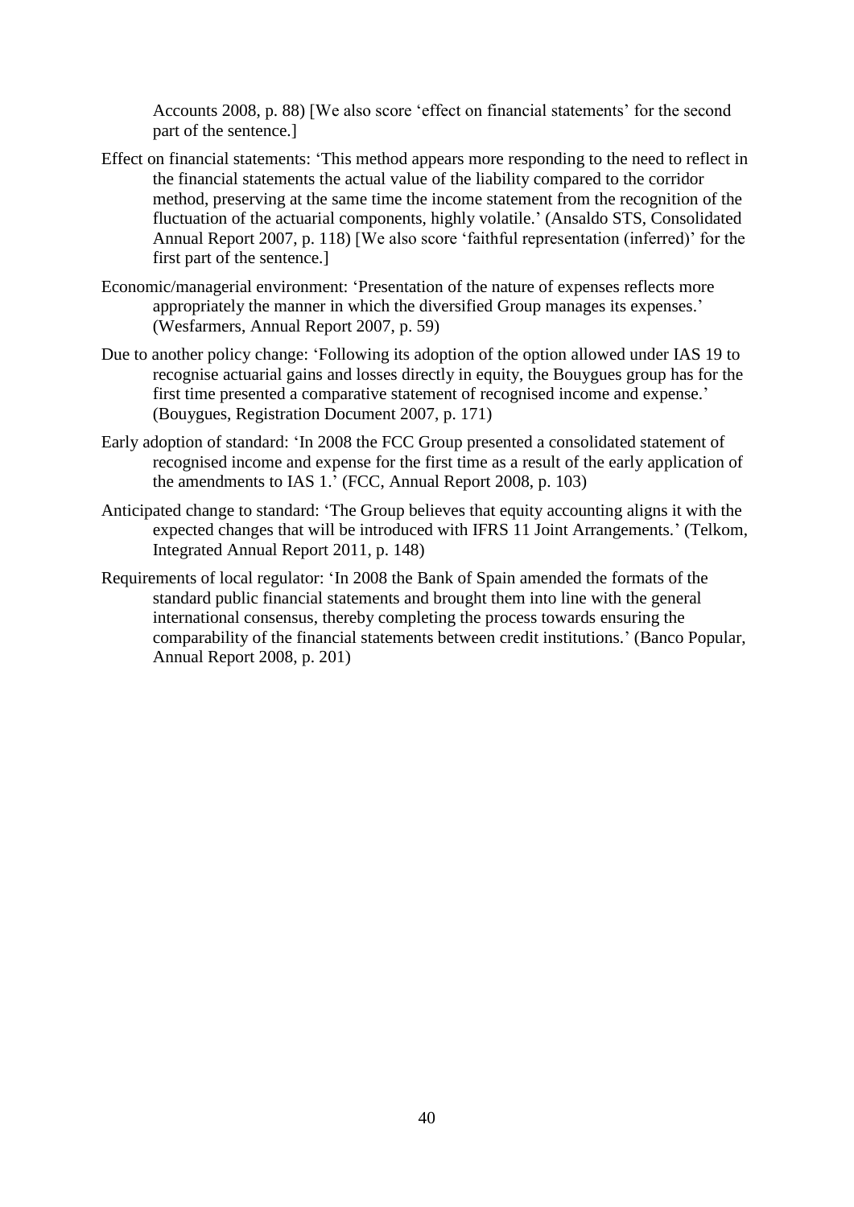Accounts 2008, p. 88) [We also score 'effect on financial statements' for the second part of the sentence.]

Effect on financial statements: 'This method appears more responding to the need to reflect in the financial statements the actual value of the liability compared to the corridor method, preserving at the same time the income statement from the recognition of the fluctuation of the actuarial components, highly volatile.' (Ansaldo STS, Consolidated Annual Report 2007, p. 118) [We also score 'faithful representation (inferred)' for the first part of the sentence.]

Economic/managerial environment: 'Presentation of the nature of expenses reflects more appropriately the manner in which the diversified Group manages its expenses.' (Wesfarmers, Annual Report 2007, p. 59)

Due to another policy change: 'Following its adoption of the option allowed under IAS 19 to recognise actuarial gains and losses directly in equity, the Bouygues group has for the first time presented a comparative statement of recognised income and expense.' (Bouygues, Registration Document 2007, p. 171)

Early adoption of standard: 'In 2008 the FCC Group presented a consolidated statement of recognised income and expense for the first time as a result of the early application of the amendments to IAS 1.' (FCC, Annual Report 2008, p. 103)

Anticipated change to standard: 'The Group believes that equity accounting aligns it with the expected changes that will be introduced with IFRS 11 Joint Arrangements.' (Telkom, Integrated Annual Report 2011, p. 148)

Requirements of local regulator: 'In 2008 the Bank of Spain amended the formats of the standard public financial statements and brought them into line with the general international consensus, thereby completing the process towards ensuring the comparability of the financial statements between credit institutions.' (Banco Popular, Annual Report 2008, p. 201)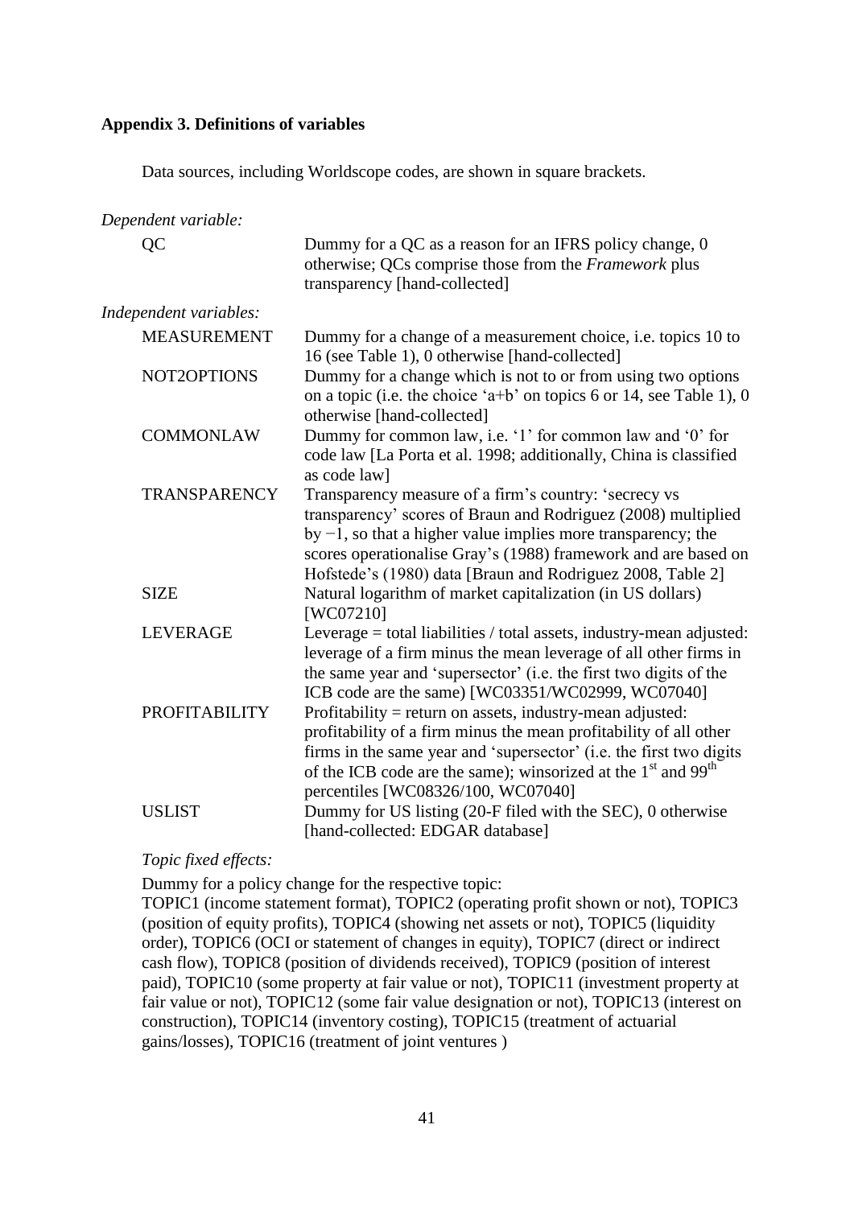## Appendix 3. Definitions of variables

Data sources, including Worldscope codes, are shown in square brackets.

*Dependent variable:*

| | |
|---|---|
| QC | Dummy for a QC as a reason for an IFRS policy change, 0 otherwise; QCs comprise those from the *Framework* plus transparency [hand-collected] |

*Independent variables:*

| | |
|---|---|
| MEASUREMENT | Dummy for a change of a measurement choice, i.e. topics 10 to 16 (see Table 1), 0 otherwise [hand-collected] |
| NOT2OPTIONS | Dummy for a change which is not to or from using two options on a topic (i.e. the choice 'a+b' on topics 6 or 14, see Table 1), 0 otherwise [hand-collected] |
| COMMONLAW | Dummy for common law, i.e. '1' for common law and '0' for code law [La Porta et al. 1998; additionally, China is classified as code law] |
| TRANSPARENCY | Transparency measure of a firm's country: 'secrecy vs transparency' scores of Braun and Rodriguez (2008) multiplied by −1, so that a higher value implies more transparency; the scores operationalise Gray's (1988) framework and are based on Hofstede's (1980) data [Braun and Rodriguez 2008, Table 2] |
| SIZE | Natural logarithm of market capitalization (in US dollars) [WC07210] |
| LEVERAGE | Leverage = total liabilities / total assets, industry-mean adjusted: leverage of a firm minus the mean leverage of all other firms in the same year and 'supersector' (i.e. the first two digits of the ICB code are the same) [WC03351/WC02999, WC07040] |
| PROFITABILITY | Profitability = return on assets, industry-mean adjusted: profitability of a firm minus the mean profitability of all other firms in the same year and 'supersector' (i.e. the first two digits of the ICB code are the same); winsorized at the 1st and 99th percentiles [WC08326/100, WC07040] |
| USLIST | Dummy for US listing (20-F filed with the SEC), 0 otherwise [hand-collected: EDGAR database] |

*Topic fixed effects:*

Dummy for a policy change for the respective topic:
TOPIC1 (income statement format), TOPIC2 (operating profit shown or not), TOPIC3 (position of equity profits), TOPIC4 (showing net assets or not), TOPIC5 (liquidity order), TOPIC6 (OCI or statement of changes in equity), TOPIC7 (direct or indirect cash flow), TOPIC8 (position of dividends received), TOPIC9 (position of interest paid), TOPIC10 (some property at fair value or not), TOPIC11 (investment property at fair value or not), TOPIC12 (some fair value designation or not), TOPIC13 (interest on construction), TOPIC14 (inventory costing), TOPIC15 (treatment of actuarial gains/losses), TOPIC16 (treatment of joint ventures )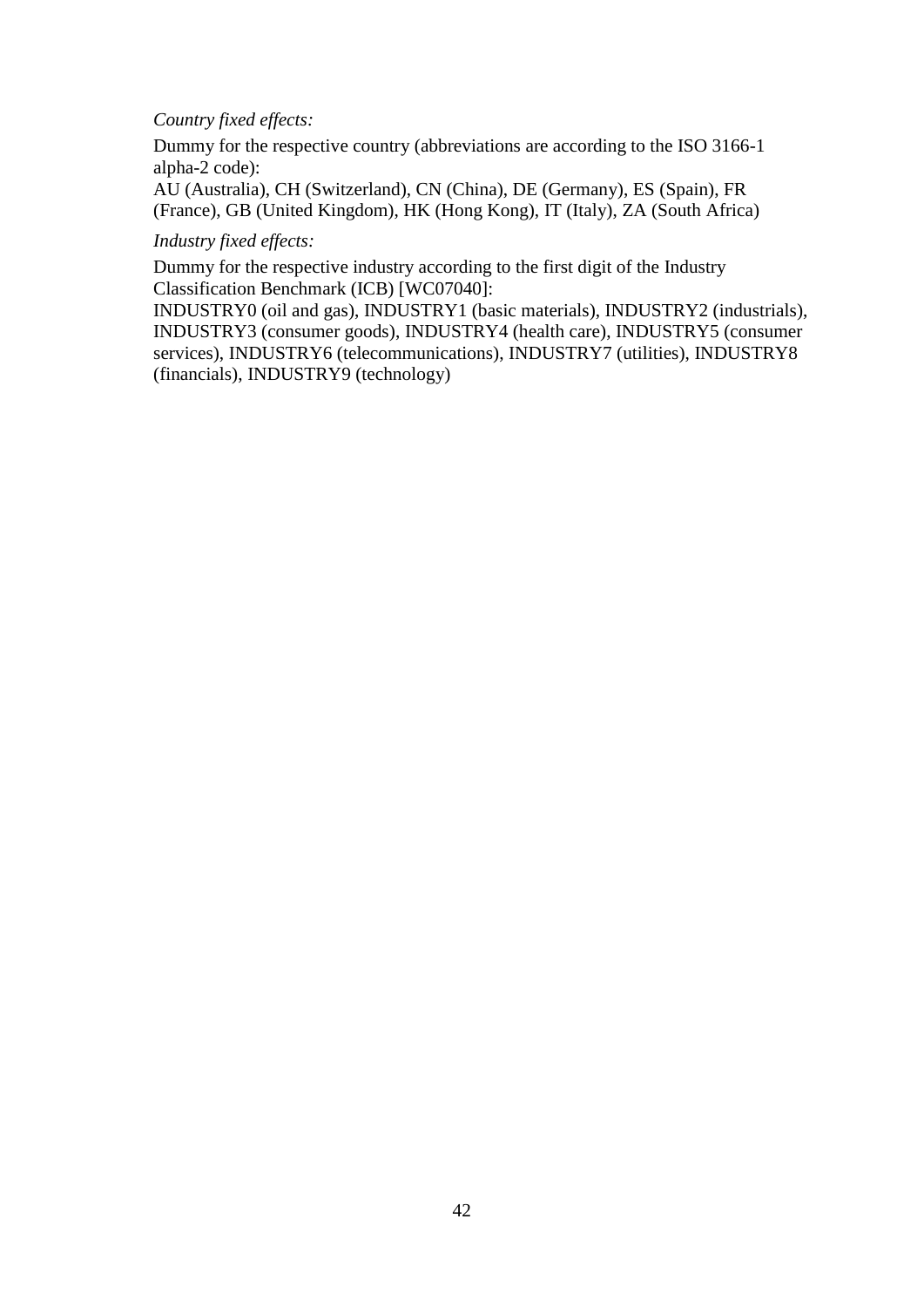*Country fixed effects:*

Dummy for the respective country (abbreviations are according to the ISO 3166-1 alpha-2 code):
AU (Australia), CH (Switzerland), CN (China), DE (Germany), ES (Spain), FR (France), GB (United Kingdom), HK (Hong Kong), IT (Italy), ZA (South Africa)

*Industry fixed effects:*

Dummy for the respective industry according to the first digit of the Industry Classification Benchmark (ICB) [WC07040]:
INDUSTRY0 (oil and gas), INDUSTRY1 (basic materials), INDUSTRY2 (industrials), INDUSTRY3 (consumer goods), INDUSTRY4 (health care), INDUSTRY5 (consumer services), INDUSTRY6 (telecommunications), INDUSTRY7 (utilities), INDUSTRY8 (financials), INDUSTRY9 (technology)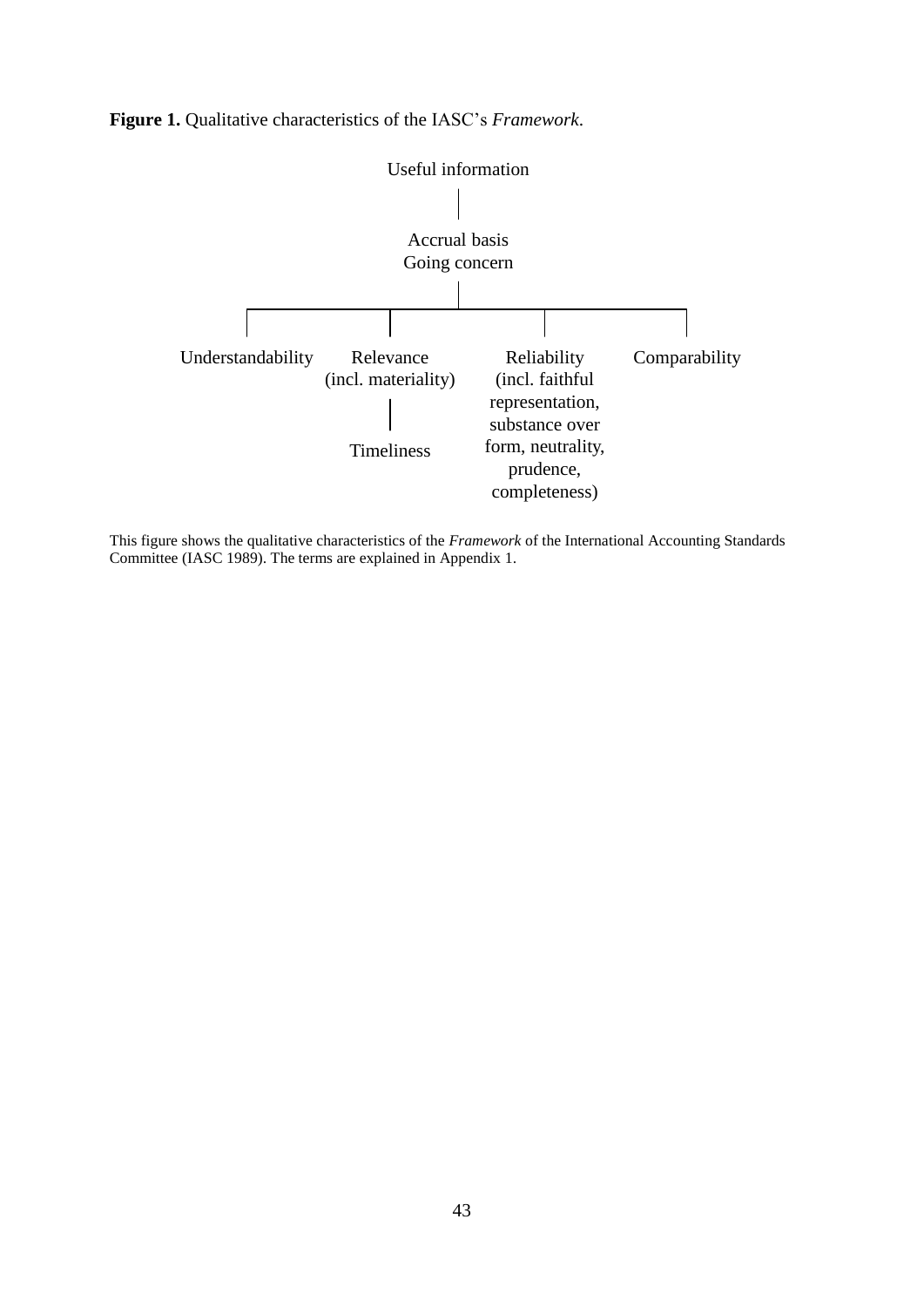**Figure 1.** Qualitative characteristics of the IASC's *Framework*.

Useful information

Accrual basis
Going concern

Understandability

Relevance (incl. materiality)

Timeliness

Reliability (incl. faithful representation, substance over form, neutrality, prudence, completeness)

Comparability

This figure shows the qualitative characteristics of the *Framework* of the International Accounting Standards Committee (IASC 1989). The terms are explained in Appendix 1.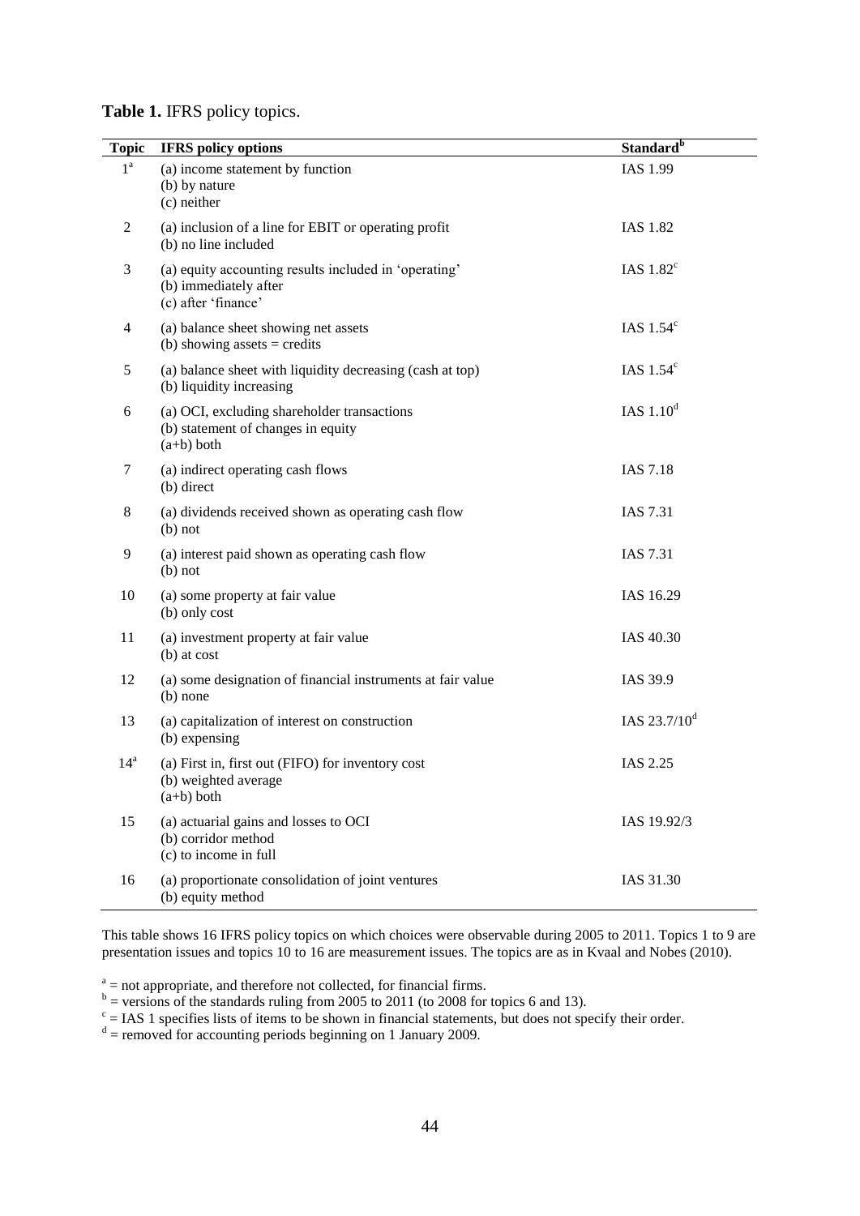**Table 1.** IFRS policy topics.

| Topic | IFRS policy options | Standard[b] |
|---|---|---|
| 1[a] | (a) income statement by function<br>(b) by nature<br>(c) neither | IAS 1.99 |
| 2 | (a) inclusion of a line for EBIT or operating profit<br>(b) no line included | IAS 1.82 |
| 3 | (a) equity accounting results included in 'operating'<br>(b) immediately after<br>(c) after 'finance' | IAS 1.82[c] |
| 4 | (a) balance sheet showing net assets<br>(b) showing assets = credits | IAS 1.54[c] |
| 5 | (a) balance sheet with liquidity decreasing (cash at top)<br>(b) liquidity increasing | IAS 1.54[c] |
| 6 | (a) OCI, excluding shareholder transactions<br>(b) statement of changes in equity<br>(a+b) both | IAS 1.10[d] |
| 7 | (a) indirect operating cash flows<br>(b) direct | IAS 7.18 |
| 8 | (a) dividends received shown as operating cash flow<br>(b) not | IAS 7.31 |
| 9 | (a) interest paid shown as operating cash flow<br>(b) not | IAS 7.31 |
| 10 | (a) some property at fair value<br>(b) only cost | IAS 16.29 |
| 11 | (a) investment property at fair value<br>(b) at cost | IAS 40.30 |
| 12 | (a) some designation of financial instruments at fair value<br>(b) none | IAS 39.9 |
| 13 | (a) capitalization of interest on construction<br>(b) expensing | IAS 23.7/10[d] |
| 14[a] | (a) First in, first out (FIFO) for inventory cost<br>(b) weighted average<br>(a+b) both | IAS 2.25 |
| 15 | (a) actuarial gains and losses to OCI<br>(b) corridor method<br>(c) to income in full | IAS 19.92/3 |
| 16 | (a) proportionate consolidation of joint ventures<br>(b) equity method | IAS 31.30 |

This table shows 16 IFRS policy topics on which choices were observable during 2005 to 2011. Topics 1 to 9 are presentation issues and topics 10 to 16 are measurement issues. The topics are as in Kvaal and Nobes (2010).

[a] = not appropriate, and therefore not collected, for financial firms.
[b] = versions of the standards ruling from 2005 to 2011 (to 2008 for topics 6 and 13).
[c] = IAS 1 specifies lists of items to be shown in financial statements, but does not specify their order.
[d] = removed for accounting periods beginning on 1 January 2009.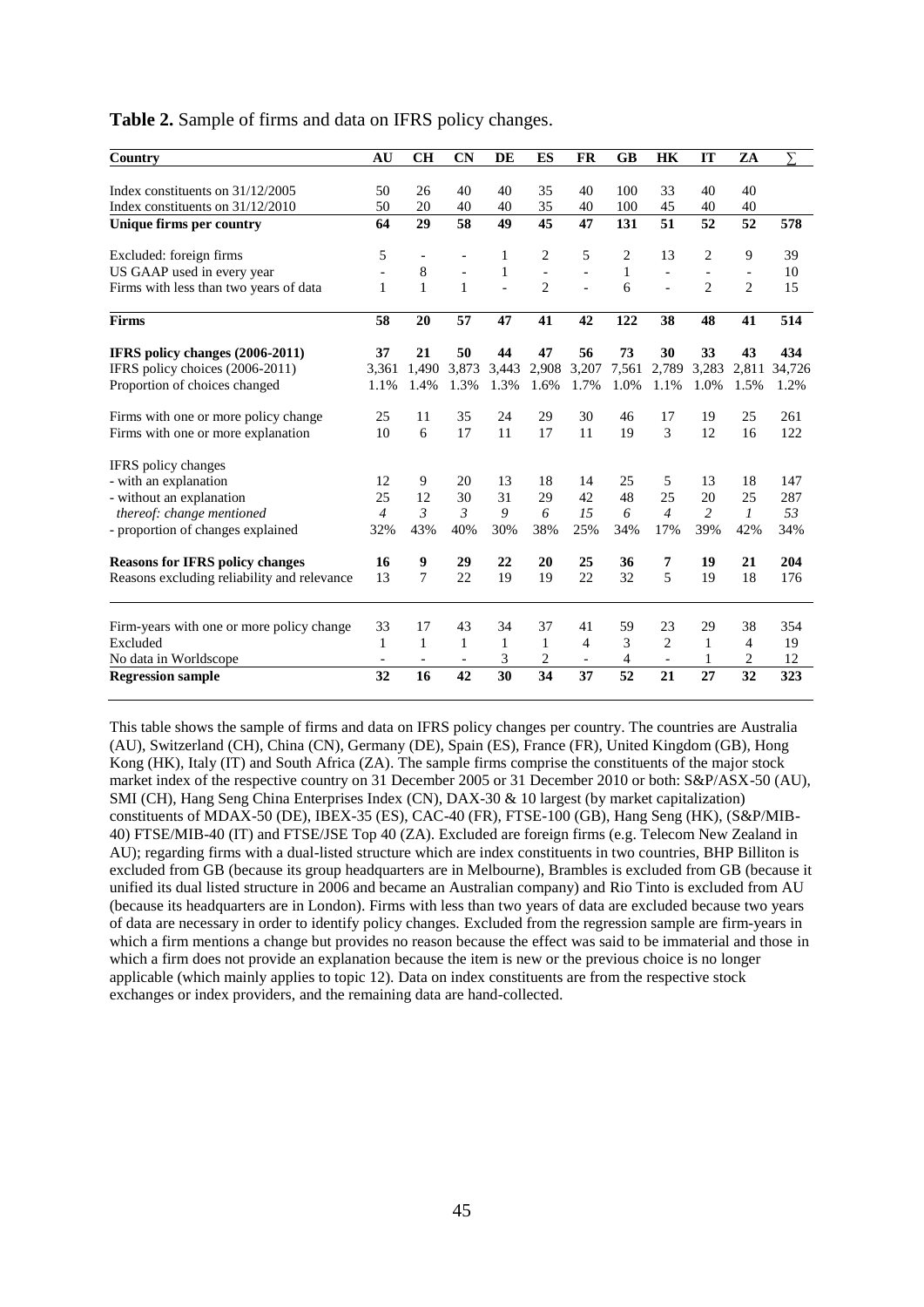**Table 2.** Sample of firms and data on IFRS policy changes.

| Country | AU | CH | CN | DE | ES | FR | GB | HK | IT | ZA | ∑ |
|---|---|---|---|---|---|---|---|---|---|---|---|
| Index constituents on 31/12/2005 | 50 | 26 | 40 | 40 | 35 | 40 | 100 | 33 | 40 | 40 | |
| Index constituents on 31/12/2010 | 50 | 20 | 40 | 40 | 35 | 40 | 100 | 45 | 40 | 40 | |
| **Unique firms per country** | **64** | **29** | **58** | **49** | **45** | **47** | **131** | **51** | **52** | **52** | **578** |
| Excluded: foreign firms | 5 | - | - | 1 | 2 | 5 | 2 | 13 | 2 | 9 | 39 |
| US GAAP used in every year | - | 8 | - | 1 | - | - | 1 | - | - | - | 10 |
| Firms with less than two years of data | 1 | 1 | 1 | - | 2 | - | 6 | - | 2 | 2 | 15 |
| **Firms** | **58** | **20** | **57** | **47** | **41** | **42** | **122** | **38** | **48** | **41** | **514** |
| **IFRS policy changes (2006-2011)** | **37** | **21** | **50** | **44** | **47** | **56** | **73** | **30** | **33** | **43** | **434** |
| IFRS policy choices (2006-2011) | 3,361 | 1,490 | 3,873 | 3,443 | 2,908 | 3,207 | 7,561 | 2,789 | 3,283 | 2,811 | 34,726 |
| Proportion of choices changed | 1.1% | 1.4% | 1.3% | 1.3% | 1.6% | 1.7% | 1.0% | 1.1% | 1.0% | 1.5% | 1.2% |
| Firms with one or more policy change | 25 | 11 | 35 | 24 | 29 | 30 | 46 | 17 | 19 | 25 | 261 |
| Firms with one or more explanation | 10 | 6 | 17 | 11 | 17 | 11 | 19 | 3 | 12 | 16 | 122 |
| IFRS policy changes | | | | | | | | | | | |
| - with an explanation | 12 | 9 | 20 | 13 | 18 | 14 | 25 | 5 | 13 | 18 | 147 |
| - without an explanation | 25 | 12 | 30 | 31 | 29 | 42 | 48 | 25 | 20 | 25 | 287 |
| *thereof: change mentioned* | *4* | *3* | *3* | *9* | *6* | *15* | *6* | *4* | *2* | *1* | *53* |
| - proportion of changes explained | 32% | 43% | 40% | 30% | 38% | 25% | 34% | 17% | 39% | 42% | 34% |
| **Reasons for IFRS policy changes** | **16** | **9** | **29** | **22** | **20** | **25** | **36** | **7** | **19** | **21** | **204** |
| Reasons excluding reliability and relevance | 13 | 7 | 22 | 19 | 19 | 22 | 32 | 5 | 19 | 18 | 176 |
| Firm-years with one or more policy change | 33 | 17 | 43 | 34 | 37 | 41 | 59 | 23 | 29 | 38 | 354 |
| Excluded | 1 | 1 | 1 | 1 | 1 | 4 | 3 | 2 | 1 | 4 | 19 |
| No data in Worldscope | - | - | - | 3 | 2 | - | 4 | - | 1 | 2 | 12 |
| **Regression sample** | **32** | **16** | **42** | **30** | **34** | **37** | **52** | **21** | **27** | **32** | **323** |

This table shows the sample of firms and data on IFRS policy changes per country. The countries are Australia (AU), Switzerland (CH), China (CN), Germany (DE), Spain (ES), France (FR), United Kingdom (GB), Hong Kong (HK), Italy (IT) and South Africa (ZA). The sample firms comprise the constituents of the major stock market index of the respective country on 31 December 2005 or 31 December 2010 or both: S&P/ASX-50 (AU), SMI (CH), Hang Seng China Enterprises Index (CN), DAX-30 & 10 largest (by market capitalization) constituents of MDAX-50 (DE), IBEX-35 (ES), CAC-40 (FR), FTSE-100 (GB), Hang Seng (HK), (S&P/MIB-40) FTSE/MIB-40 (IT) and FTSE/JSE Top 40 (ZA). Excluded are foreign firms (e.g. Telecom New Zealand in AU); regarding firms with a dual-listed structure which are index constituents in two countries, BHP Billiton is excluded from GB (because its group headquarters are in Melbourne), Brambles is excluded from GB (because it unified its dual listed structure in 2006 and became an Australian company) and Rio Tinto is excluded from AU (because its headquarters are in London). Firms with less than two years of data are excluded because two years of data are necessary in order to identify policy changes. Excluded from the regression sample are firm-years in which a firm mentions a change but provides no reason because the effect was said to be immaterial and those in which a firm does not provide an explanation because the item is new or the previous choice is no longer applicable (which mainly applies to topic 12). Data on index constituents are from the respective stock exchanges or index providers, and the remaining data are hand-collected.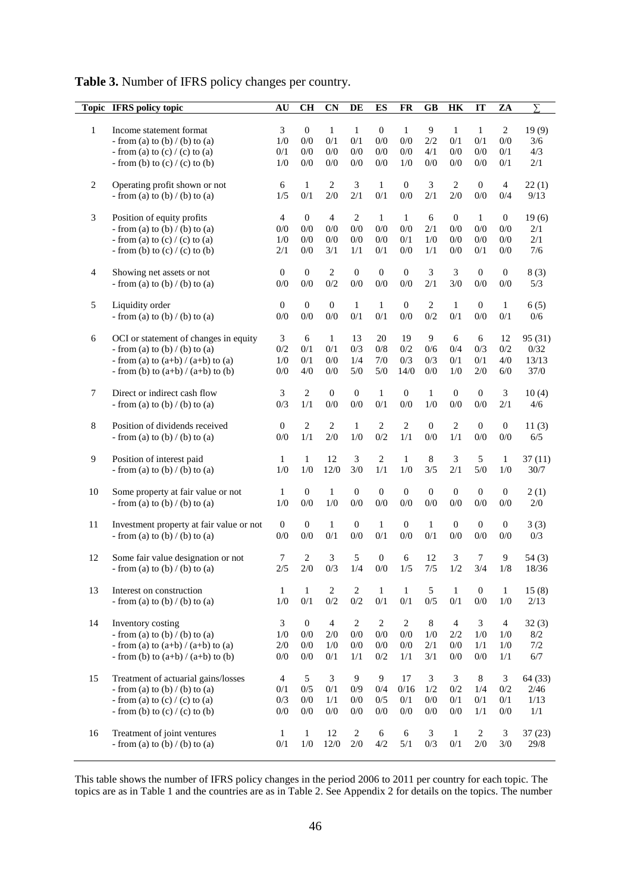**Table 3.** Number of IFRS policy changes per country.

| Topic | IFRS policy topic | AU | CH | CN | DE | ES | FR | GB | HK | IT | ZA | ∑ |
|---|---|---|---|---|---|---|---|---|---|---|---|---|
| 1 | Income statement format | 3 | 0 | 1 | 1 | 0 | 1 | 9 | 1 | 1 | 2 | 19 (9) |
| | - from (a) to (b) / (b) to (a) | 1/0 | 0/0 | 0/1 | 0/1 | 0/0 | 0/0 | 2/2 | 0/1 | 0/1 | 0/0 | 3/6 |
| | - from (a) to (c) / (c) to (a) | 0/1 | 0/0 | 0/0 | 0/0 | 0/0 | 0/0 | 4/1 | 0/0 | 0/0 | 0/1 | 4/3 |
| | - from (b) to (c) / (c) to (b) | 1/0 | 0/0 | 0/0 | 0/0 | 0/0 | 1/0 | 0/0 | 0/0 | 0/0 | 0/1 | 2/1 |
| 2 | Operating profit shown or not | 6 | 1 | 2 | 3 | 1 | 0 | 3 | 2 | 0 | 4 | 22 (1) |
| | - from (a) to (b) / (b) to (a) | 1/5 | 0/1 | 2/0 | 2/1 | 0/1 | 0/0 | 2/1 | 2/0 | 0/0 | 0/4 | 9/13 |
| 3 | Position of equity profits | 4 | 0 | 4 | 2 | 1 | 1 | 6 | 0 | 1 | 0 | 19 (6) |
| | - from (a) to (b) / (b) to (a) | 0/0 | 0/0 | 0/0 | 0/0 | 0/0 | 0/0 | 2/1 | 0/0 | 0/0 | 0/0 | 2/1 |
| | - from (a) to (c) / (c) to (a) | 1/0 | 0/0 | 0/0 | 0/0 | 0/0 | 0/1 | 1/0 | 0/0 | 0/0 | 0/0 | 2/1 |
| | - from (b) to (c) / (c) to (b) | 2/1 | 0/0 | 3/1 | 1/1 | 0/1 | 0/0 | 1/1 | 0/0 | 0/1 | 0/0 | 7/6 |
| 4 | Showing net assets or not | 0 | 0 | 2 | 0 | 0 | 0 | 3 | 3 | 0 | 0 | 8 (3) |
| | - from (a) to (b) / (b) to (a) | 0/0 | 0/0 | 0/2 | 0/0 | 0/0 | 0/0 | 2/1 | 3/0 | 0/0 | 0/0 | 5/3 |
| 5 | Liquidity order | 0 | 0 | 0 | 1 | 1 | 0 | 2 | 1 | 0 | 1 | 6 (5) |
| | - from (a) to (b) / (b) to (a) | 0/0 | 0/0 | 0/0 | 0/1 | 0/1 | 0/0 | 0/2 | 0/1 | 0/0 | 0/1 | 0/6 |
| 6 | OCI or statement of changes in equity | 3 | 6 | 1 | 13 | 20 | 19 | 9 | 6 | 6 | 12 | 95 (31) |
| | - from (a) to (b) / (b) to (a) | 0/2 | 0/1 | 0/1 | 0/3 | 0/8 | 0/2 | 0/6 | 0/4 | 0/3 | 0/2 | 0/32 |
| | - from (a) to (a+b) / (a+b) to (a) | 1/0 | 0/1 | 0/0 | 1/4 | 7/0 | 0/3 | 0/3 | 0/1 | 0/1 | 4/0 | 13/13 |
| | - from (b) to (a+b) / (a+b) to (b) | 0/0 | 4/0 | 0/0 | 5/0 | 5/0 | 14/0 | 0/0 | 1/0 | 2/0 | 6/0 | 37/0 |
| 7 | Direct or indirect cash flow | 3 | 2 | 0 | 0 | 1 | 0 | 1 | 0 | 0 | 3 | 10 (4) |
| | - from (a) to (b) / (b) to (a) | 0/3 | 1/1 | 0/0 | 0/0 | 0/1 | 0/0 | 1/0 | 0/0 | 0/0 | 2/1 | 4/6 |
| 8 | Position of dividends received | 0 | 2 | 2 | 1 | 2 | 2 | 0 | 2 | 0 | 0 | 11 (3) |
| | - from (a) to (b) / (b) to (a) | 0/0 | 1/1 | 2/0 | 1/0 | 0/2 | 1/1 | 0/0 | 1/1 | 0/0 | 0/0 | 6/5 |
| 9 | Position of interest paid | 1 | 1 | 12 | 3 | 2 | 1 | 8 | 3 | 5 | 1 | 37 (11) |
| | - from (a) to (b) / (b) to (a) | 1/0 | 1/0 | 12/0 | 3/0 | 1/1 | 1/0 | 3/5 | 2/1 | 5/0 | 1/0 | 30/7 |
| 10 | Some property at fair value or not | 1 | 0 | 1 | 0 | 0 | 0 | 0 | 0 | 0 | 0 | 2 (1) |
| | - from (a) to (b) / (b) to (a) | 1/0 | 0/0 | 1/0 | 0/0 | 0/0 | 0/0 | 0/0 | 0/0 | 0/0 | 0/0 | 2/0 |
| 11 | Investment property at fair value or not | 0 | 0 | 1 | 0 | 1 | 0 | 1 | 0 | 0 | 0 | 3 (3) |
| | - from (a) to (b) / (b) to (a) | 0/0 | 0/0 | 0/1 | 0/0 | 0/1 | 0/0 | 0/1 | 0/0 | 0/0 | 0/0 | 0/3 |
| 12 | Some fair value designation or not | 7 | 2 | 3 | 5 | 0 | 6 | 12 | 3 | 7 | 9 | 54 (3) |
| | - from (a) to (b) / (b) to (a) | 2/5 | 2/0 | 0/3 | 1/4 | 0/0 | 1/5 | 7/5 | 1/2 | 3/4 | 1/8 | 18/36 |
| 13 | Interest on construction | 1 | 1 | 2 | 2 | 1 | 1 | 5 | 1 | 0 | 1 | 15 (8) |
| | - from (a) to (b) / (b) to (a) | 1/0 | 0/1 | 0/2 | 0/2 | 0/1 | 0/1 | 0/5 | 0/1 | 0/0 | 1/0 | 2/13 |
| 14 | Inventory costing | 3 | 0 | 4 | 2 | 2 | 2 | 8 | 4 | 3 | 4 | 32 (3) |
| | - from (a) to (b) / (b) to (a) | 1/0 | 0/0 | 2/0 | 0/0 | 0/0 | 0/0 | 1/0 | 2/2 | 1/0 | 1/0 | 8/2 |
| | - from (a) to (a+b) / (a+b) to (a) | 2/0 | 0/0 | 1/0 | 0/0 | 0/0 | 0/0 | 2/1 | 0/0 | 1/1 | 1/0 | 7/2 |
| | - from (b) to (a+b) / (a+b) to (b) | 0/0 | 0/0 | 0/1 | 1/1 | 0/2 | 1/1 | 3/1 | 0/0 | 0/0 | 1/1 | 6/7 |
| 15 | Treatment of actuarial gains/losses | 4 | 5 | 3 | 9 | 9 | 17 | 3 | 3 | 8 | 3 | 64 (33) |
| | - from (a) to (b) / (b) to (a) | 0/1 | 0/5 | 0/1 | 0/9 | 0/4 | 0/16 | 1/2 | 0/2 | 1/4 | 0/2 | 2/46 |
| | - from (a) to (c) / (c) to (a) | 0/3 | 0/0 | 1/1 | 0/0 | 0/5 | 0/1 | 0/0 | 0/1 | 0/1 | 0/1 | 1/13 |
| | - from (b) to (c) / (c) to (b) | 0/0 | 0/0 | 0/0 | 0/0 | 0/0 | 0/0 | 0/0 | 0/0 | 1/1 | 0/0 | 1/1 |
| 16 | Treatment of joint ventures | 1 | 1 | 12 | 2 | 6 | 6 | 3 | 1 | 2 | 3 | 37 (23) |
| | - from (a) to (b) / (b) to (a) | 0/1 | 1/0 | 12/0 | 2/0 | 4/2 | 5/1 | 0/3 | 0/1 | 2/0 | 3/0 | 29/8 |

This table shows the number of IFRS policy changes in the period 2006 to 2011 per country for each topic. The topics are as in Table 1 and the countries are as in Table 2. See Appendix 2 for details on the topics. The number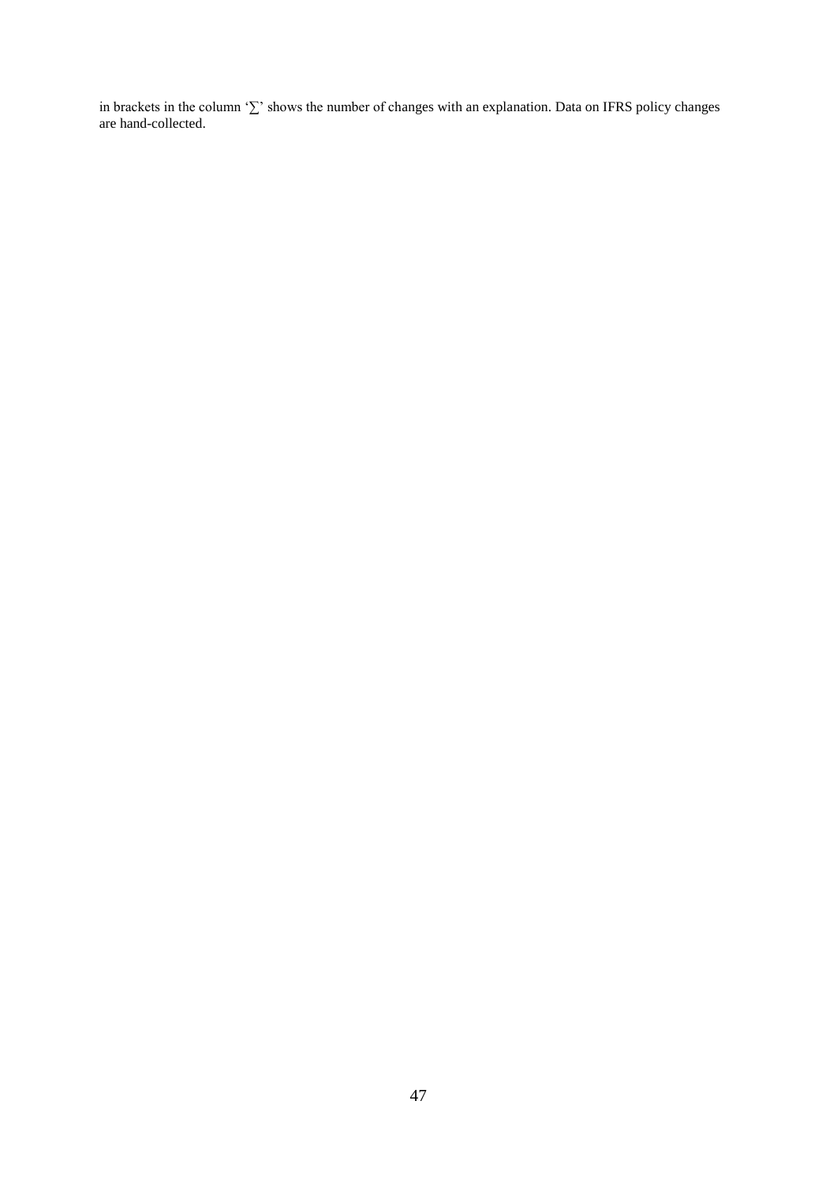in brackets in the column '∑' shows the number of changes with an explanation. Data on IFRS policy changes are hand-collected.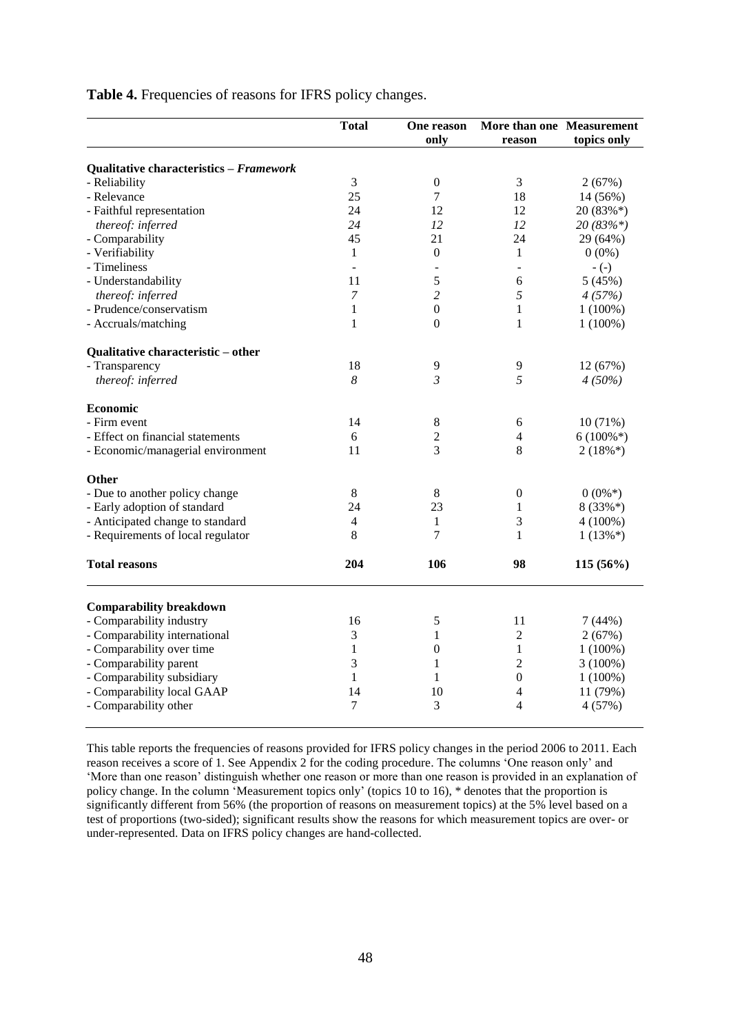**Table 4.** Frequencies of reasons for IFRS policy changes.

| | Total | One reason only | More than one reason | Measurement topics only |
|---|---|---|---|---|
| **Qualitative characteristics – *Framework*** | | | | |
| - Reliability | 3 | 0 | 3 | 2 (67%) |
| - Relevance | 25 | 7 | 18 | 14 (56%) |
| - Faithful representation | 24 | 12 | 12 | 20 (83%*) |
| *thereof: inferred* | *24* | *12* | *12* | *20 (83%*)* |
| - Comparability | 45 | 21 | 24 | 29 (64%) |
| - Verifiability | 1 | 0 | 1 | 0 (0%) |
| - Timeliness | - | - | - | - (-) |
| - Understandability | 11 | 5 | 6 | 5 (45%) |
| *thereof: inferred* | *7* | *2* | *5* | *4 (57%)* |
| - Prudence/conservatism | 1 | 0 | 1 | 1 (100%) |
| - Accruals/matching | 1 | 0 | 1 | 1 (100%) |
| **Qualitative characteristic – other** | | | | |
| - Transparency | 18 | 9 | 9 | 12 (67%) |
| *thereof: inferred* | *8* | *3* | *5* | *4 (50%)* |
| **Economic** | | | | |
| - Firm event | 14 | 8 | 6 | 10 (71%) |
| - Effect on financial statements | 6 | 2 | 4 | 6 (100%*) |
| - Economic/managerial environment | 11 | 3 | 8 | 2 (18%*) |
| **Other** | | | | |
| - Due to another policy change | 8 | 8 | 0 | 0 (0%*) |
| - Early adoption of standard | 24 | 23 | 1 | 8 (33%*) |
| - Anticipated change to standard | 4 | 1 | 3 | 4 (100%) |
| - Requirements of local regulator | 8 | 7 | 1 | 1 (13%*) |
| **Total reasons** | **204** | **106** | **98** | **115 (56%)** |
| **Comparability breakdown** | | | | |
| - Comparability industry | 16 | 5 | 11 | 7 (44%) |
| - Comparability international | 3 | 1 | 2 | 2 (67%) |
| - Comparability over time | 1 | 0 | 1 | 1 (100%) |
| - Comparability parent | 3 | 1 | 2 | 3 (100%) |
| - Comparability subsidiary | 1 | 1 | 0 | 1 (100%) |
| - Comparability local GAAP | 14 | 10 | 4 | 11 (79%) |
| - Comparability other | 7 | 3 | 4 | 4 (57%) |

This table reports the frequencies of reasons provided for IFRS policy changes in the period 2006 to 2011. Each reason receives a score of 1. See Appendix 2 for the coding procedure. The columns 'One reason only' and 'More than one reason' distinguish whether one reason or more than one reason is provided in an explanation of policy change. In the column 'Measurement topics only' (topics 10 to 16), * denotes that the proportion is significantly different from 56% (the proportion of reasons on measurement topics) at the 5% level based on a test of proportions (two-sided); significant results show the reasons for which measurement topics are over- or under-represented. Data on IFRS policy changes are hand-collected.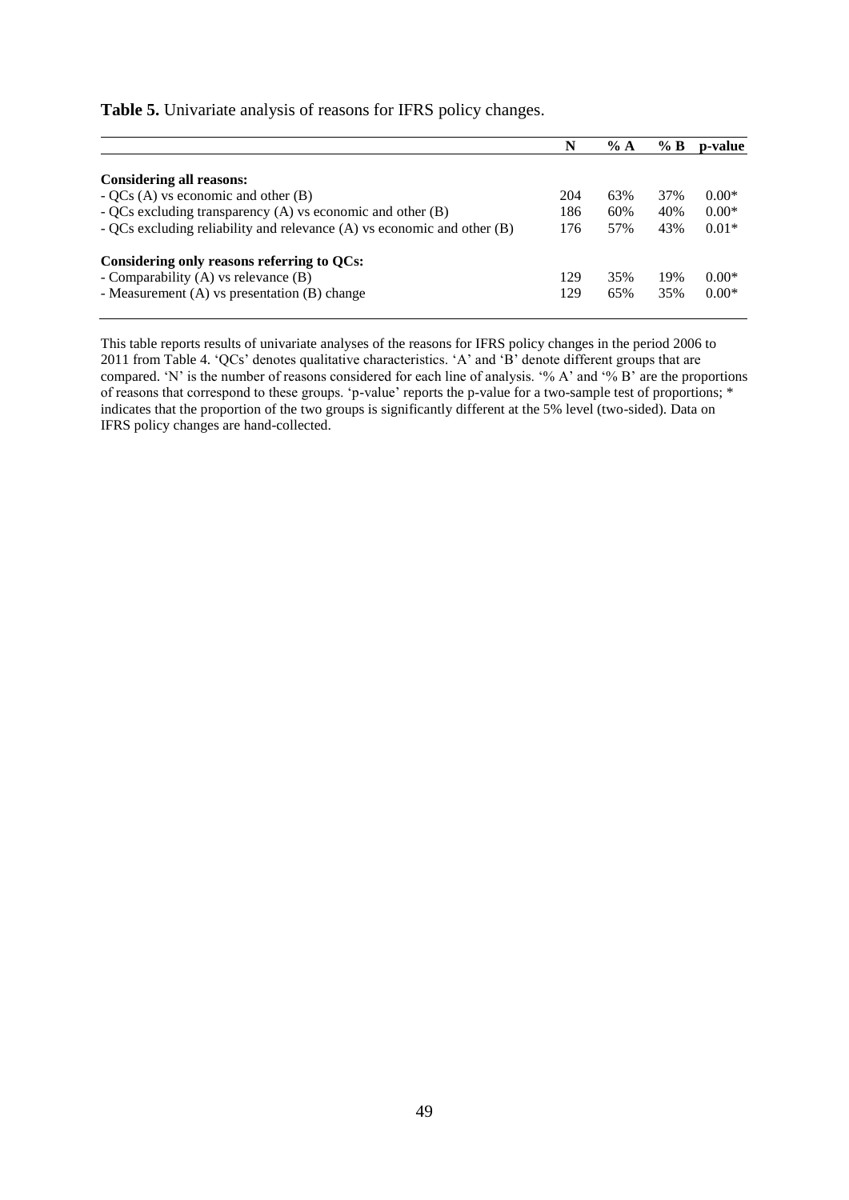**Table 5.** Univariate analysis of reasons for IFRS policy changes.

| | N | % A | % B | p-value |
|---|---|---|---|---|
| **Considering all reasons:** | | | | |
| - QCs (A) vs economic and other (B) | 204 | 63% | 37% | 0.00* |
| - QCs excluding transparency (A) vs economic and other (B) | 186 | 60% | 40% | 0.00* |
| - QCs excluding reliability and relevance (A) vs economic and other (B) | 176 | 57% | 43% | 0.01* |
| **Considering only reasons referring to QCs:** | | | | |
| - Comparability (A) vs relevance (B) | 129 | 35% | 19% | 0.00* |
| - Measurement (A) vs presentation (B) change | 129 | 65% | 35% | 0.00* |

This table reports results of univariate analyses of the reasons for IFRS policy changes in the period 2006 to 2011 from Table 4. 'QCs' denotes qualitative characteristics. 'A' and 'B' denote different groups that are compared. 'N' is the number of reasons considered for each line of analysis. '% A' and '% B' are the proportions of reasons that correspond to these groups. 'p-value' reports the p-value for a two-sample test of proportions; * indicates that the proportion of the two groups is significantly different at the 5% level (two-sided). Data on IFRS policy changes are hand-collected.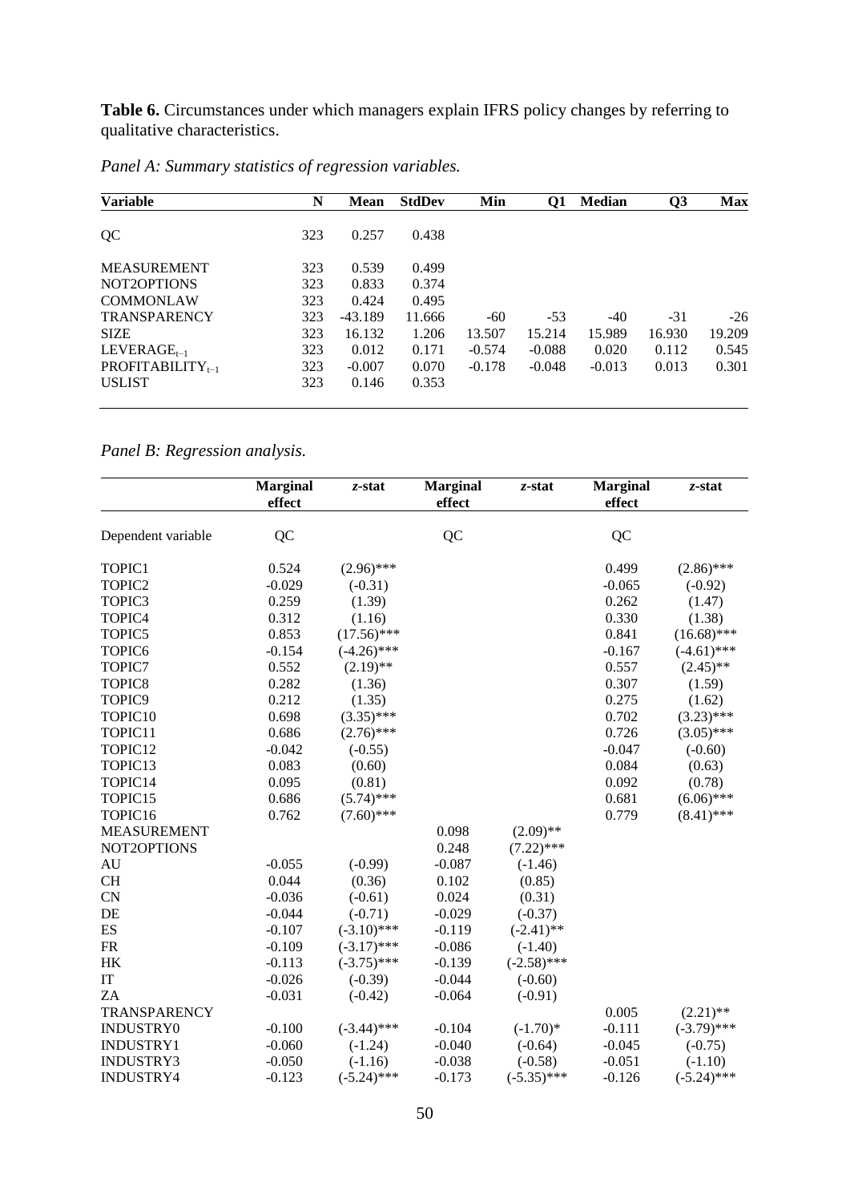**Table 6.** Circumstances under which managers explain IFRS policy changes by referring to qualitative characteristics.

*Panel A: Summary statistics of regression variables.*

| Variable | N | Mean | StdDev | Min | Q1 | Median | Q3 | Max |
|---|---|---|---|---|---|---|---|---|
| QC | 323 | 0.257 | 0.438 | | | | | |
| MEASUREMENT | 323 | 0.539 | 0.499 | | | | | |
| NOT2OPTIONS | 323 | 0.833 | 0.374 | | | | | |
| COMMONLAW | 323 | 0.424 | 0.495 | | | | | |
| TRANSPARENCY | 323 | -43.189 | 11.666 | -60 | -53 | -40 | -31 | -26 |
| SIZE | 323 | 16.132 | 1.206 | 13.507 | 15.214 | 15.989 | 16.930 | 19.209 |
| $LEVERAGE_{t-1}$ | 323 | 0.012 | 0.171 | -0.574 | -0.088 | 0.020 | 0.112 | 0.545 |
| $PROFITABILITY_{t-1}$ | 323 | -0.007 | 0.070 | -0.178 | -0.048 | -0.013 | 0.013 | 0.301 |
| USLIST | 323 | 0.146 | 0.353 | | | | | |

*Panel B: Regression analysis.*

| | Marginal effect | z-stat | Marginal effect | z-stat | Marginal effect | z-stat |
|---|---|---|---|---|---|---|
| Dependent variable | QC | | QC | | QC | |
| TOPIC1 | 0.524 | (2.96)*** | | | 0.499 | (2.86)*** |
| TOPIC2 | -0.029 | (-0.31) | | | -0.065 | (-0.92) |
| TOPIC3 | 0.259 | (1.39) | | | 0.262 | (1.47) |
| TOPIC4 | 0.312 | (1.16) | | | 0.330 | (1.38) |
| TOPIC5 | 0.853 | (17.56)*** | | | 0.841 | (16.68)*** |
| TOPIC6 | -0.154 | (-4.26)*** | | | -0.167 | (-4.61)*** |
| TOPIC7 | 0.552 | (2.19)** | | | 0.557 | (2.45)** |
| TOPIC8 | 0.282 | (1.36) | | | 0.307 | (1.59) |
| TOPIC9 | 0.212 | (1.35) | | | 0.275 | (1.62) |
| TOPIC10 | 0.698 | (3.35)*** | | | 0.702 | (3.23)*** |
| TOPIC11 | 0.686 | (2.76)*** | | | 0.726 | (3.05)*** |
| TOPIC12 | -0.042 | (-0.55) | | | -0.047 | (-0.60) |
| TOPIC13 | 0.083 | (0.60) | | | 0.084 | (0.63) |
| TOPIC14 | 0.095 | (0.81) | | | 0.092 | (0.78) |
| TOPIC15 | 0.686 | (5.74)*** | | | 0.681 | (6.06)*** |
| TOPIC16 | 0.762 | (7.60)*** | | | 0.779 | (8.41)*** |
| MEASUREMENT | | | 0.098 | (2.09)** | | |
| NOT2OPTIONS | | | 0.248 | (7.22)*** | | |
| AU | -0.055 | (-0.99) | -0.087 | (-1.46) | | |
| CH | 0.044 | (0.36) | 0.102 | (0.85) | | |
| CN | -0.036 | (-0.61) | 0.024 | (0.31) | | |
| DE | -0.044 | (-0.71) | -0.029 | (-0.37) | | |
| ES | -0.107 | (-3.10)*** | -0.119 | (-2.41)** | | |
| FR | -0.109 | (-3.17)*** | -0.086 | (-1.40) | | |
| HK | -0.113 | (-3.75)*** | -0.139 | (-2.58)*** | | |
| IT | -0.026 | (-0.39) | -0.044 | (-0.60) | | |
| ZA | -0.031 | (-0.42) | -0.064 | (-0.91) | | |
| TRANSPARENCY | | | | | 0.005 | (2.21)** |
| INDUSTRY0 | -0.100 | (-3.44)*** | -0.104 | (-1.70)* | -0.111 | (-3.79)*** |
| INDUSTRY1 | -0.060 | (-1.24) | -0.040 | (-0.64) | -0.045 | (-0.75) |
| INDUSTRY3 | -0.050 | (-1.16) | -0.038 | (-0.58) | -0.051 | (-1.10) |
| INDUSTRY4 | -0.123 | (-5.24)*** | -0.173 | (-5.35)*** | -0.126 | (-5.24)*** |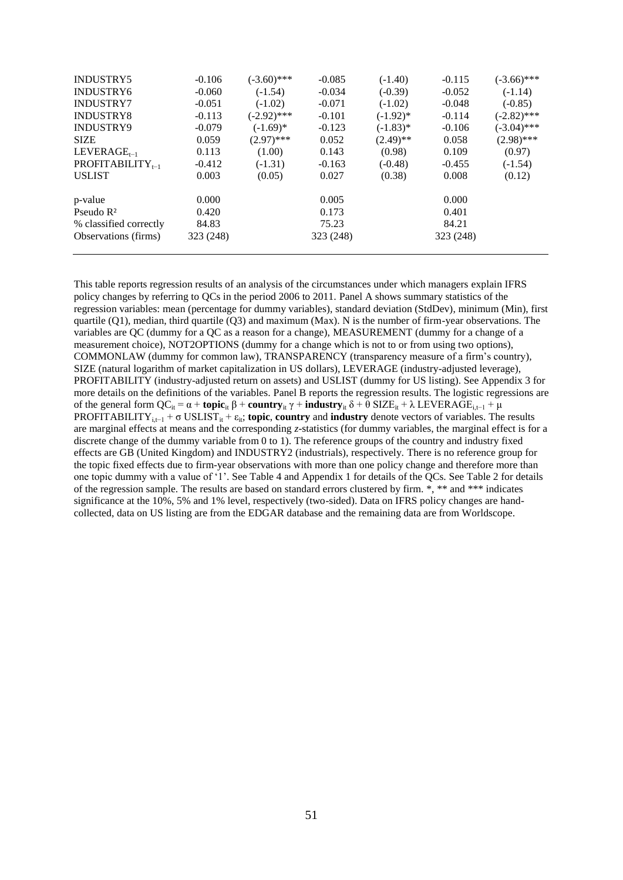| | | | | | | |
|---|---|---|---|---|---|---|
| INDUSTRY5 | -0.106 | (-3.60)*** | -0.085 | (-1.40) | -0.115 | (-3.66)*** |
| INDUSTRY6 | -0.060 | (-1.54) | -0.034 | (-0.39) | -0.052 | (-1.14) |
| INDUSTRY7 | -0.051 | (-1.02) | -0.071 | (-1.02) | -0.048 | (-0.85) |
| INDUSTRY8 | -0.113 | (-2.92)*** | -0.101 | (-1.92)* | -0.114 | (-2.82)*** |
| INDUSTRY9 | -0.079 | (-1.69)* | -0.123 | (-1.83)* | -0.106 | (-3.04)*** |
| SIZE | 0.059 | (2.97)*** | 0.052 | (2.49)** | 0.058 | (2.98)*** |
| $LEVERAGE_{t-1}$ | 0.113 | (1.00) | 0.143 | (0.98) | 0.109 | (0.97) |
| $PROFITABILITY_{t-1}$ | -0.412 | (-1.31) | -0.163 | (-0.48) | -0.455 | (-1.54) |
| USLIST | 0.003 | (0.05) | 0.027 | (0.38) | 0.008 | (0.12) |
| p-value | 0.000 | | 0.005 | | 0.000 | |
| Pseudo $R^2$ | 0.420 | | 0.173 | | 0.401 | |
| % classified correctly | 84.83 | | 75.23 | | 84.21 | |
| Observations (firms) | 323 (248) | | 323 (248) | | 323 (248) | |

This table reports regression results of an analysis of the circumstances under which managers explain IFRS policy changes by referring to QCs in the period 2006 to 2011. Panel A shows summary statistics of the regression variables: mean (percentage for dummy variables), standard deviation (StdDev), minimum (Min), first quartile (Q1), median, third quartile (Q3) and maximum (Max). N is the number of firm-year observations. The variables are QC (dummy for a QC as a reason for a change), MEASUREMENT (dummy for a change of a measurement choice), NOT2OPTIONS (dummy for a change which is not to or from using two options), COMMONLAW (dummy for common law), TRANSPARENCY (transparency measure of a firm's country), SIZE (natural logarithm of market capitalization in US dollars), LEVERAGE (industry-adjusted leverage), PROFITABILITY (industry-adjusted return on assets) and USLIST (dummy for US listing). See Appendix 3 for more details on the definitions of the variables. Panel B reports the regression results. The logistic regressions are of the general form $QC_{it} = \alpha + \textbf{topic}_{it}\,\beta + \textbf{country}_{it}\,\gamma + \textbf{industry}_{it}\,\delta + \theta\, SIZE_{it} + \lambda\, LEVERAGE_{i,t-1} + \mu\, PROFITABILITY_{i,t-1} + \sigma\, USLIST_{it} + \varepsilon_{it}$; **topic**, **country** and **industry** denote vectors of variables. The results are marginal effects at means and the corresponding *z*-statistics (for dummy variables, the marginal effect is for a discrete change of the dummy variable from 0 to 1). The reference groups of the country and industry fixed effects are GB (United Kingdom) and INDUSTRY2 (industrials), respectively. There is no reference group for the topic fixed effects due to firm-year observations with more than one policy change and therefore more than one topic dummy with a value of '1'. See Table 4 and Appendix 1 for details of the QCs. See Table 2 for details of the regression sample. The results are based on standard errors clustered by firm. *, ** and *** indicates significance at the 10%, 5% and 1% level, respectively (two-sided). Data on IFRS policy changes are hand-collected, data on US listing are from the EDGAR database and the remaining data are from Worldscope.